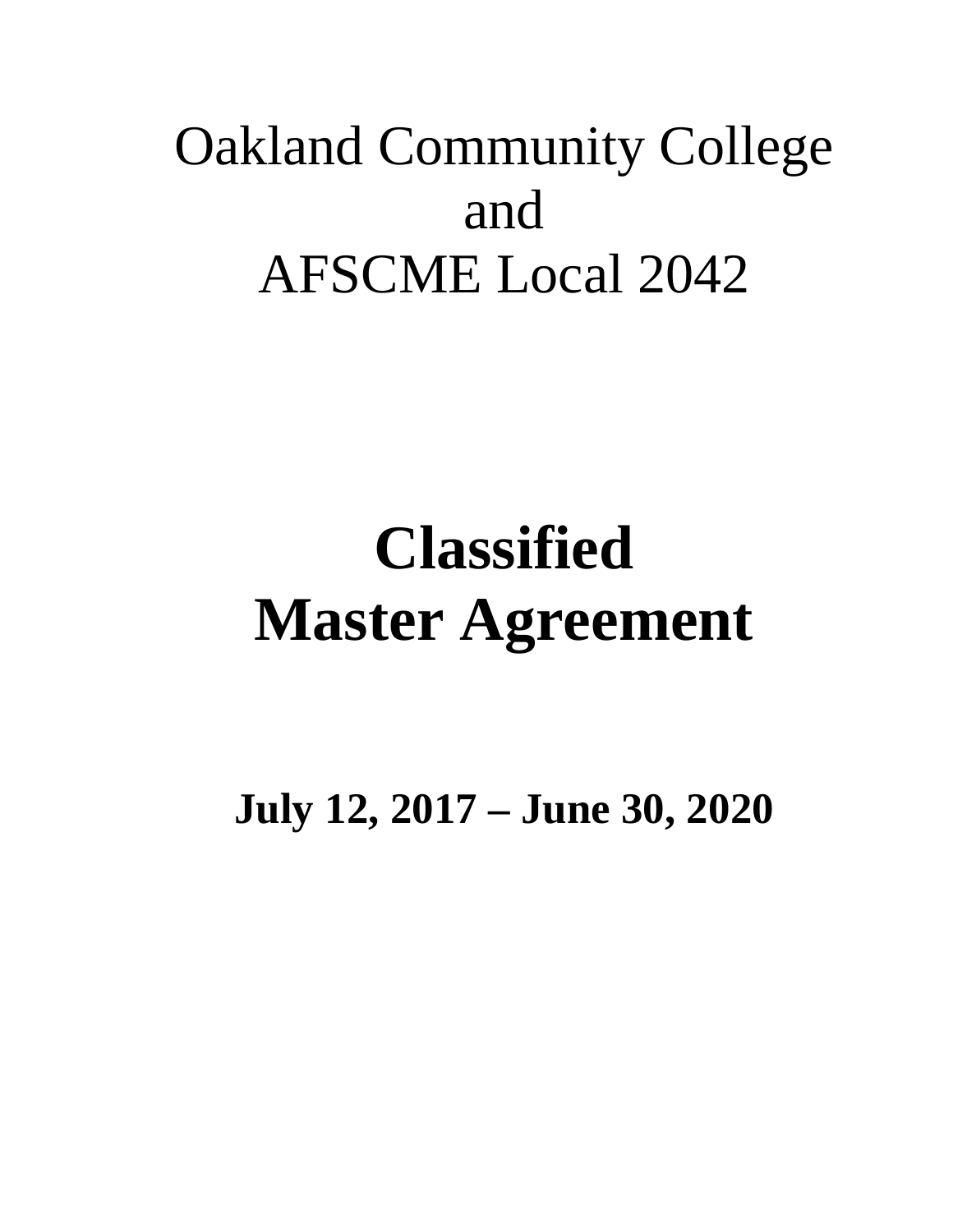# Oakland Community College
# and
# AFSCME Local 2042

# **Classified Master Agreement**

## **July 12, 2017 – June 30, 2020**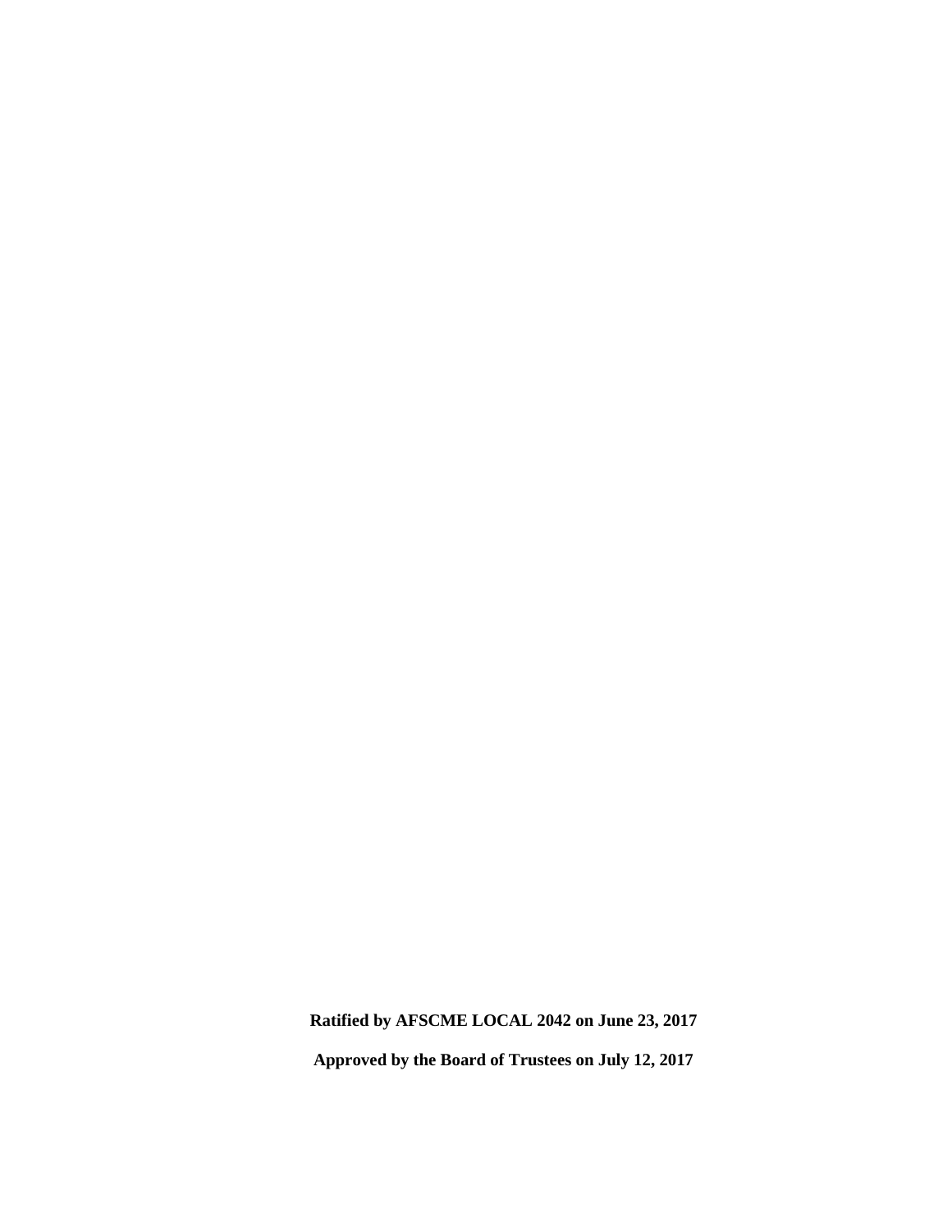**Ratified by AFSCME LOCAL 2042 on June 23, 2017**

**Approved by the Board of Trustees on July 12, 2017**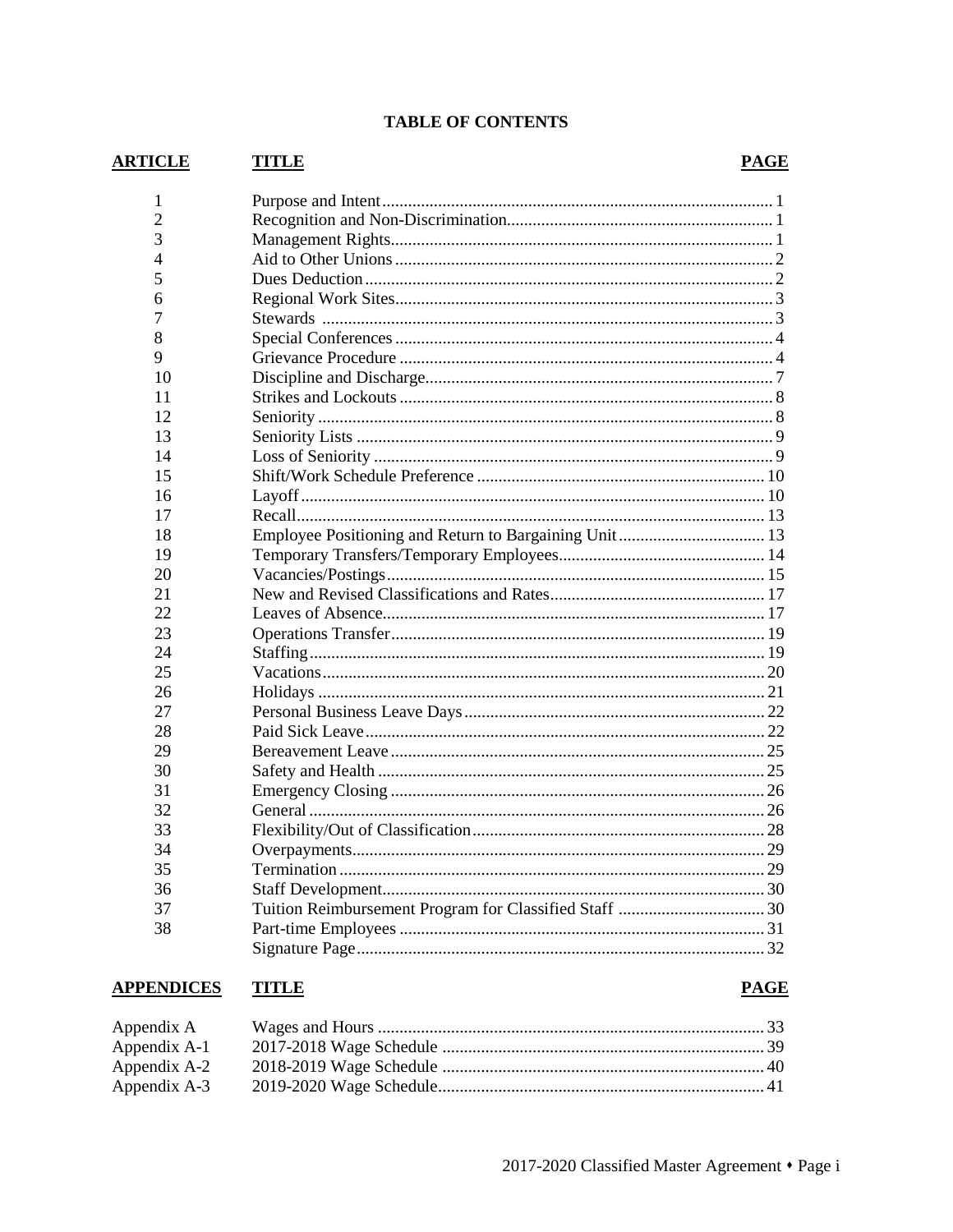# TABLE OF CONTENTS

| ARTICLE | TITLE | PAGE |
|---|---|---|
| 1 | Purpose and Intent | 1 |
| 2 | Recognition and Non-Discrimination | 1 |
| 3 | Management Rights | 1 |
| 4 | Aid to Other Unions | 2 |
| 5 | Dues Deduction | 2 |
| 6 | Regional Work Sites | 3 |
| 7 | Stewards | 3 |
| 8 | Special Conferences | 4 |
| 9 | Grievance Procedure | 4 |
| 10 | Discipline and Discharge | 7 |
| 11 | Strikes and Lockouts | 8 |
| 12 | Seniority | 8 |
| 13 | Seniority Lists | 9 |
| 14 | Loss of Seniority | 9 |
| 15 | Shift/Work Schedule Preference | 10 |
| 16 | Layoff | 10 |
| 17 | Recall | 13 |
| 18 | Employee Positioning and Return to Bargaining Unit | 13 |
| 19 | Temporary Transfers/Temporary Employees | 14 |
| 20 | Vacancies/Postings | 15 |
| 21 | New and Revised Classifications and Rates | 17 |
| 22 | Leaves of Absence | 17 |
| 23 | Operations Transfer | 19 |
| 24 | Staffing | 19 |
| 25 | Vacations | 20 |
| 26 | Holidays | 21 |
| 27 | Personal Business Leave Days | 22 |
| 28 | Paid Sick Leave | 22 |
| 29 | Bereavement Leave | 25 |
| 30 | Safety and Health | 25 |
| 31 | Emergency Closing | 26 |
| 32 | General | 26 |
| 33 | Flexibility/Out of Classification | 28 |
| 34 | Overpayments | 29 |
| 35 | Termination | 29 |
| 36 | Staff Development | 30 |
| 37 | Tuition Reimbursement Program for Classified Staff | 30 |
| 38 | Part-time Employees | 31 |
| | Signature Page | 32 |

| APPENDICES | TITLE | PAGE |
|---|---|---|
| Appendix A | Wages and Hours | 33 |
| Appendix A-1 | 2017-2018 Wage Schedule | 39 |
| Appendix A-2 | 2018-2019 Wage Schedule | 40 |
| Appendix A-3 | 2019-2020 Wage Schedule | 41 |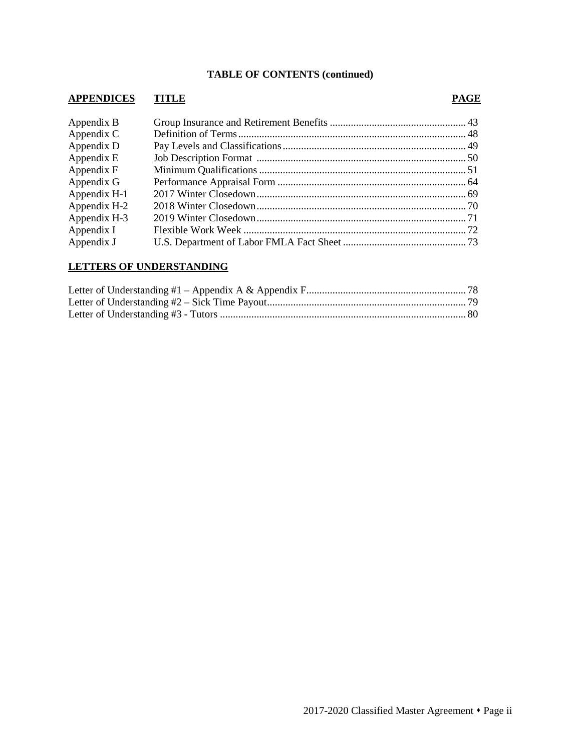## TABLE OF CONTENTS (continued)

| APPENDICES | TITLE | PAGE |
|---|---|---|
| Appendix B | Group Insurance and Retirement Benefits | 43 |
| Appendix C | Definition of Terms | 48 |
| Appendix D | Pay Levels and Classifications | 49 |
| Appendix E | Job Description Format | 50 |
| Appendix F | Minimum Qualifications | 51 |
| Appendix G | Performance Appraisal Form | 64 |
| Appendix H-1 | 2017 Winter Closedown | 69 |
| Appendix H-2 | 2018 Winter Closedown | 70 |
| Appendix H-3 | 2019 Winter Closedown | 71 |
| Appendix I | Flexible Work Week | 72 |
| Appendix J | U.S. Department of Labor FMLA Fact Sheet | 73 |

### LETTERS OF UNDERSTANDING

| Letter | PAGE |
|---|---|
| Letter of Understanding #1 – Appendix A & Appendix F | 78 |
| Letter of Understanding #2 – Sick Time Payout | 79 |
| Letter of Understanding #3 - Tutors | 80 |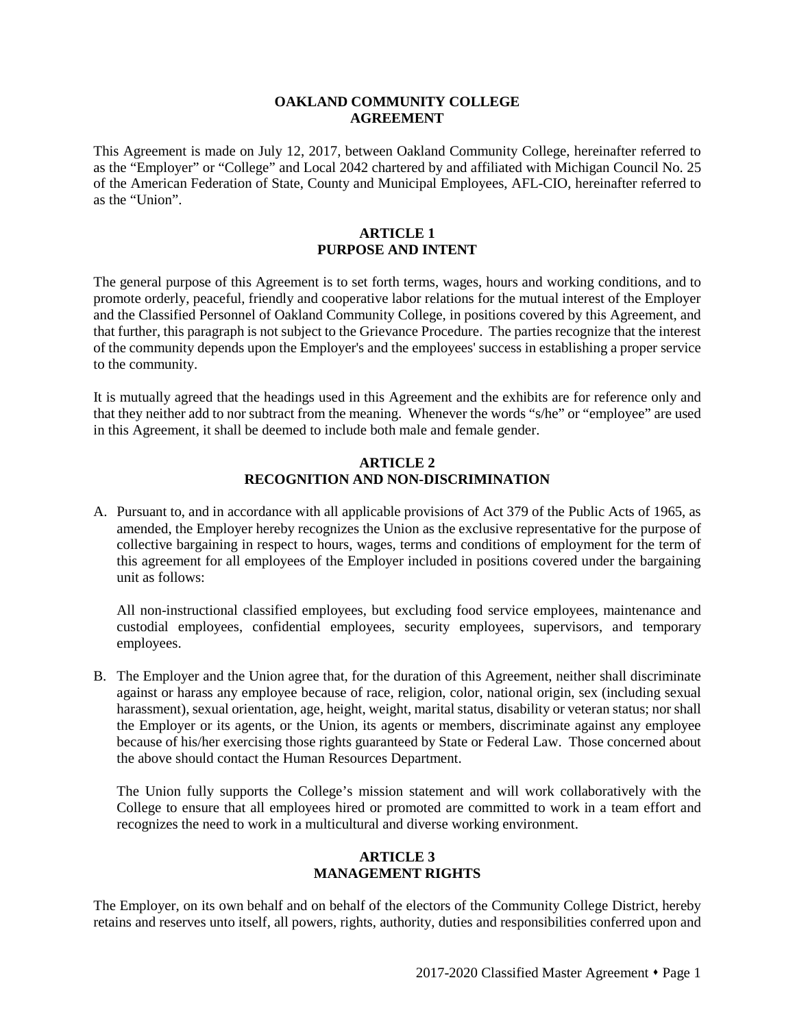# OAKLAND COMMUNITY COLLEGE AGREEMENT

This Agreement is made on July 12, 2017, between Oakland Community College, hereinafter referred to as the "Employer" or "College" and Local 2042 chartered by and affiliated with Michigan Council No. 25 of the American Federation of State, County and Municipal Employees, AFL-CIO, hereinafter referred to as the "Union".

## ARTICLE 1
## PURPOSE AND INTENT

The general purpose of this Agreement is to set forth terms, wages, hours and working conditions, and to promote orderly, peaceful, friendly and cooperative labor relations for the mutual interest of the Employer and the Classified Personnel of Oakland Community College, in positions covered by this Agreement, and that further, this paragraph is not subject to the Grievance Procedure. The parties recognize that the interest of the community depends upon the Employer's and the employees' success in establishing a proper service to the community.

It is mutually agreed that the headings used in this Agreement and the exhibits are for reference only and that they neither add to nor subtract from the meaning. Whenever the words "s/he" or "employee" are used in this Agreement, it shall be deemed to include both male and female gender.

## ARTICLE 2
## RECOGNITION AND NON-DISCRIMINATION

A. Pursuant to, and in accordance with all applicable provisions of Act 379 of the Public Acts of 1965, as amended, the Employer hereby recognizes the Union as the exclusive representative for the purpose of collective bargaining in respect to hours, wages, terms and conditions of employment for the term of this agreement for all employees of the Employer included in positions covered under the bargaining unit as follows:

   All non-instructional classified employees, but excluding food service employees, maintenance and custodial employees, confidential employees, security employees, supervisors, and temporary employees.

B. The Employer and the Union agree that, for the duration of this Agreement, neither shall discriminate against or harass any employee because of race, religion, color, national origin, sex (including sexual harassment), sexual orientation, age, height, weight, marital status, disability or veteran status; nor shall the Employer or its agents, or the Union, its agents or members, discriminate against any employee because of his/her exercising those rights guaranteed by State or Federal Law. Those concerned about the above should contact the Human Resources Department.

   The Union fully supports the College's mission statement and will work collaboratively with the College to ensure that all employees hired or promoted are committed to work in a team effort and recognizes the need to work in a multicultural and diverse working environment.

## ARTICLE 3
## MANAGEMENT RIGHTS

The Employer, on its own behalf and on behalf of the electors of the Community College District, hereby retains and reserves unto itself, all powers, rights, authority, duties and responsibilities conferred upon and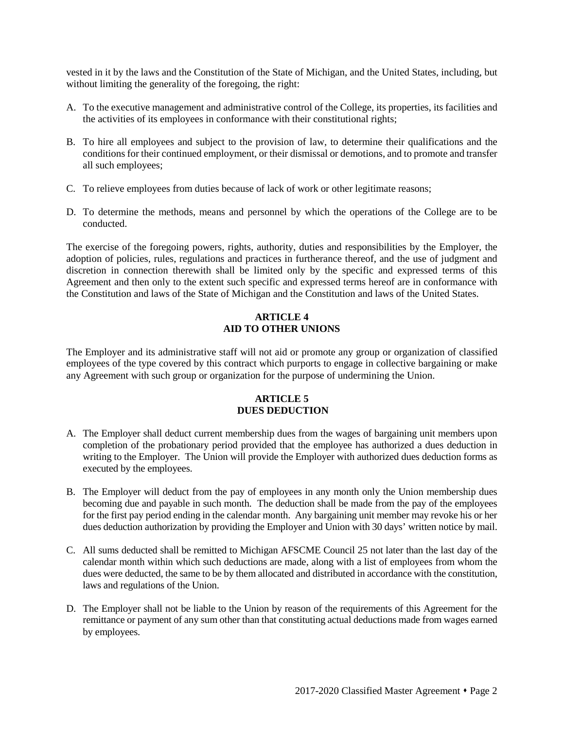vested in it by the laws and the Constitution of the State of Michigan, and the United States, including, but without limiting the generality of the foregoing, the right:

A. To the executive management and administrative control of the College, its properties, its facilities and the activities of its employees in conformance with their constitutional rights;

B. To hire all employees and subject to the provision of law, to determine their qualifications and the conditions for their continued employment, or their dismissal or demotions, and to promote and transfer all such employees;

C. To relieve employees from duties because of lack of work or other legitimate reasons;

D. To determine the methods, means and personnel by which the operations of the College are to be conducted.

The exercise of the foregoing powers, rights, authority, duties and responsibilities by the Employer, the adoption of policies, rules, regulations and practices in furtherance thereof, and the use of judgment and discretion in connection therewith shall be limited only by the specific and expressed terms of this Agreement and then only to the extent such specific and expressed terms hereof are in conformance with the Constitution and laws of the State of Michigan and the Constitution and laws of the United States.

## ARTICLE 4
## AID TO OTHER UNIONS

The Employer and its administrative staff will not aid or promote any group or organization of classified employees of the type covered by this contract which purports to engage in collective bargaining or make any Agreement with such group or organization for the purpose of undermining the Union.

## ARTICLE 5
## DUES DEDUCTION

A. The Employer shall deduct current membership dues from the wages of bargaining unit members upon completion of the probationary period provided that the employee has authorized a dues deduction in writing to the Employer. The Union will provide the Employer with authorized dues deduction forms as executed by the employees.

B. The Employer will deduct from the pay of employees in any month only the Union membership dues becoming due and payable in such month. The deduction shall be made from the pay of the employees for the first pay period ending in the calendar month. Any bargaining unit member may revoke his or her dues deduction authorization by providing the Employer and Union with 30 days' written notice by mail.

C. All sums deducted shall be remitted to Michigan AFSCME Council 25 not later than the last day of the calendar month within which such deductions are made, along with a list of employees from whom the dues were deducted, the same to be by them allocated and distributed in accordance with the constitution, laws and regulations of the Union.

D. The Employer shall not be liable to the Union by reason of the requirements of this Agreement for the remittance or payment of any sum other than that constituting actual deductions made from wages earned by employees.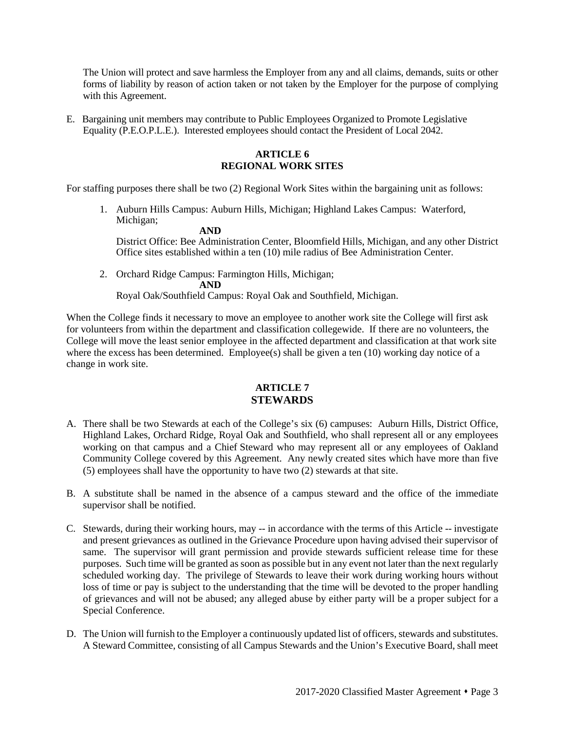The Union will protect and save harmless the Employer from any and all claims, demands, suits or other forms of liability by reason of action taken or not taken by the Employer for the purpose of complying with this Agreement.

E. Bargaining unit members may contribute to Public Employees Organized to Promote Legislative Equality (P.E.O.P.L.E.). Interested employees should contact the President of Local 2042.

## ARTICLE 6
## REGIONAL WORK SITES

For staffing purposes there shall be two (2) Regional Work Sites within the bargaining unit as follows:

1. Auburn Hills Campus: Auburn Hills, Michigan; Highland Lakes Campus: Waterford, Michigan;

   **AND**

   District Office: Bee Administration Center, Bloomfield Hills, Michigan, and any other District Office sites established within a ten (10) mile radius of Bee Administration Center.

2. Orchard Ridge Campus: Farmington Hills, Michigan;

   **AND**

   Royal Oak/Southfield Campus: Royal Oak and Southfield, Michigan.

When the College finds it necessary to move an employee to another work site the College will first ask for volunteers from within the department and classification collegewide. If there are no volunteers, the College will move the least senior employee in the affected department and classification at that work site where the excess has been determined. Employee(s) shall be given a ten (10) working day notice of a change in work site.

## ARTICLE 7
## STEWARDS

A. There shall be two Stewards at each of the College's six (6) campuses: Auburn Hills, District Office, Highland Lakes, Orchard Ridge, Royal Oak and Southfield, who shall represent all or any employees working on that campus and a Chief Steward who may represent all or any employees of Oakland Community College covered by this Agreement. Any newly created sites which have more than five (5) employees shall have the opportunity to have two (2) stewards at that site.

B. A substitute shall be named in the absence of a campus steward and the office of the immediate supervisor shall be notified.

C. Stewards, during their working hours, may -- in accordance with the terms of this Article -- investigate and present grievances as outlined in the Grievance Procedure upon having advised their supervisor of same. The supervisor will grant permission and provide stewards sufficient release time for these purposes. Such time will be granted as soon as possible but in any event not later than the next regularly scheduled working day. The privilege of Stewards to leave their work during working hours without loss of time or pay is subject to the understanding that the time will be devoted to the proper handling of grievances and will not be abused; any alleged abuse by either party will be a proper subject for a Special Conference.

D. The Union will furnish to the Employer a continuously updated list of officers, stewards and substitutes. A Steward Committee, consisting of all Campus Stewards and the Union's Executive Board, shall meet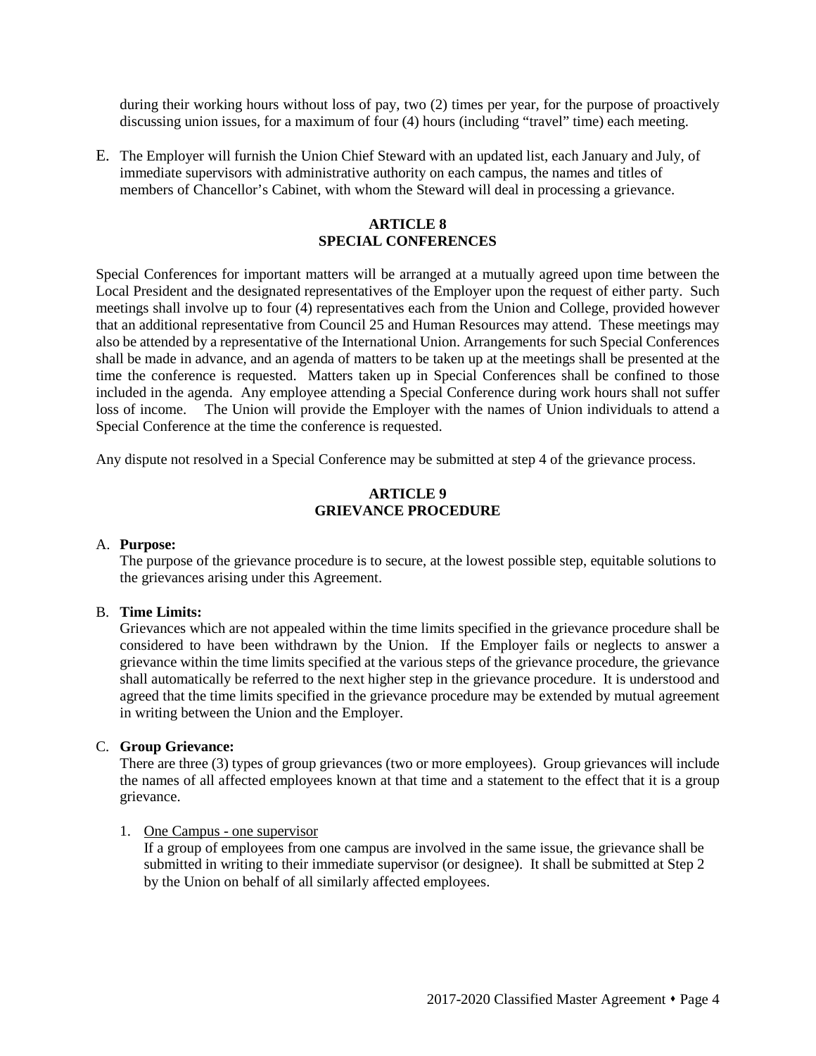during their working hours without loss of pay, two (2) times per year, for the purpose of proactively discussing union issues, for a maximum of four (4) hours (including "travel" time) each meeting.

E. The Employer will furnish the Union Chief Steward with an updated list, each January and July, of immediate supervisors with administrative authority on each campus, the names and titles of members of Chancellor's Cabinet, with whom the Steward will deal in processing a grievance.

## ARTICLE 8
## SPECIAL CONFERENCES

Special Conferences for important matters will be arranged at a mutually agreed upon time between the Local President and the designated representatives of the Employer upon the request of either party. Such meetings shall involve up to four (4) representatives each from the Union and College, provided however that an additional representative from Council 25 and Human Resources may attend. These meetings may also be attended by a representative of the International Union. Arrangements for such Special Conferences shall be made in advance, and an agenda of matters to be taken up at the meetings shall be presented at the time the conference is requested. Matters taken up in Special Conferences shall be confined to those included in the agenda. Any employee attending a Special Conference during work hours shall not suffer loss of income. The Union will provide the Employer with the names of Union individuals to attend a Special Conference at the time the conference is requested.

Any dispute not resolved in a Special Conference may be submitted at step 4 of the grievance process.

## ARTICLE 9
## GRIEVANCE PROCEDURE

A. **Purpose:**
The purpose of the grievance procedure is to secure, at the lowest possible step, equitable solutions to the grievances arising under this Agreement.

B. **Time Limits:**
Grievances which are not appealed within the time limits specified in the grievance procedure shall be considered to have been withdrawn by the Union. If the Employer fails or neglects to answer a grievance within the time limits specified at the various steps of the grievance procedure, the grievance shall automatically be referred to the next higher step in the grievance procedure. It is understood and agreed that the time limits specified in the grievance procedure may be extended by mutual agreement in writing between the Union and the Employer.

C. **Group Grievance:**
There are three (3) types of group grievances (two or more employees). Group grievances will include the names of all affected employees known at that time and a statement to the effect that it is a group grievance.

1. One Campus - one supervisor
If a group of employees from one campus are involved in the same issue, the grievance shall be submitted in writing to their immediate supervisor (or designee). It shall be submitted at Step 2 by the Union on behalf of all similarly affected employees.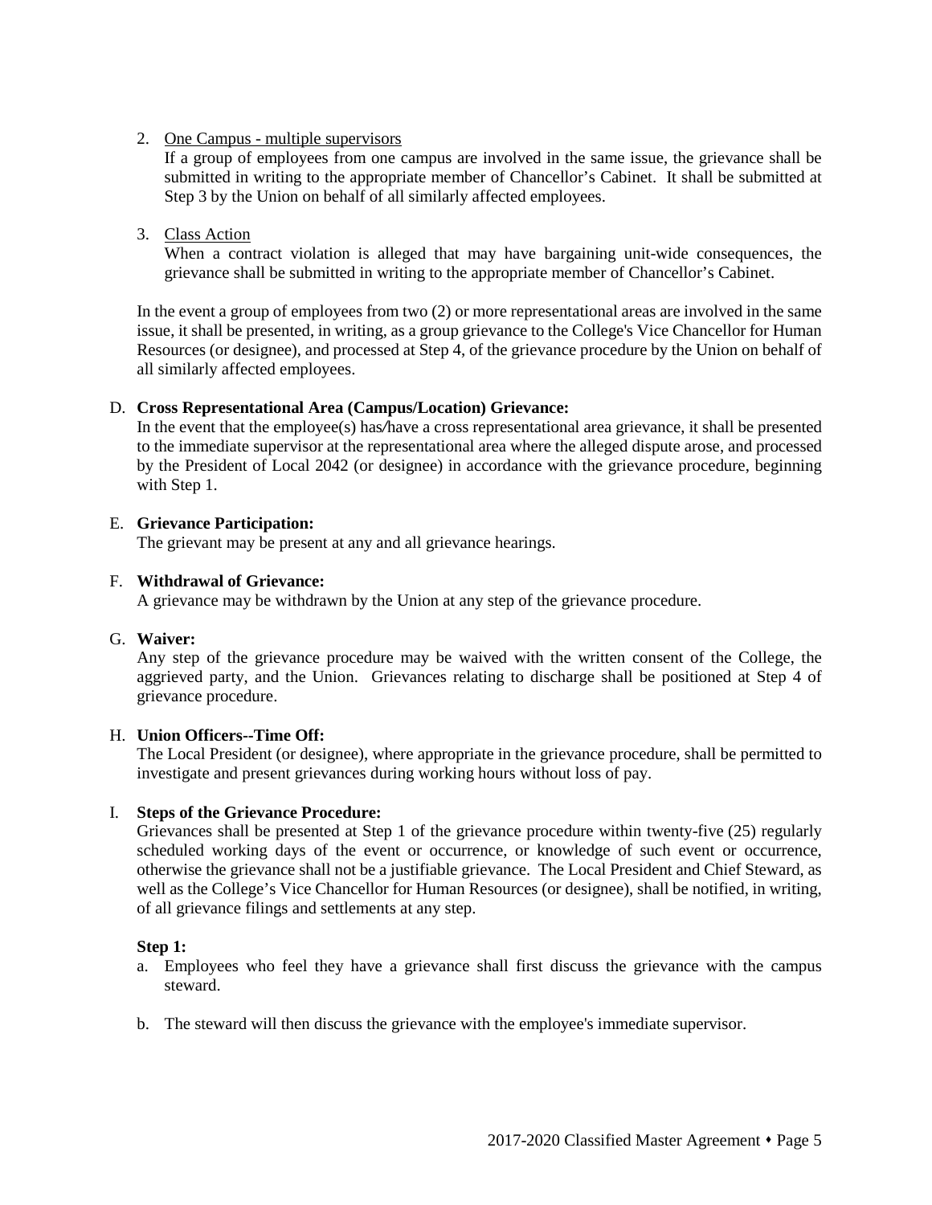2. <u>One Campus - multiple supervisors</u>
   If a group of employees from one campus are involved in the same issue, the grievance shall be submitted in writing to the appropriate member of Chancellor's Cabinet. It shall be submitted at Step 3 by the Union on behalf of all similarly affected employees.

3. <u>Class Action</u>
   When a contract violation is alleged that may have bargaining unit-wide consequences, the grievance shall be submitted in writing to the appropriate member of Chancellor's Cabinet.

In the event a group of employees from two (2) or more representational areas are involved in the same issue, it shall be presented, in writing, as a group grievance to the College's Vice Chancellor for Human Resources (or designee), and processed at Step 4, of the grievance procedure by the Union on behalf of all similarly affected employees.

D. **Cross Representational Area (Campus/Location) Grievance:**
In the event that the employee(s) has/have a cross representational area grievance, it shall be presented to the immediate supervisor at the representational area where the alleged dispute arose, and processed by the President of Local 2042 (or designee) in accordance with the grievance procedure, beginning with Step 1.

E. **Grievance Participation:**
The grievant may be present at any and all grievance hearings.

F. **Withdrawal of Grievance:**
A grievance may be withdrawn by the Union at any step of the grievance procedure.

G. **Waiver:**
Any step of the grievance procedure may be waived with the written consent of the College, the aggrieved party, and the Union. Grievances relating to discharge shall be positioned at Step 4 of grievance procedure.

H. **Union Officers--Time Off:**
The Local President (or designee), where appropriate in the grievance procedure, shall be permitted to investigate and present grievances during working hours without loss of pay.

I. **Steps of the Grievance Procedure:**
Grievances shall be presented at Step 1 of the grievance procedure within twenty-five (25) regularly scheduled working days of the event or occurrence, or knowledge of such event or occurrence, otherwise the grievance shall not be a justifiable grievance. The Local President and Chief Steward, as well as the College's Vice Chancellor for Human Resources (or designee), shall be notified, in writing, of all grievance filings and settlements at any step.

**Step 1:**

a. Employees who feel they have a grievance shall first discuss the grievance with the campus steward.

b. The steward will then discuss the grievance with the employee's immediate supervisor.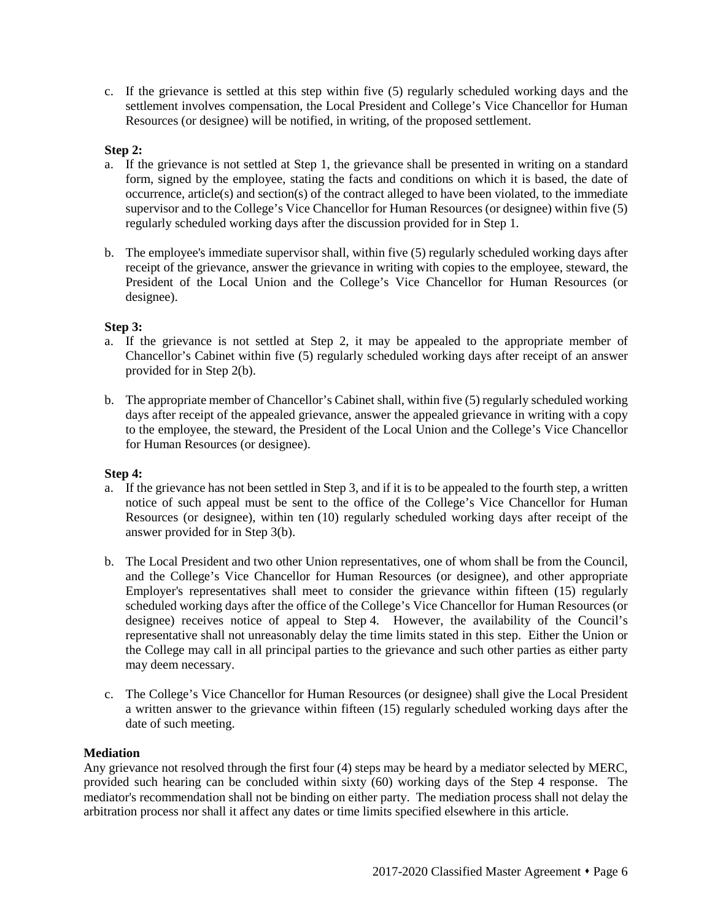c. If the grievance is settled at this step within five (5) regularly scheduled working days and the settlement involves compensation, the Local President and College's Vice Chancellor for Human Resources (or designee) will be notified, in writing, of the proposed settlement.

**Step 2:**

a. If the grievance is not settled at Step 1, the grievance shall be presented in writing on a standard form, signed by the employee, stating the facts and conditions on which it is based, the date of occurrence, article(s) and section(s) of the contract alleged to have been violated, to the immediate supervisor and to the College's Vice Chancellor for Human Resources (or designee) within five (5) regularly scheduled working days after the discussion provided for in Step 1.

b. The employee's immediate supervisor shall, within five (5) regularly scheduled working days after receipt of the grievance, answer the grievance in writing with copies to the employee, steward, the President of the Local Union and the College's Vice Chancellor for Human Resources (or designee).

**Step 3:**

a. If the grievance is not settled at Step 2, it may be appealed to the appropriate member of Chancellor's Cabinet within five (5) regularly scheduled working days after receipt of an answer provided for in Step 2(b).

b. The appropriate member of Chancellor's Cabinet shall, within five (5) regularly scheduled working days after receipt of the appealed grievance, answer the appealed grievance in writing with a copy to the employee, the steward, the President of the Local Union and the College's Vice Chancellor for Human Resources (or designee).

**Step 4:**

a. If the grievance has not been settled in Step 3, and if it is to be appealed to the fourth step, a written notice of such appeal must be sent to the office of the College's Vice Chancellor for Human Resources (or designee), within ten (10) regularly scheduled working days after receipt of the answer provided for in Step 3(b).

b. The Local President and two other Union representatives, one of whom shall be from the Council, and the College's Vice Chancellor for Human Resources (or designee), and other appropriate Employer's representatives shall meet to consider the grievance within fifteen (15) regularly scheduled working days after the office of the College's Vice Chancellor for Human Resources (or designee) receives notice of appeal to Step 4. However, the availability of the Council's representative shall not unreasonably delay the time limits stated in this step. Either the Union or the College may call in all principal parties to the grievance and such other parties as either party may deem necessary.

c. The College's Vice Chancellor for Human Resources (or designee) shall give the Local President a written answer to the grievance within fifteen (15) regularly scheduled working days after the date of such meeting.

**Mediation**

Any grievance not resolved through the first four (4) steps may be heard by a mediator selected by MERC, provided such hearing can be concluded within sixty (60) working days of the Step 4 response. The mediator's recommendation shall not be binding on either party. The mediation process shall not delay the arbitration process nor shall it affect any dates or time limits specified elsewhere in this article.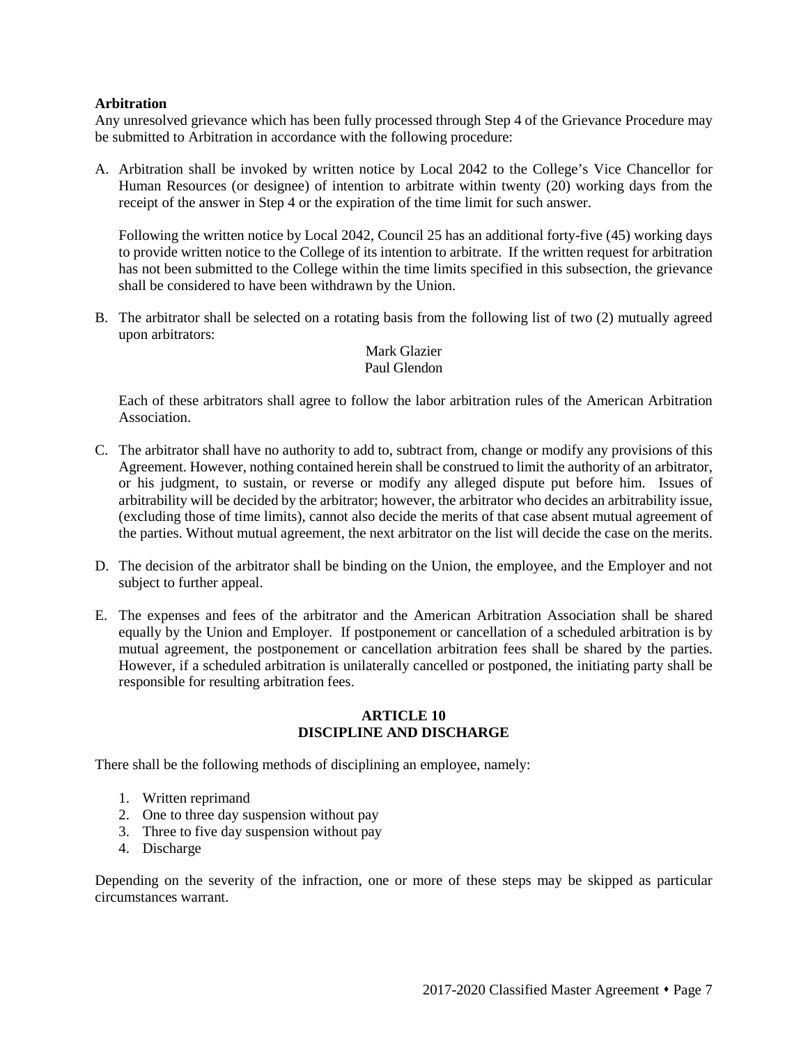**Arbitration**

Any unresolved grievance which has been fully processed through Step 4 of the Grievance Procedure may be submitted to Arbitration in accordance with the following procedure:

A. Arbitration shall be invoked by written notice by Local 2042 to the College's Vice Chancellor for Human Resources (or designee) of intention to arbitrate within twenty (20) working days from the receipt of the answer in Step 4 or the expiration of the time limit for such answer.

   Following the written notice by Local 2042, Council 25 has an additional forty-five (45) working days to provide written notice to the College of its intention to arbitrate. If the written request for arbitration has not been submitted to the College within the time limits specified in this subsection, the grievance shall be considered to have been withdrawn by the Union.

B. The arbitrator shall be selected on a rotating basis from the following list of two (2) mutually agreed upon arbitrators:

   Mark Glazier
   Paul Glendon

   Each of these arbitrators shall agree to follow the labor arbitration rules of the American Arbitration Association.

C. The arbitrator shall have no authority to add to, subtract from, change or modify any provisions of this Agreement. However, nothing contained herein shall be construed to limit the authority of an arbitrator, or his judgment, to sustain, or reverse or modify any alleged dispute put before him. Issues of arbitrability will be decided by the arbitrator; however, the arbitrator who decides an arbitrability issue, (excluding those of time limits), cannot also decide the merits of that case absent mutual agreement of the parties. Without mutual agreement, the next arbitrator on the list will decide the case on the merits.

D. The decision of the arbitrator shall be binding on the Union, the employee, and the Employer and not subject to further appeal.

E. The expenses and fees of the arbitrator and the American Arbitration Association shall be shared equally by the Union and Employer. If postponement or cancellation of a scheduled arbitration is by mutual agreement, the postponement or cancellation arbitration fees shall be shared by the parties. However, if a scheduled arbitration is unilaterally cancelled or postponed, the initiating party shall be responsible for resulting arbitration fees.

## ARTICLE 10
## DISCIPLINE AND DISCHARGE

There shall be the following methods of disciplining an employee, namely:

1. Written reprimand
2. One to three day suspension without pay
3. Three to five day suspension without pay
4. Discharge

Depending on the severity of the infraction, one or more of these steps may be skipped as particular circumstances warrant.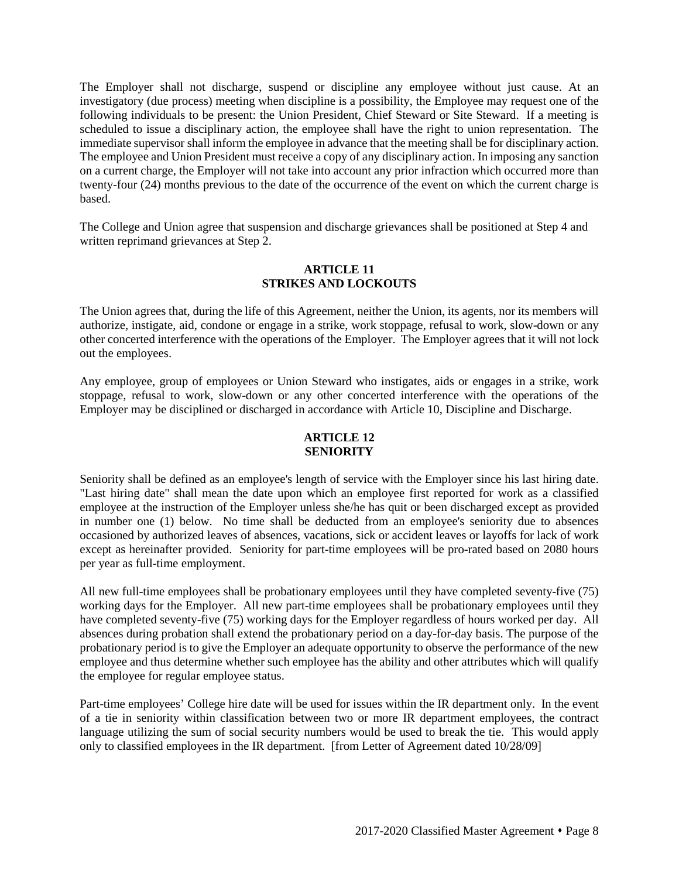The Employer shall not discharge, suspend or discipline any employee without just cause. At an investigatory (due process) meeting when discipline is a possibility, the Employee may request one of the following individuals to be present: the Union President, Chief Steward or Site Steward. If a meeting is scheduled to issue a disciplinary action, the employee shall have the right to union representation. The immediate supervisor shall inform the employee in advance that the meeting shall be for disciplinary action. The employee and Union President must receive a copy of any disciplinary action. In imposing any sanction on a current charge, the Employer will not take into account any prior infraction which occurred more than twenty-four (24) months previous to the date of the occurrence of the event on which the current charge is based.

The College and Union agree that suspension and discharge grievances shall be positioned at Step 4 and written reprimand grievances at Step 2.

## ARTICLE 11
## STRIKES AND LOCKOUTS

The Union agrees that, during the life of this Agreement, neither the Union, its agents, nor its members will authorize, instigate, aid, condone or engage in a strike, work stoppage, refusal to work, slow-down or any other concerted interference with the operations of the Employer. The Employer agrees that it will not lock out the employees.

Any employee, group of employees or Union Steward who instigates, aids or engages in a strike, work stoppage, refusal to work, slow-down or any other concerted interference with the operations of the Employer may be disciplined or discharged in accordance with Article 10, Discipline and Discharge.

## ARTICLE 12
## SENIORITY

Seniority shall be defined as an employee's length of service with the Employer since his last hiring date. "Last hiring date" shall mean the date upon which an employee first reported for work as a classified employee at the instruction of the Employer unless she/he has quit or been discharged except as provided in number one (1) below. No time shall be deducted from an employee's seniority due to absences occasioned by authorized leaves of absences, vacations, sick or accident leaves or layoffs for lack of work except as hereinafter provided. Seniority for part-time employees will be pro-rated based on 2080 hours per year as full-time employment.

All new full-time employees shall be probationary employees until they have completed seventy-five (75) working days for the Employer. All new part-time employees shall be probationary employees until they have completed seventy-five (75) working days for the Employer regardless of hours worked per day. All absences during probation shall extend the probationary period on a day-for-day basis. The purpose of the probationary period is to give the Employer an adequate opportunity to observe the performance of the new employee and thus determine whether such employee has the ability and other attributes which will qualify the employee for regular employee status.

Part-time employees' College hire date will be used for issues within the IR department only. In the event of a tie in seniority within classification between two or more IR department employees, the contract language utilizing the sum of social security numbers would be used to break the tie. This would apply only to classified employees in the IR department. [from Letter of Agreement dated 10/28/09]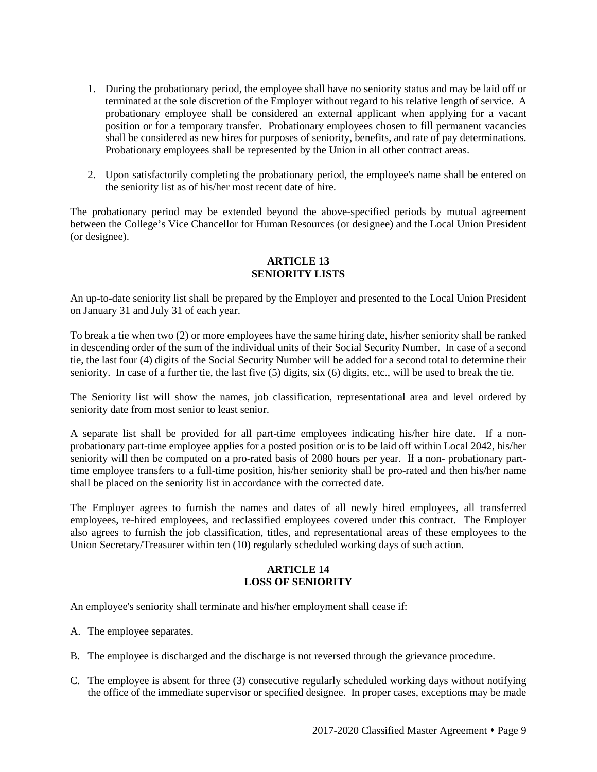1. During the probationary period, the employee shall have no seniority status and may be laid off or terminated at the sole discretion of the Employer without regard to his relative length of service. A probationary employee shall be considered an external applicant when applying for a vacant position or for a temporary transfer. Probationary employees chosen to fill permanent vacancies shall be considered as new hires for purposes of seniority, benefits, and rate of pay determinations. Probationary employees shall be represented by the Union in all other contract areas.

2. Upon satisfactorily completing the probationary period, the employee's name shall be entered on the seniority list as of his/her most recent date of hire.

The probationary period may be extended beyond the above-specified periods by mutual agreement between the College's Vice Chancellor for Human Resources (or designee) and the Local Union President (or designee).

## ARTICLE 13
## SENIORITY LISTS

An up-to-date seniority list shall be prepared by the Employer and presented to the Local Union President on January 31 and July 31 of each year.

To break a tie when two (2) or more employees have the same hiring date, his/her seniority shall be ranked in descending order of the sum of the individual units of their Social Security Number. In case of a second tie, the last four (4) digits of the Social Security Number will be added for a second total to determine their seniority. In case of a further tie, the last five (5) digits, six (6) digits, etc., will be used to break the tie.

The Seniority list will show the names, job classification, representational area and level ordered by seniority date from most senior to least senior.

A separate list shall be provided for all part-time employees indicating his/her hire date. If a non-probationary part-time employee applies for a posted position or is to be laid off within Local 2042, his/her seniority will then be computed on a pro-rated basis of 2080 hours per year. If a non- probationary part-time employee transfers to a full-time position, his/her seniority shall be pro-rated and then his/her name shall be placed on the seniority list in accordance with the corrected date.

The Employer agrees to furnish the names and dates of all newly hired employees, all transferred employees, re-hired employees, and reclassified employees covered under this contract. The Employer also agrees to furnish the job classification, titles, and representational areas of these employees to the Union Secretary/Treasurer within ten (10) regularly scheduled working days of such action.

## ARTICLE 14
## LOSS OF SENIORITY

An employee's seniority shall terminate and his/her employment shall cease if:

A. The employee separates.

B. The employee is discharged and the discharge is not reversed through the grievance procedure.

C. The employee is absent for three (3) consecutive regularly scheduled working days without notifying the office of the immediate supervisor or specified designee. In proper cases, exceptions may be made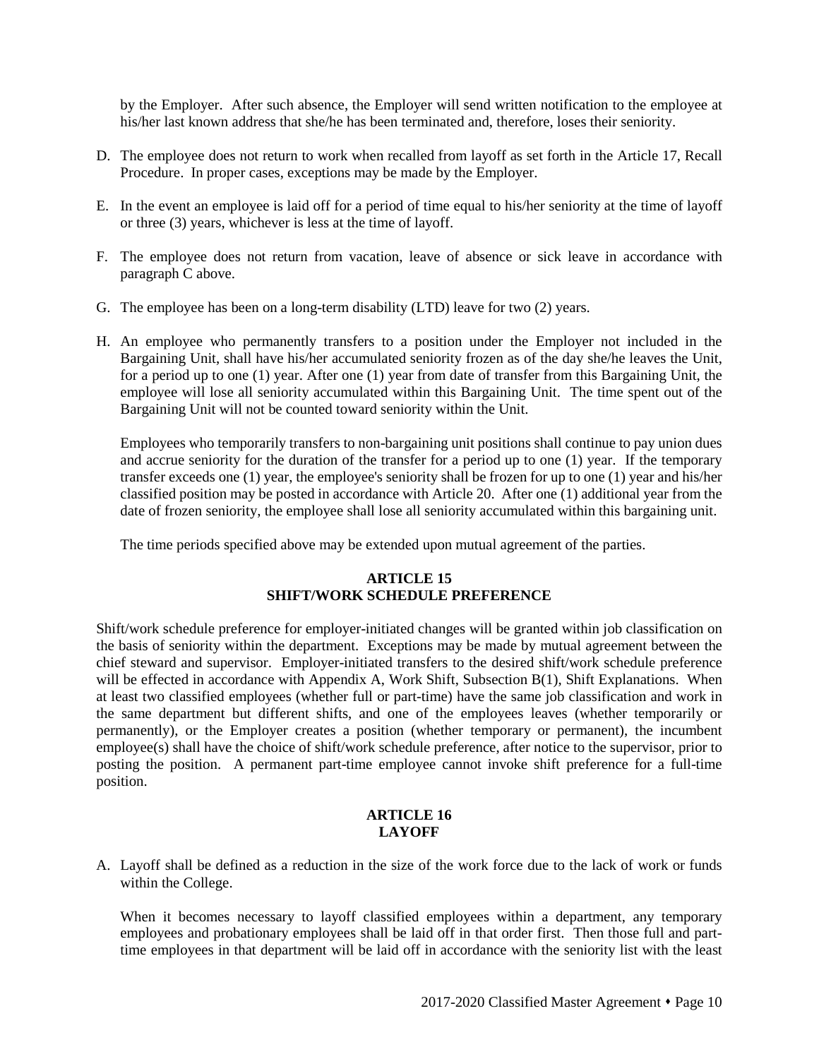by the Employer. After such absence, the Employer will send written notification to the employee at his/her last known address that she/he has been terminated and, therefore, loses their seniority.

D. The employee does not return to work when recalled from layoff as set forth in the Article 17, Recall Procedure. In proper cases, exceptions may be made by the Employer.

E. In the event an employee is laid off for a period of time equal to his/her seniority at the time of layoff or three (3) years, whichever is less at the time of layoff.

F. The employee does not return from vacation, leave of absence or sick leave in accordance with paragraph C above.

G. The employee has been on a long-term disability (LTD) leave for two (2) years.

H. An employee who permanently transfers to a position under the Employer not included in the Bargaining Unit, shall have his/her accumulated seniority frozen as of the day she/he leaves the Unit, for a period up to one (1) year. After one (1) year from date of transfer from this Bargaining Unit, the employee will lose all seniority accumulated within this Bargaining Unit. The time spent out of the Bargaining Unit will not be counted toward seniority within the Unit.

   Employees who temporarily transfers to non-bargaining unit positions shall continue to pay union dues and accrue seniority for the duration of the transfer for a period up to one (1) year. If the temporary transfer exceeds one (1) year, the employee's seniority shall be frozen for up to one (1) year and his/her classified position may be posted in accordance with Article 20. After one (1) additional year from the date of frozen seniority, the employee shall lose all seniority accumulated within this bargaining unit.

   The time periods specified above may be extended upon mutual agreement of the parties.

## ARTICLE 15
## SHIFT/WORK SCHEDULE PREFERENCE

Shift/work schedule preference for employer-initiated changes will be granted within job classification on the basis of seniority within the department. Exceptions may be made by mutual agreement between the chief steward and supervisor. Employer-initiated transfers to the desired shift/work schedule preference will be effected in accordance with Appendix A, Work Shift, Subsection B(1), Shift Explanations. When at least two classified employees (whether full or part-time) have the same job classification and work in the same department but different shifts, and one of the employees leaves (whether temporarily or permanently), or the Employer creates a position (whether temporary or permanent), the incumbent employee(s) shall have the choice of shift/work schedule preference, after notice to the supervisor, prior to posting the position. A permanent part-time employee cannot invoke shift preference for a full-time position.

## ARTICLE 16
## LAYOFF

A. Layoff shall be defined as a reduction in the size of the work force due to the lack of work or funds within the College.

   When it becomes necessary to layoff classified employees within a department, any temporary employees and probationary employees shall be laid off in that order first. Then those full and part-time employees in that department will be laid off in accordance with the seniority list with the least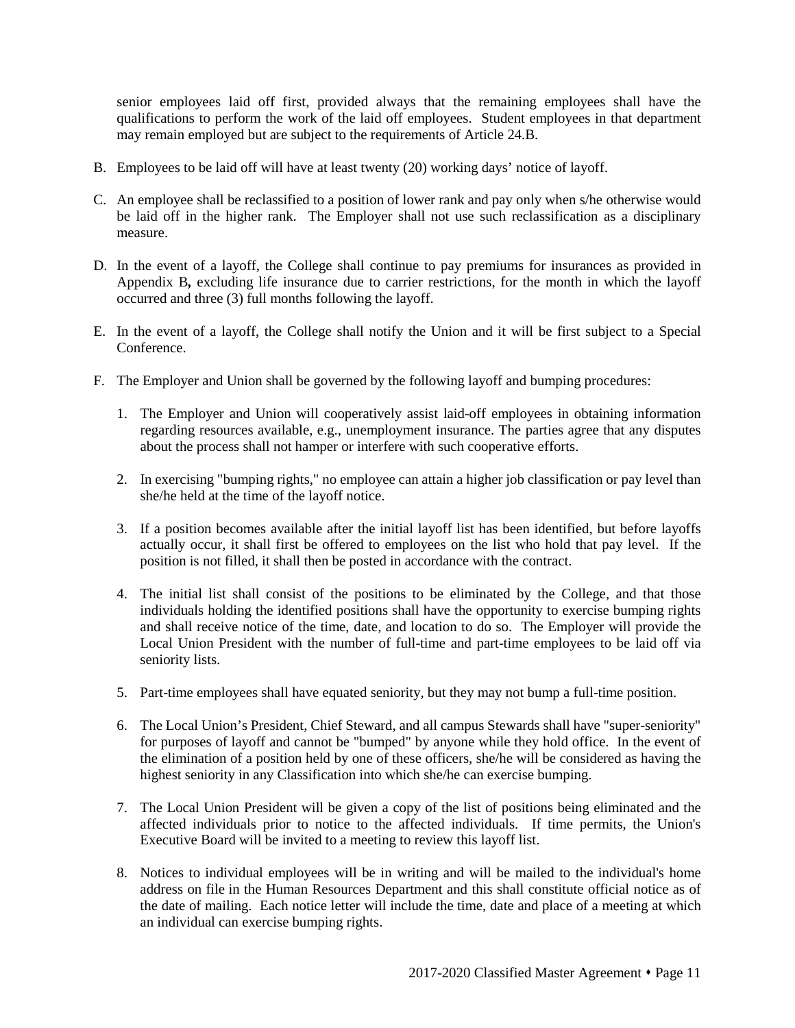senior employees laid off first, provided always that the remaining employees shall have the qualifications to perform the work of the laid off employees. Student employees in that department may remain employed but are subject to the requirements of Article 24.B.

B. Employees to be laid off will have at least twenty (20) working days' notice of layoff.

C. An employee shall be reclassified to a position of lower rank and pay only when s/he otherwise would be laid off in the higher rank. The Employer shall not use such reclassification as a disciplinary measure.

D. In the event of a layoff, the College shall continue to pay premiums for insurances as provided in Appendix B**,** excluding life insurance due to carrier restrictions, for the month in which the layoff occurred and three (3) full months following the layoff.

E. In the event of a layoff, the College shall notify the Union and it will be first subject to a Special Conference.

F. The Employer and Union shall be governed by the following layoff and bumping procedures:

   1. The Employer and Union will cooperatively assist laid-off employees in obtaining information regarding resources available, e.g., unemployment insurance. The parties agree that any disputes about the process shall not hamper or interfere with such cooperative efforts.

   2. In exercising "bumping rights," no employee can attain a higher job classification or pay level than she/he held at the time of the layoff notice.

   3. If a position becomes available after the initial layoff list has been identified, but before layoffs actually occur, it shall first be offered to employees on the list who hold that pay level. If the position is not filled, it shall then be posted in accordance with the contract.

   4. The initial list shall consist of the positions to be eliminated by the College, and that those individuals holding the identified positions shall have the opportunity to exercise bumping rights and shall receive notice of the time, date, and location to do so. The Employer will provide the Local Union President with the number of full-time and part-time employees to be laid off via seniority lists.

   5. Part-time employees shall have equated seniority, but they may not bump a full-time position.

   6. The Local Union's President, Chief Steward, and all campus Stewards shall have "super-seniority" for purposes of layoff and cannot be "bumped" by anyone while they hold office. In the event of the elimination of a position held by one of these officers, she/he will be considered as having the highest seniority in any Classification into which she/he can exercise bumping.

   7. The Local Union President will be given a copy of the list of positions being eliminated and the affected individuals prior to notice to the affected individuals. If time permits, the Union's Executive Board will be invited to a meeting to review this layoff list.

   8. Notices to individual employees will be in writing and will be mailed to the individual's home address on file in the Human Resources Department and this shall constitute official notice as of the date of mailing. Each notice letter will include the time, date and place of a meeting at which an individual can exercise bumping rights.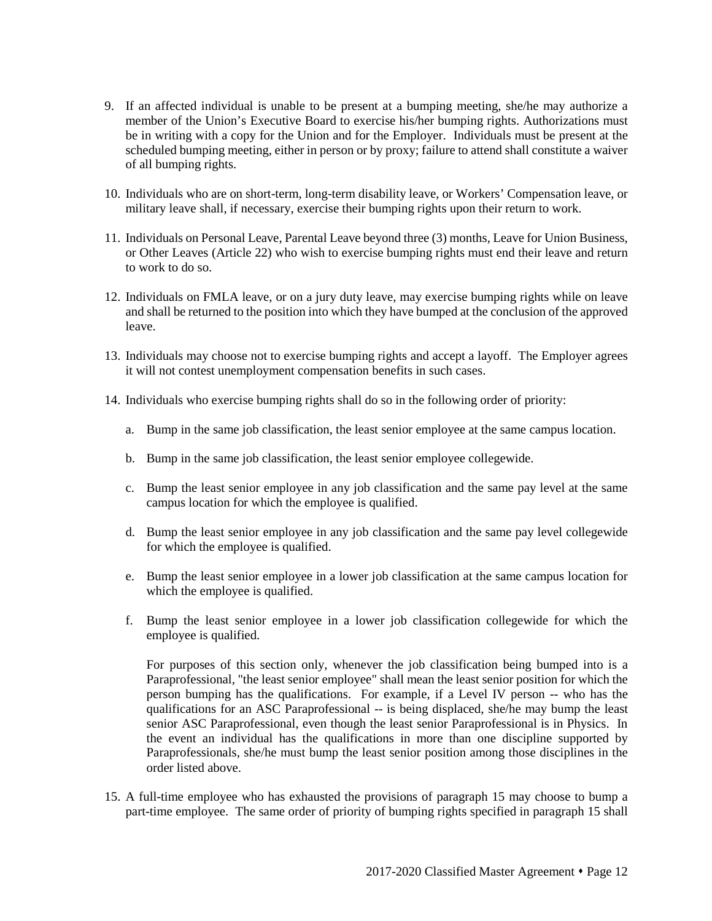9. If an affected individual is unable to be present at a bumping meeting, she/he may authorize a member of the Union's Executive Board to exercise his/her bumping rights. Authorizations must be in writing with a copy for the Union and for the Employer. Individuals must be present at the scheduled bumping meeting, either in person or by proxy; failure to attend shall constitute a waiver of all bumping rights.

10. Individuals who are on short-term, long-term disability leave, or Workers' Compensation leave, or military leave shall, if necessary, exercise their bumping rights upon their return to work.

11. Individuals on Personal Leave, Parental Leave beyond three (3) months, Leave for Union Business, or Other Leaves (Article 22) who wish to exercise bumping rights must end their leave and return to work to do so.

12. Individuals on FMLA leave, or on a jury duty leave, may exercise bumping rights while on leave and shall be returned to the position into which they have bumped at the conclusion of the approved leave.

13. Individuals may choose not to exercise bumping rights and accept a layoff. The Employer agrees it will not contest unemployment compensation benefits in such cases.

14. Individuals who exercise bumping rights shall do so in the following order of priority:

    a. Bump in the same job classification, the least senior employee at the same campus location.

    b. Bump in the same job classification, the least senior employee collegewide.

    c. Bump the least senior employee in any job classification and the same pay level at the same campus location for which the employee is qualified.

    d. Bump the least senior employee in any job classification and the same pay level collegewide for which the employee is qualified.

    e. Bump the least senior employee in a lower job classification at the same campus location for which the employee is qualified.

    f. Bump the least senior employee in a lower job classification collegewide for which the employee is qualified.

    For purposes of this section only, whenever the job classification being bumped into is a Paraprofessional, "the least senior employee" shall mean the least senior position for which the person bumping has the qualifications. For example, if a Level IV person -- who has the qualifications for an ASC Paraprofessional -- is being displaced, she/he may bump the least senior ASC Paraprofessional, even though the least senior Paraprofessional is in Physics. In the event an individual has the qualifications in more than one discipline supported by Paraprofessionals, she/he must bump the least senior position among those disciplines in the order listed above.

15. A full-time employee who has exhausted the provisions of paragraph 15 may choose to bump a part-time employee. The same order of priority of bumping rights specified in paragraph 15 shall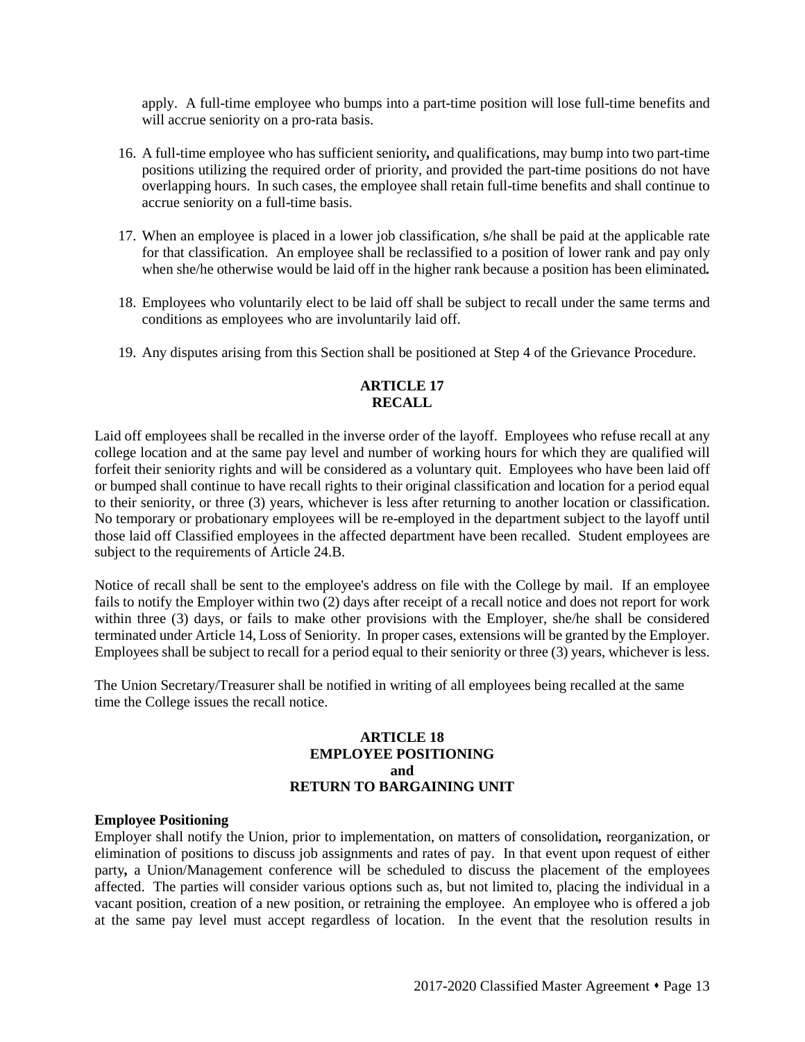apply. A full-time employee who bumps into a part-time position will lose full-time benefits and will accrue seniority on a pro-rata basis.

16. A full-time employee who has sufficient seniority**,** and qualifications, may bump into two part-time positions utilizing the required order of priority, and provided the part-time positions do not have overlapping hours. In such cases, the employee shall retain full-time benefits and shall continue to accrue seniority on a full-time basis.

17. When an employee is placed in a lower job classification, s/he shall be paid at the applicable rate for that classification. An employee shall be reclassified to a position of lower rank and pay only when she/he otherwise would be laid off in the higher rank because a position has been eliminated**.**

18. Employees who voluntarily elect to be laid off shall be subject to recall under the same terms and conditions as employees who are involuntarily laid off.

19. Any disputes arising from this Section shall be positioned at Step 4 of the Grievance Procedure.

## ARTICLE 17
## RECALL

Laid off employees shall be recalled in the inverse order of the layoff. Employees who refuse recall at any college location and at the same pay level and number of working hours for which they are qualified will forfeit their seniority rights and will be considered as a voluntary quit. Employees who have been laid off or bumped shall continue to have recall rights to their original classification and location for a period equal to their seniority, or three (3) years, whichever is less after returning to another location or classification. No temporary or probationary employees will be re-employed in the department subject to the layoff until those laid off Classified employees in the affected department have been recalled. Student employees are subject to the requirements of Article 24.B.

Notice of recall shall be sent to the employee's address on file with the College by mail. If an employee fails to notify the Employer within two (2) days after receipt of a recall notice and does not report for work within three (3) days, or fails to make other provisions with the Employer, she/he shall be considered terminated under Article 14, Loss of Seniority. In proper cases, extensions will be granted by the Employer. Employees shall be subject to recall for a period equal to their seniority or three (3) years, whichever is less.

The Union Secretary/Treasurer shall be notified in writing of all employees being recalled at the same time the College issues the recall notice.

## ARTICLE 18
## EMPLOYEE POSITIONING
## and
## RETURN TO BARGAINING UNIT

**Employee Positioning**

Employer shall notify the Union, prior to implementation, on matters of consolidation**,** reorganization, or elimination of positions to discuss job assignments and rates of pay. In that event upon request of either party**,** a Union/Management conference will be scheduled to discuss the placement of the employees affected. The parties will consider various options such as, but not limited to, placing the individual in a vacant position, creation of a new position, or retraining the employee. An employee who is offered a job at the same pay level must accept regardless of location. In the event that the resolution results in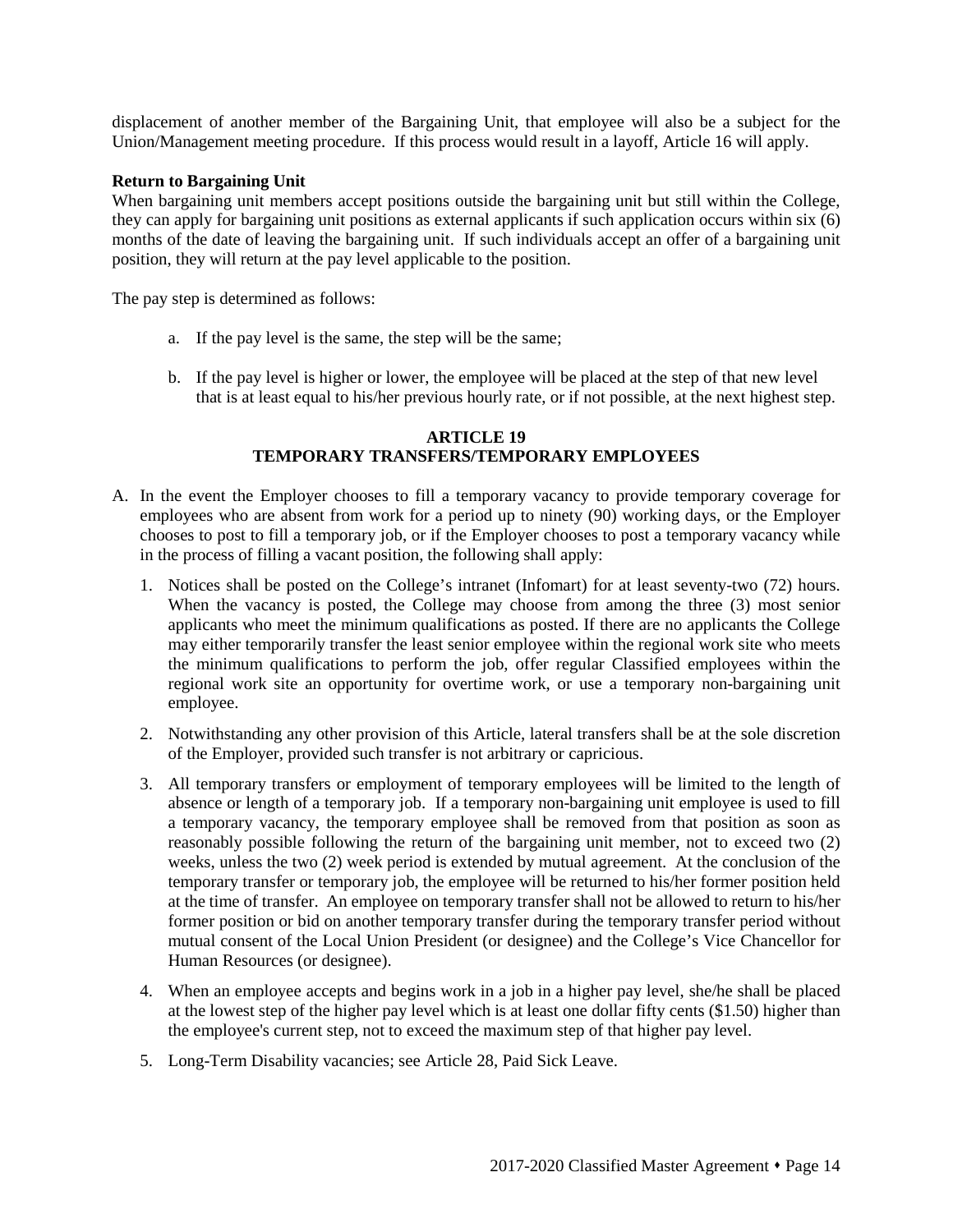displacement of another member of the Bargaining Unit, that employee will also be a subject for the Union/Management meeting procedure. If this process would result in a layoff, Article 16 will apply.

**Return to Bargaining Unit**
When bargaining unit members accept positions outside the bargaining unit but still within the College, they can apply for bargaining unit positions as external applicants if such application occurs within six (6) months of the date of leaving the bargaining unit. If such individuals accept an offer of a bargaining unit position, they will return at the pay level applicable to the position.

The pay step is determined as follows:

a. If the pay level is the same, the step will be the same;

b. If the pay level is higher or lower, the employee will be placed at the step of that new level that is at least equal to his/her previous hourly rate, or if not possible, at the next highest step.

## ARTICLE 19
## TEMPORARY TRANSFERS/TEMPORARY EMPLOYEES

A. In the event the Employer chooses to fill a temporary vacancy to provide temporary coverage for employees who are absent from work for a period up to ninety (90) working days, or the Employer chooses to post to fill a temporary job, or if the Employer chooses to post a temporary vacancy while in the process of filling a vacant position, the following shall apply:

   1. Notices shall be posted on the College's intranet (Infomart) for at least seventy-two (72) hours. When the vacancy is posted, the College may choose from among the three (3) most senior applicants who meet the minimum qualifications as posted. If there are no applicants the College may either temporarily transfer the least senior employee within the regional work site who meets the minimum qualifications to perform the job, offer regular Classified employees within the regional work site an opportunity for overtime work, or use a temporary non-bargaining unit employee.

   2. Notwithstanding any other provision of this Article, lateral transfers shall be at the sole discretion of the Employer, provided such transfer is not arbitrary or capricious.

   3. All temporary transfers or employment of temporary employees will be limited to the length of absence or length of a temporary job. If a temporary non-bargaining unit employee is used to fill a temporary vacancy, the temporary employee shall be removed from that position as soon as reasonably possible following the return of the bargaining unit member, not to exceed two (2) weeks, unless the two (2) week period is extended by mutual agreement. At the conclusion of the temporary transfer or temporary job, the employee will be returned to his/her former position held at the time of transfer. An employee on temporary transfer shall not be allowed to return to his/her former position or bid on another temporary transfer during the temporary transfer period without mutual consent of the Local Union President (or designee) and the College's Vice Chancellor for Human Resources (or designee).

   4. When an employee accepts and begins work in a job in a higher pay level, she/he shall be placed at the lowest step of the higher pay level which is at least one dollar fifty cents ($1.50) higher than the employee's current step, not to exceed the maximum step of that higher pay level.

   5. Long-Term Disability vacancies; see Article 28, Paid Sick Leave.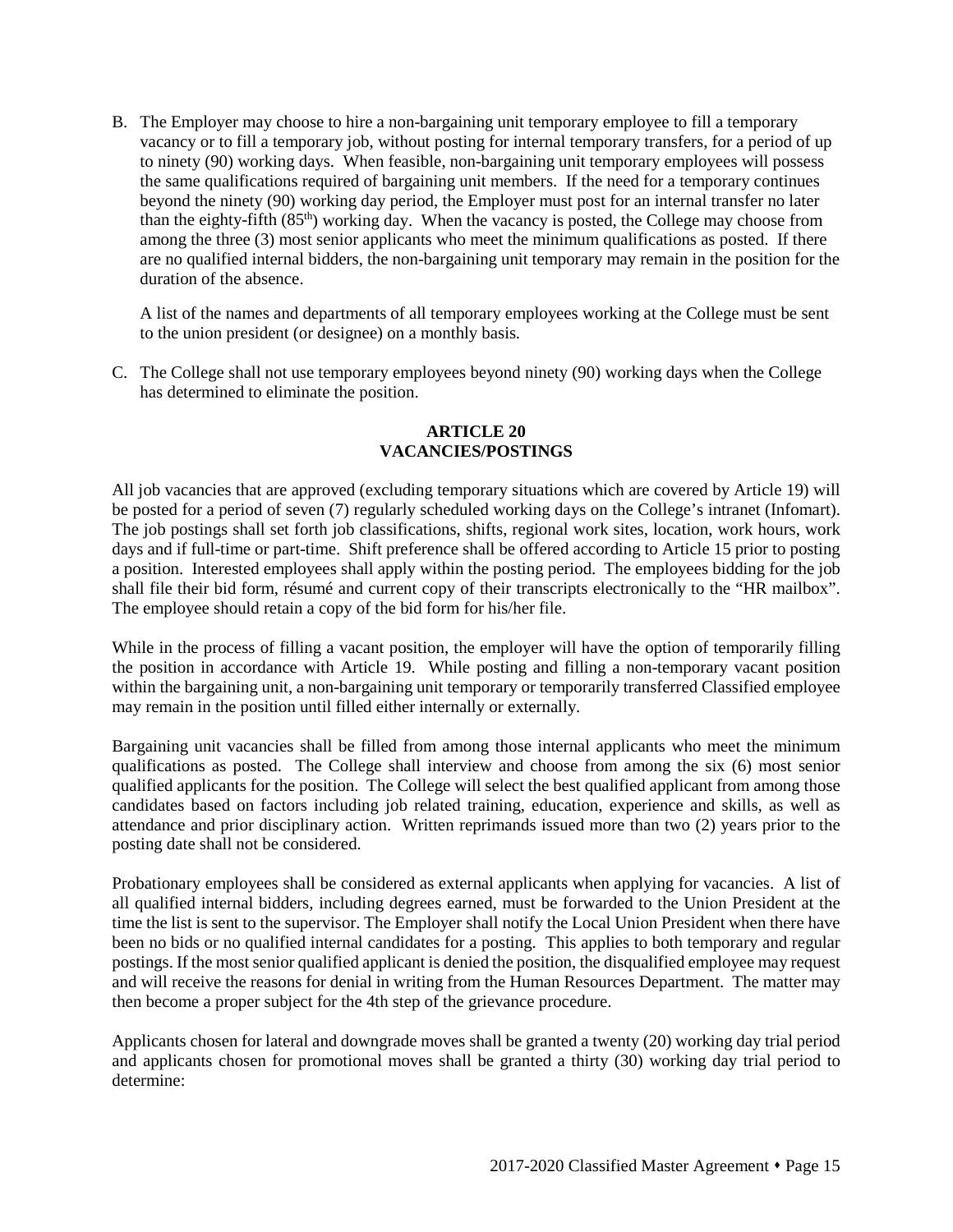B. The Employer may choose to hire a non-bargaining unit temporary employee to fill a temporary vacancy or to fill a temporary job, without posting for internal temporary transfers, for a period of up to ninety (90) working days. When feasible, non-bargaining unit temporary employees will possess the same qualifications required of bargaining unit members. If the need for a temporary continues beyond the ninety (90) working day period, the Employer must post for an internal transfer no later than the eighty-fifth (85th) working day. When the vacancy is posted, the College may choose from among the three (3) most senior applicants who meet the minimum qualifications as posted. If there are no qualified internal bidders, the non-bargaining unit temporary may remain in the position for the duration of the absence.

   A list of the names and departments of all temporary employees working at the College must be sent to the union president (or designee) on a monthly basis.

C. The College shall not use temporary employees beyond ninety (90) working days when the College has determined to eliminate the position.

## ARTICLE 20
## VACANCIES/POSTINGS

All job vacancies that are approved (excluding temporary situations which are covered by Article 19) will be posted for a period of seven (7) regularly scheduled working days on the College's intranet (Infomart). The job postings shall set forth job classifications, shifts, regional work sites, location, work hours, work days and if full-time or part-time. Shift preference shall be offered according to Article 15 prior to posting a position. Interested employees shall apply within the posting period. The employees bidding for the job shall file their bid form, résumé and current copy of their transcripts electronically to the "HR mailbox". The employee should retain a copy of the bid form for his/her file.

While in the process of filling a vacant position, the employer will have the option of temporarily filling the position in accordance with Article 19. While posting and filling a non-temporary vacant position within the bargaining unit, a non-bargaining unit temporary or temporarily transferred Classified employee may remain in the position until filled either internally or externally.

Bargaining unit vacancies shall be filled from among those internal applicants who meet the minimum qualifications as posted. The College shall interview and choose from among the six (6) most senior qualified applicants for the position. The College will select the best qualified applicant from among those candidates based on factors including job related training, education, experience and skills, as well as attendance and prior disciplinary action. Written reprimands issued more than two (2) years prior to the posting date shall not be considered.

Probationary employees shall be considered as external applicants when applying for vacancies. A list of all qualified internal bidders, including degrees earned, must be forwarded to the Union President at the time the list is sent to the supervisor. The Employer shall notify the Local Union President when there have been no bids or no qualified internal candidates for a posting. This applies to both temporary and regular postings. If the most senior qualified applicant is denied the position, the disqualified employee may request and will receive the reasons for denial in writing from the Human Resources Department. The matter may then become a proper subject for the 4th step of the grievance procedure.

Applicants chosen for lateral and downgrade moves shall be granted a twenty (20) working day trial period and applicants chosen for promotional moves shall be granted a thirty (30) working day trial period to determine: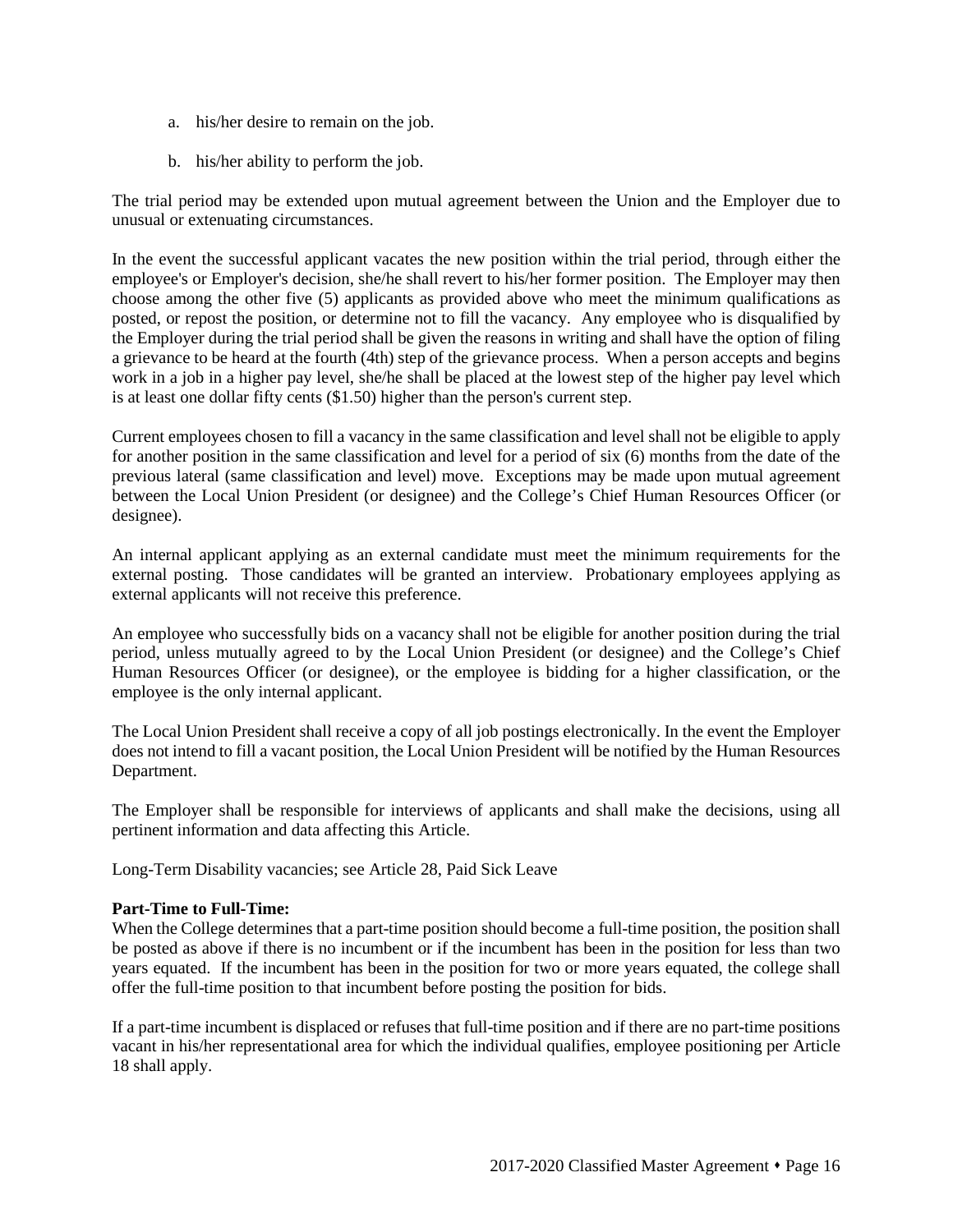a. his/her desire to remain on the job.

b. his/her ability to perform the job.

The trial period may be extended upon mutual agreement between the Union and the Employer due to unusual or extenuating circumstances.

In the event the successful applicant vacates the new position within the trial period, through either the employee's or Employer's decision, she/he shall revert to his/her former position. The Employer may then choose among the other five (5) applicants as provided above who meet the minimum qualifications as posted, or repost the position, or determine not to fill the vacancy. Any employee who is disqualified by the Employer during the trial period shall be given the reasons in writing and shall have the option of filing a grievance to be heard at the fourth (4th) step of the grievance process. When a person accepts and begins work in a job in a higher pay level, she/he shall be placed at the lowest step of the higher pay level which is at least one dollar fifty cents ($1.50) higher than the person's current step.

Current employees chosen to fill a vacancy in the same classification and level shall not be eligible to apply for another position in the same classification and level for a period of six (6) months from the date of the previous lateral (same classification and level) move. Exceptions may be made upon mutual agreement between the Local Union President (or designee) and the College's Chief Human Resources Officer (or designee).

An internal applicant applying as an external candidate must meet the minimum requirements for the external posting. Those candidates will be granted an interview. Probationary employees applying as external applicants will not receive this preference.

An employee who successfully bids on a vacancy shall not be eligible for another position during the trial period, unless mutually agreed to by the Local Union President (or designee) and the College's Chief Human Resources Officer (or designee), or the employee is bidding for a higher classification, or the employee is the only internal applicant.

The Local Union President shall receive a copy of all job postings electronically. In the event the Employer does not intend to fill a vacant position, the Local Union President will be notified by the Human Resources Department.

The Employer shall be responsible for interviews of applicants and shall make the decisions, using all pertinent information and data affecting this Article.

Long-Term Disability vacancies; see Article 28, Paid Sick Leave

**Part-Time to Full-Time:**
When the College determines that a part-time position should become a full-time position, the position shall be posted as above if there is no incumbent or if the incumbent has been in the position for less than two years equated. If the incumbent has been in the position for two or more years equated, the college shall offer the full-time position to that incumbent before posting the position for bids.

If a part-time incumbent is displaced or refuses that full-time position and if there are no part-time positions vacant in his/her representational area for which the individual qualifies, employee positioning per Article 18 shall apply.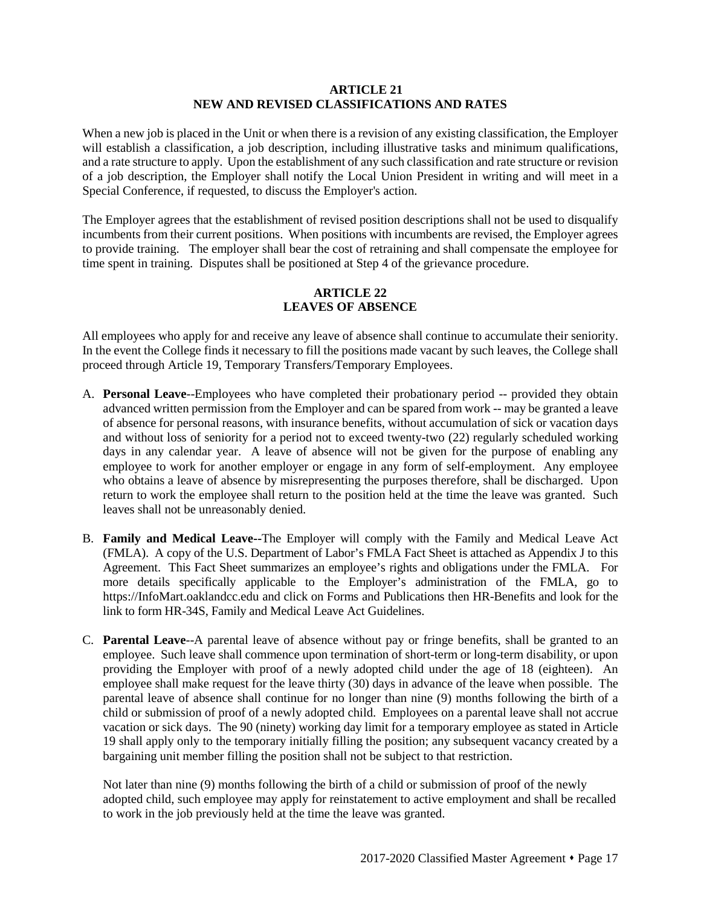## ARTICLE 21
## NEW AND REVISED CLASSIFICATIONS AND RATES

When a new job is placed in the Unit or when there is a revision of any existing classification, the Employer will establish a classification, a job description, including illustrative tasks and minimum qualifications, and a rate structure to apply. Upon the establishment of any such classification and rate structure or revision of a job description, the Employer shall notify the Local Union President in writing and will meet in a Special Conference, if requested, to discuss the Employer's action.

The Employer agrees that the establishment of revised position descriptions shall not be used to disqualify incumbents from their current positions. When positions with incumbents are revised, the Employer agrees to provide training. The employer shall bear the cost of retraining and shall compensate the employee for time spent in training. Disputes shall be positioned at Step 4 of the grievance procedure.

## ARTICLE 22
## LEAVES OF ABSENCE

All employees who apply for and receive any leave of absence shall continue to accumulate their seniority. In the event the College finds it necessary to fill the positions made vacant by such leaves, the College shall proceed through Article 19, Temporary Transfers/Temporary Employees.

A. **Personal Leave**--Employees who have completed their probationary period -- provided they obtain advanced written permission from the Employer and can be spared from work -- may be granted a leave of absence for personal reasons, with insurance benefits, without accumulation of sick or vacation days and without loss of seniority for a period not to exceed twenty-two (22) regularly scheduled working days in any calendar year. A leave of absence will not be given for the purpose of enabling any employee to work for another employer or engage in any form of self-employment. Any employee who obtains a leave of absence by misrepresenting the purposes therefore, shall be discharged. Upon return to work the employee shall return to the position held at the time the leave was granted. Such leaves shall not be unreasonably denied.

B. **Family and Medical Leave--**The Employer will comply with the Family and Medical Leave Act (FMLA). A copy of the U.S. Department of Labor's FMLA Fact Sheet is attached as Appendix J to this Agreement. This Fact Sheet summarizes an employee's rights and obligations under the FMLA. For more details specifically applicable to the Employer's administration of the FMLA, go to https://InfoMart.oaklandcc.edu and click on Forms and Publications then HR-Benefits and look for the link to form HR-34S, Family and Medical Leave Act Guidelines.

C. **Parental Leave**--A parental leave of absence without pay or fringe benefits, shall be granted to an employee. Such leave shall commence upon termination of short-term or long-term disability, or upon providing the Employer with proof of a newly adopted child under the age of 18 (eighteen). An employee shall make request for the leave thirty (30) days in advance of the leave when possible. The parental leave of absence shall continue for no longer than nine (9) months following the birth of a child or submission of proof of a newly adopted child. Employees on a parental leave shall not accrue vacation or sick days. The 90 (ninety) working day limit for a temporary employee as stated in Article 19 shall apply only to the temporary initially filling the position; any subsequent vacancy created by a bargaining unit member filling the position shall not be subject to that restriction.

   Not later than nine (9) months following the birth of a child or submission of proof of the newly adopted child, such employee may apply for reinstatement to active employment and shall be recalled to work in the job previously held at the time the leave was granted.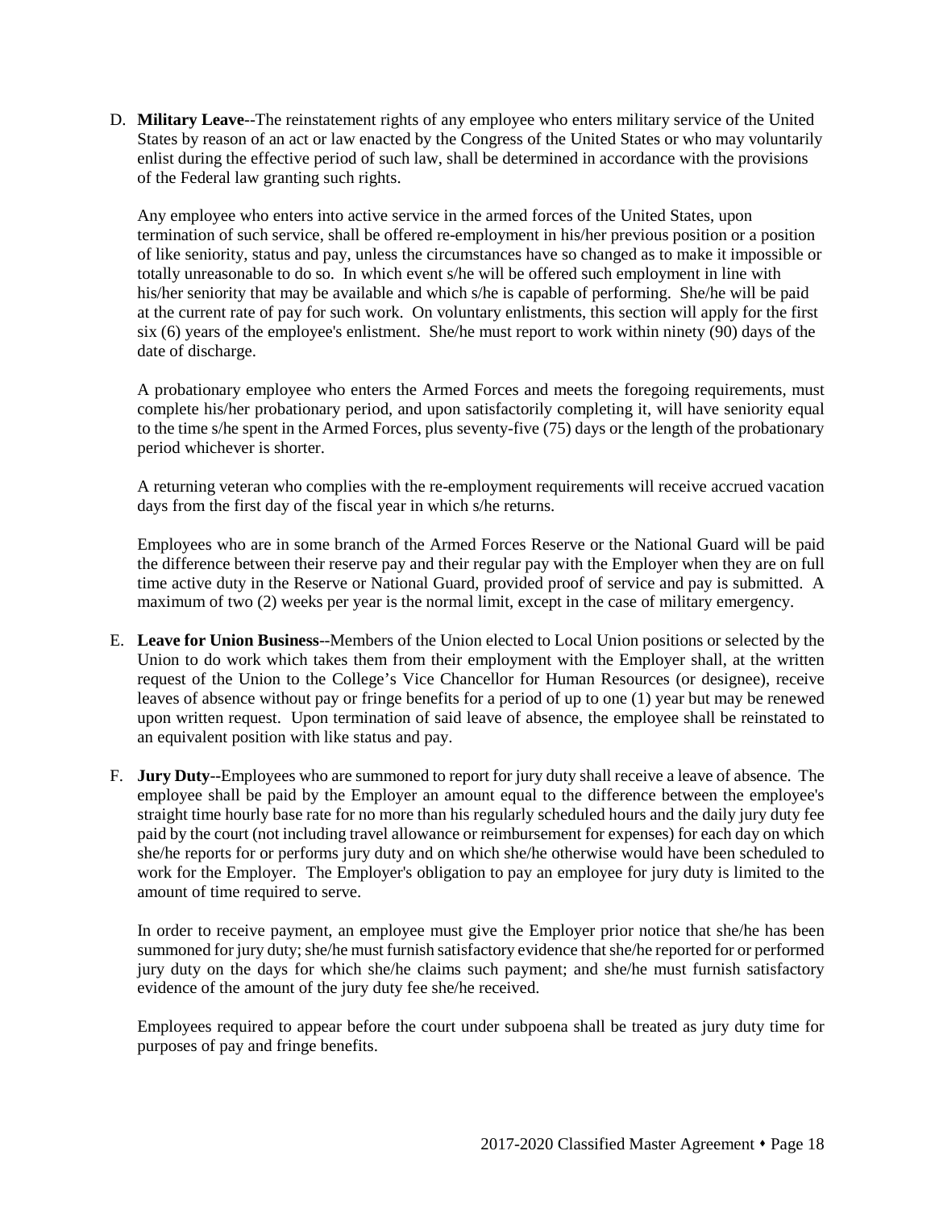D. **Military Leave**--The reinstatement rights of any employee who enters military service of the United States by reason of an act or law enacted by the Congress of the United States or who may voluntarily enlist during the effective period of such law, shall be determined in accordance with the provisions of the Federal law granting such rights.

   Any employee who enters into active service in the armed forces of the United States, upon termination of such service, shall be offered re-employment in his/her previous position or a position of like seniority, status and pay, unless the circumstances have so changed as to make it impossible or totally unreasonable to do so. In which event s/he will be offered such employment in line with his/her seniority that may be available and which s/he is capable of performing. She/he will be paid at the current rate of pay for such work. On voluntary enlistments, this section will apply for the first six (6) years of the employee's enlistment. She/he must report to work within ninety (90) days of the date of discharge.

   A probationary employee who enters the Armed Forces and meets the foregoing requirements, must complete his/her probationary period, and upon satisfactorily completing it, will have seniority equal to the time s/he spent in the Armed Forces, plus seventy-five (75) days or the length of the probationary period whichever is shorter.

   A returning veteran who complies with the re-employment requirements will receive accrued vacation days from the first day of the fiscal year in which s/he returns.

   Employees who are in some branch of the Armed Forces Reserve or the National Guard will be paid the difference between their reserve pay and their regular pay with the Employer when they are on full time active duty in the Reserve or National Guard, provided proof of service and pay is submitted. A maximum of two (2) weeks per year is the normal limit, except in the case of military emergency.

E. **Leave for Union Business**--Members of the Union elected to Local Union positions or selected by the Union to do work which takes them from their employment with the Employer shall, at the written request of the Union to the College's Vice Chancellor for Human Resources (or designee), receive leaves of absence without pay or fringe benefits for a period of up to one (1) year but may be renewed upon written request. Upon termination of said leave of absence, the employee shall be reinstated to an equivalent position with like status and pay.

F. **Jury Duty**--Employees who are summoned to report for jury duty shall receive a leave of absence. The employee shall be paid by the Employer an amount equal to the difference between the employee's straight time hourly base rate for no more than his regularly scheduled hours and the daily jury duty fee paid by the court (not including travel allowance or reimbursement for expenses) for each day on which she/he reports for or performs jury duty and on which she/he otherwise would have been scheduled to work for the Employer. The Employer's obligation to pay an employee for jury duty is limited to the amount of time required to serve.

   In order to receive payment, an employee must give the Employer prior notice that she/he has been summoned for jury duty; she/he must furnish satisfactory evidence that she/he reported for or performed jury duty on the days for which she/he claims such payment; and she/he must furnish satisfactory evidence of the amount of the jury duty fee she/he received.

   Employees required to appear before the court under subpoena shall be treated as jury duty time for purposes of pay and fringe benefits.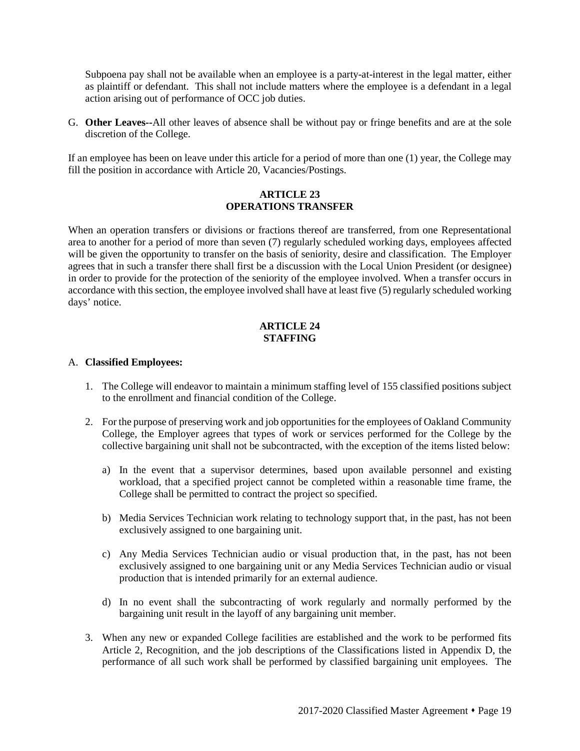Subpoena pay shall not be available when an employee is a party-at-interest in the legal matter, either as plaintiff or defendant. This shall not include matters where the employee is a defendant in a legal action arising out of performance of OCC job duties.

G. **Other Leaves--**All other leaves of absence shall be without pay or fringe benefits and are at the sole discretion of the College.

If an employee has been on leave under this article for a period of more than one (1) year, the College may fill the position in accordance with Article 20, Vacancies/Postings.

## ARTICLE 23
## OPERATIONS TRANSFER

When an operation transfers or divisions or fractions thereof are transferred, from one Representational area to another for a period of more than seven (7) regularly scheduled working days, employees affected will be given the opportunity to transfer on the basis of seniority, desire and classification. The Employer agrees that in such a transfer there shall first be a discussion with the Local Union President (or designee) in order to provide for the protection of the seniority of the employee involved. When a transfer occurs in accordance with this section, the employee involved shall have at least five (5) regularly scheduled working days' notice.

## ARTICLE 24
## STAFFING

A. **Classified Employees:**

1. The College will endeavor to maintain a minimum staffing level of 155 classified positions subject to the enrollment and financial condition of the College.

2. For the purpose of preserving work and job opportunities for the employees of Oakland Community College, the Employer agrees that types of work or services performed for the College by the collective bargaining unit shall not be subcontracted, with the exception of the items listed below:

   a) In the event that a supervisor determines, based upon available personnel and existing workload, that a specified project cannot be completed within a reasonable time frame, the College shall be permitted to contract the project so specified.

   b) Media Services Technician work relating to technology support that, in the past, has not been exclusively assigned to one bargaining unit.

   c) Any Media Services Technician audio or visual production that, in the past, has not been exclusively assigned to one bargaining unit or any Media Services Technician audio or visual production that is intended primarily for an external audience.

   d) In no event shall the subcontracting of work regularly and normally performed by the bargaining unit result in the layoff of any bargaining unit member.

3. When any new or expanded College facilities are established and the work to be performed fits Article 2, Recognition, and the job descriptions of the Classifications listed in Appendix D, the performance of all such work shall be performed by classified bargaining unit employees. The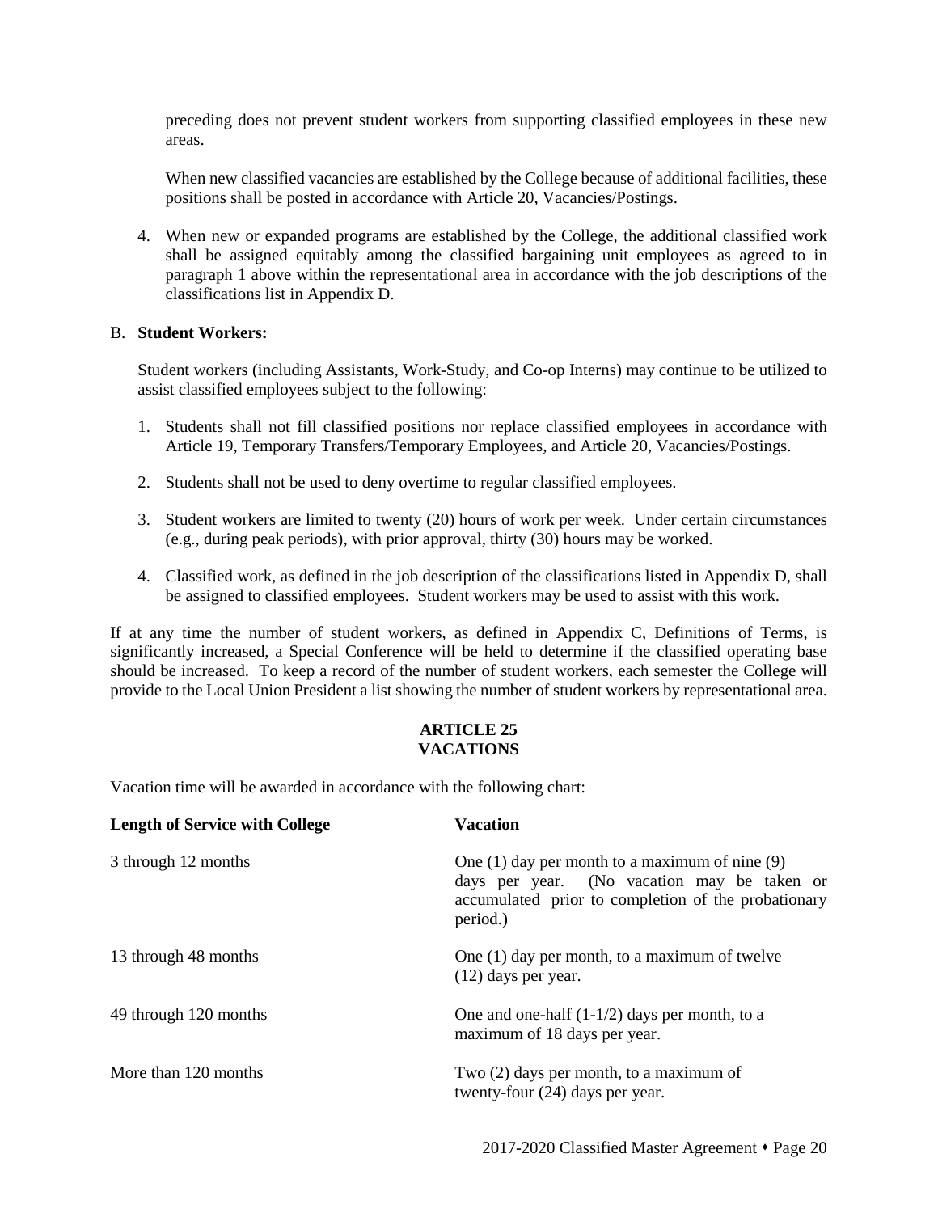preceding does not prevent student workers from supporting classified employees in these new areas.

When new classified vacancies are established by the College because of additional facilities, these positions shall be posted in accordance with Article 20, Vacancies/Postings.

4. When new or expanded programs are established by the College, the additional classified work shall be assigned equitably among the classified bargaining unit employees as agreed to in paragraph 1 above within the representational area in accordance with the job descriptions of the classifications list in Appendix D.

B. **Student Workers:**

Student workers (including Assistants, Work-Study, and Co-op Interns) may continue to be utilized to assist classified employees subject to the following:

1. Students shall not fill classified positions nor replace classified employees in accordance with Article 19, Temporary Transfers/Temporary Employees, and Article 20, Vacancies/Postings.

2. Students shall not be used to deny overtime to regular classified employees.

3. Student workers are limited to twenty (20) hours of work per week. Under certain circumstances (e.g., during peak periods), with prior approval, thirty (30) hours may be worked.

4. Classified work, as defined in the job description of the classifications listed in Appendix D, shall be assigned to classified employees. Student workers may be used to assist with this work.

If at any time the number of student workers, as defined in Appendix C, Definitions of Terms, is significantly increased, a Special Conference will be held to determine if the classified operating base should be increased. To keep a record of the number of student workers, each semester the College will provide to the Local Union President a list showing the number of student workers by representational area.

## ARTICLE 25
## VACATIONS

Vacation time will be awarded in accordance with the following chart:

| Length of Service with College | Vacation |
|---|---|
| 3 through 12 months | One (1) day per month to a maximum of nine (9) days per year. (No vacation may be taken or accumulated prior to completion of the probationary period.) |
| 13 through 48 months | One (1) day per month, to a maximum of twelve (12) days per year. |
| 49 through 120 months | One and one-half (1-1/2) days per month, to a maximum of 18 days per year. |
| More than 120 months | Two (2) days per month, to a maximum of twenty-four (24) days per year. |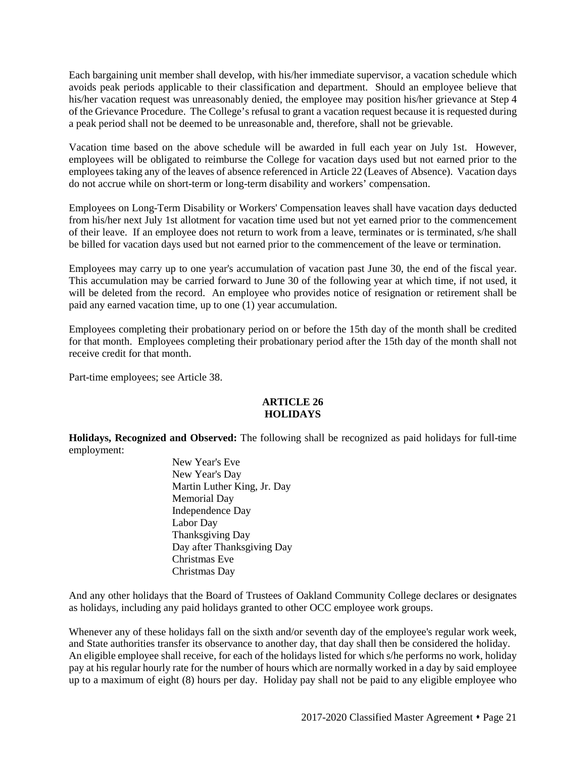Each bargaining unit member shall develop, with his/her immediate supervisor, a vacation schedule which avoids peak periods applicable to their classification and department. Should an employee believe that his/her vacation request was unreasonably denied, the employee may position his/her grievance at Step 4 of the Grievance Procedure. The College's refusal to grant a vacation request because it is requested during a peak period shall not be deemed to be unreasonable and, therefore, shall not be grievable.

Vacation time based on the above schedule will be awarded in full each year on July 1st. However, employees will be obligated to reimburse the College for vacation days used but not earned prior to the employees taking any of the leaves of absence referenced in Article 22 (Leaves of Absence). Vacation days do not accrue while on short-term or long-term disability and workers' compensation.

Employees on Long-Term Disability or Workers' Compensation leaves shall have vacation days deducted from his/her next July 1st allotment for vacation time used but not yet earned prior to the commencement of their leave. If an employee does not return to work from a leave, terminates or is terminated, s/he shall be billed for vacation days used but not earned prior to the commencement of the leave or termination.

Employees may carry up to one year's accumulation of vacation past June 30, the end of the fiscal year. This accumulation may be carried forward to June 30 of the following year at which time, if not used, it will be deleted from the record. An employee who provides notice of resignation or retirement shall be paid any earned vacation time, up to one (1) year accumulation.

Employees completing their probationary period on or before the 15th day of the month shall be credited for that month. Employees completing their probationary period after the 15th day of the month shall not receive credit for that month.

Part-time employees; see Article 38.

## ARTICLE 26
## HOLIDAYS

**Holidays, Recognized and Observed:** The following shall be recognized as paid holidays for full-time employment:

- New Year's Eve
- New Year's Day
- Martin Luther King, Jr. Day
- Memorial Day
- Independence Day
- Labor Day
- Thanksgiving Day
- Day after Thanksgiving Day
- Christmas Eve
- Christmas Day

And any other holidays that the Board of Trustees of Oakland Community College declares or designates as holidays, including any paid holidays granted to other OCC employee work groups.

Whenever any of these holidays fall on the sixth and/or seventh day of the employee's regular work week, and State authorities transfer its observance to another day, that day shall then be considered the holiday. An eligible employee shall receive, for each of the holidays listed for which s/he performs no work, holiday pay at his regular hourly rate for the number of hours which are normally worked in a day by said employee up to a maximum of eight (8) hours per day. Holiday pay shall not be paid to any eligible employee who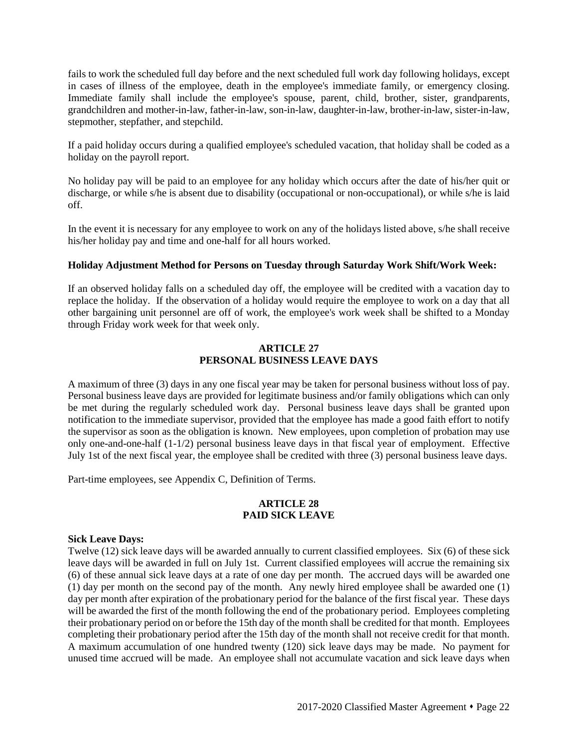fails to work the scheduled full day before and the next scheduled full work day following holidays, except in cases of illness of the employee, death in the employee's immediate family, or emergency closing. Immediate family shall include the employee's spouse, parent, child, brother, sister, grandparents, grandchildren and mother-in-law, father-in-law, son-in-law, daughter-in-law, brother-in-law, sister-in-law, stepmother, stepfather, and stepchild.

If a paid holiday occurs during a qualified employee's scheduled vacation, that holiday shall be coded as a holiday on the payroll report.

No holiday pay will be paid to an employee for any holiday which occurs after the date of his/her quit or discharge, or while s/he is absent due to disability (occupational or non-occupational), or while s/he is laid off.

In the event it is necessary for any employee to work on any of the holidays listed above, s/he shall receive his/her holiday pay and time and one-half for all hours worked.

**Holiday Adjustment Method for Persons on Tuesday through Saturday Work Shift/Work Week:**

If an observed holiday falls on a scheduled day off, the employee will be credited with a vacation day to replace the holiday. If the observation of a holiday would require the employee to work on a day that all other bargaining unit personnel are off of work, the employee's work week shall be shifted to a Monday through Friday work week for that week only.

## ARTICLE 27
## PERSONAL BUSINESS LEAVE DAYS

A maximum of three (3) days in any one fiscal year may be taken for personal business without loss of pay. Personal business leave days are provided for legitimate business and/or family obligations which can only be met during the regularly scheduled work day. Personal business leave days shall be granted upon notification to the immediate supervisor, provided that the employee has made a good faith effort to notify the supervisor as soon as the obligation is known. New employees, upon completion of probation may use only one-and-one-half (1-1/2) personal business leave days in that fiscal year of employment. Effective July 1st of the next fiscal year, the employee shall be credited with three (3) personal business leave days.

Part-time employees, see Appendix C, Definition of Terms.

## ARTICLE 28
## PAID SICK LEAVE

**Sick Leave Days:**
Twelve (12) sick leave days will be awarded annually to current classified employees. Six (6) of these sick leave days will be awarded in full on July 1st. Current classified employees will accrue the remaining six (6) of these annual sick leave days at a rate of one day per month. The accrued days will be awarded one (1) day per month on the second pay of the month. Any newly hired employee shall be awarded one (1) day per month after expiration of the probationary period for the balance of the first fiscal year. These days will be awarded the first of the month following the end of the probationary period. Employees completing their probationary period on or before the 15th day of the month shall be credited for that month. Employees completing their probationary period after the 15th day of the month shall not receive credit for that month. A maximum accumulation of one hundred twenty (120) sick leave days may be made. No payment for unused time accrued will be made. An employee shall not accumulate vacation and sick leave days when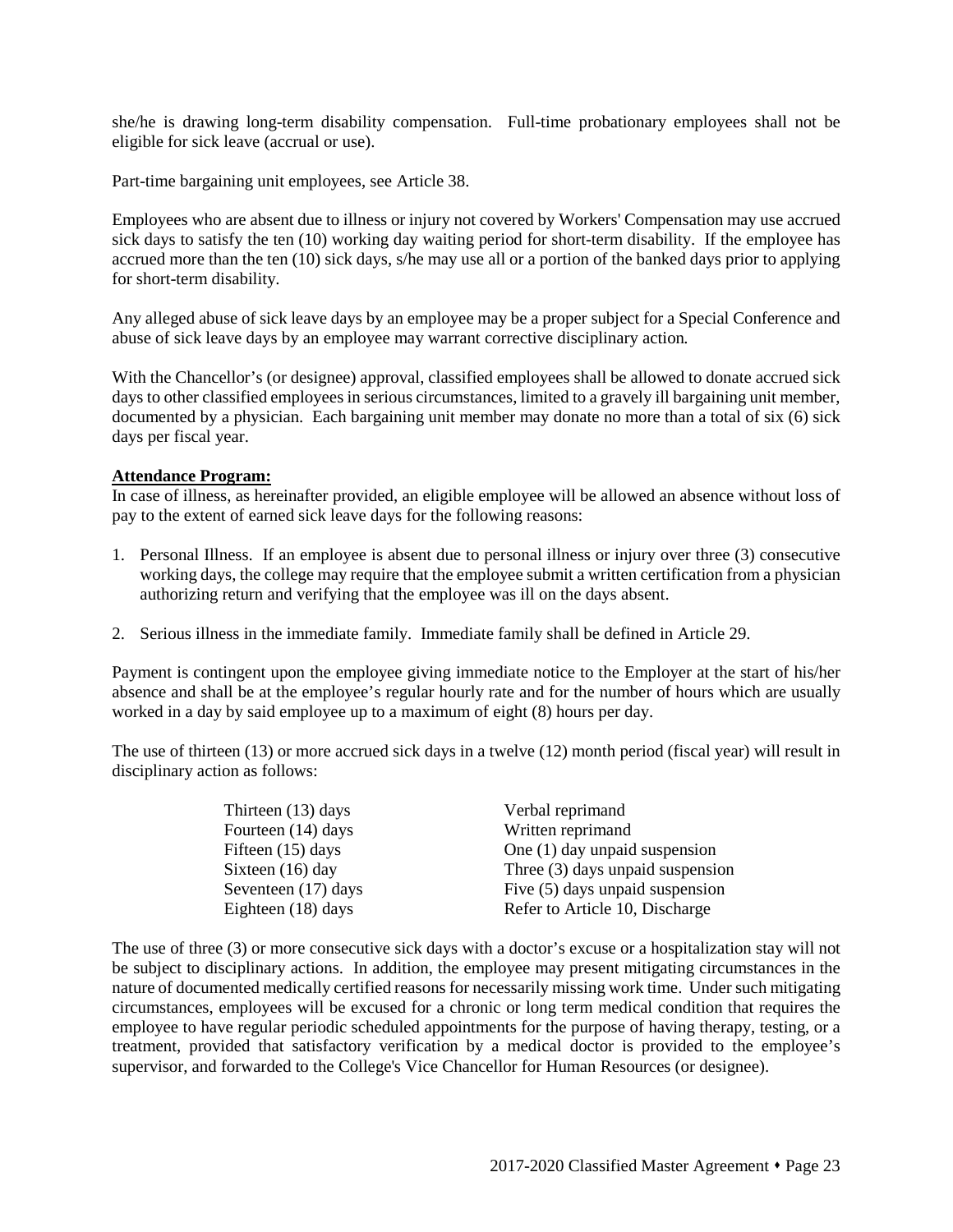she/he is drawing long-term disability compensation. Full-time probationary employees shall not be eligible for sick leave (accrual or use).

Part-time bargaining unit employees, see Article 38.

Employees who are absent due to illness or injury not covered by Workers' Compensation may use accrued sick days to satisfy the ten (10) working day waiting period for short-term disability. If the employee has accrued more than the ten (10) sick days, s/he may use all or a portion of the banked days prior to applying for short-term disability.

Any alleged abuse of sick leave days by an employee may be a proper subject for a Special Conference and abuse of sick leave days by an employee may warrant corrective disciplinary action.

With the Chancellor's (or designee) approval, classified employees shall be allowed to donate accrued sick days to other classified employees in serious circumstances, limited to a gravely ill bargaining unit member, documented by a physician. Each bargaining unit member may donate no more than a total of six (6) sick days per fiscal year.

**Attendance Program:**

In case of illness, as hereinafter provided, an eligible employee will be allowed an absence without loss of pay to the extent of earned sick leave days for the following reasons:

1. Personal Illness. If an employee is absent due to personal illness or injury over three (3) consecutive working days, the college may require that the employee submit a written certification from a physician authorizing return and verifying that the employee was ill on the days absent.

2. Serious illness in the immediate family. Immediate family shall be defined in Article 29.

Payment is contingent upon the employee giving immediate notice to the Employer at the start of his/her absence and shall be at the employee's regular hourly rate and for the number of hours which are usually worked in a day by said employee up to a maximum of eight (8) hours per day.

The use of thirteen (13) or more accrued sick days in a twelve (12) month period (fiscal year) will result in disciplinary action as follows:

| | |
|---|---|
| Thirteen (13) days | Verbal reprimand |
| Fourteen (14) days | Written reprimand |
| Fifteen (15) days | One (1) day unpaid suspension |
| Sixteen (16) day | Three (3) days unpaid suspension |
| Seventeen (17) days | Five (5) days unpaid suspension |
| Eighteen (18) days | Refer to Article 10, Discharge |

The use of three (3) or more consecutive sick days with a doctor's excuse or a hospitalization stay will not be subject to disciplinary actions. In addition, the employee may present mitigating circumstances in the nature of documented medically certified reasons for necessarily missing work time. Under such mitigating circumstances, employees will be excused for a chronic or long term medical condition that requires the employee to have regular periodic scheduled appointments for the purpose of having therapy, testing, or a treatment, provided that satisfactory verification by a medical doctor is provided to the employee's supervisor, and forwarded to the College's Vice Chancellor for Human Resources (or designee).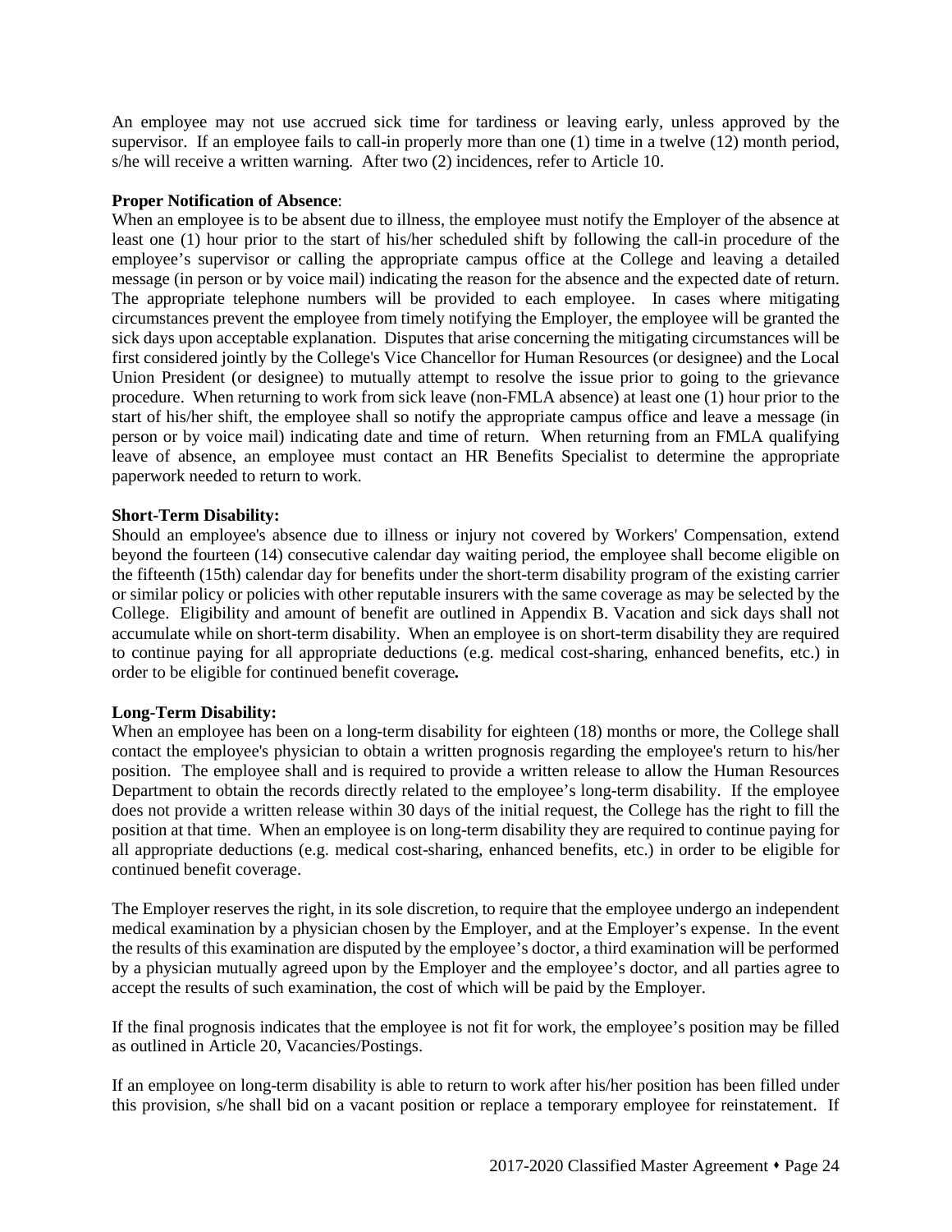An employee may not use accrued sick time for tardiness or leaving early, unless approved by the supervisor. If an employee fails to call-in properly more than one (1) time in a twelve (12) month period, s/he will receive a written warning. After two (2) incidences, refer to Article 10.

**Proper Notification of Absence**:
When an employee is to be absent due to illness, the employee must notify the Employer of the absence at least one (1) hour prior to the start of his/her scheduled shift by following the call-in procedure of the employee's supervisor or calling the appropriate campus office at the College and leaving a detailed message (in person or by voice mail) indicating the reason for the absence and the expected date of return. The appropriate telephone numbers will be provided to each employee. In cases where mitigating circumstances prevent the employee from timely notifying the Employer, the employee will be granted the sick days upon acceptable explanation. Disputes that arise concerning the mitigating circumstances will be first considered jointly by the College's Vice Chancellor for Human Resources (or designee) and the Local Union President (or designee) to mutually attempt to resolve the issue prior to going to the grievance procedure. When returning to work from sick leave (non-FMLA absence) at least one (1) hour prior to the start of his/her shift, the employee shall so notify the appropriate campus office and leave a message (in person or by voice mail) indicating date and time of return. When returning from an FMLA qualifying leave of absence, an employee must contact an HR Benefits Specialist to determine the appropriate paperwork needed to return to work.

**Short-Term Disability:**
Should an employee's absence due to illness or injury not covered by Workers' Compensation, extend beyond the fourteen (14) consecutive calendar day waiting period, the employee shall become eligible on the fifteenth (15th) calendar day for benefits under the short-term disability program of the existing carrier or similar policy or policies with other reputable insurers with the same coverage as may be selected by the College. Eligibility and amount of benefit are outlined in Appendix B. Vacation and sick days shall not accumulate while on short-term disability. When an employee is on short-term disability they are required to continue paying for all appropriate deductions (e.g. medical cost-sharing, enhanced benefits, etc.) in order to be eligible for continued benefit coverage**.**

**Long-Term Disability:**
When an employee has been on a long-term disability for eighteen (18) months or more, the College shall contact the employee's physician to obtain a written prognosis regarding the employee's return to his/her position. The employee shall and is required to provide a written release to allow the Human Resources Department to obtain the records directly related to the employee's long-term disability. If the employee does not provide a written release within 30 days of the initial request, the College has the right to fill the position at that time. When an employee is on long-term disability they are required to continue paying for all appropriate deductions (e.g. medical cost-sharing, enhanced benefits, etc.) in order to be eligible for continued benefit coverage.

The Employer reserves the right, in its sole discretion, to require that the employee undergo an independent medical examination by a physician chosen by the Employer, and at the Employer's expense. In the event the results of this examination are disputed by the employee's doctor, a third examination will be performed by a physician mutually agreed upon by the Employer and the employee's doctor, and all parties agree to accept the results of such examination, the cost of which will be paid by the Employer.

If the final prognosis indicates that the employee is not fit for work, the employee's position may be filled as outlined in Article 20, Vacancies/Postings.

If an employee on long-term disability is able to return to work after his/her position has been filled under this provision, s/he shall bid on a vacant position or replace a temporary employee for reinstatement. If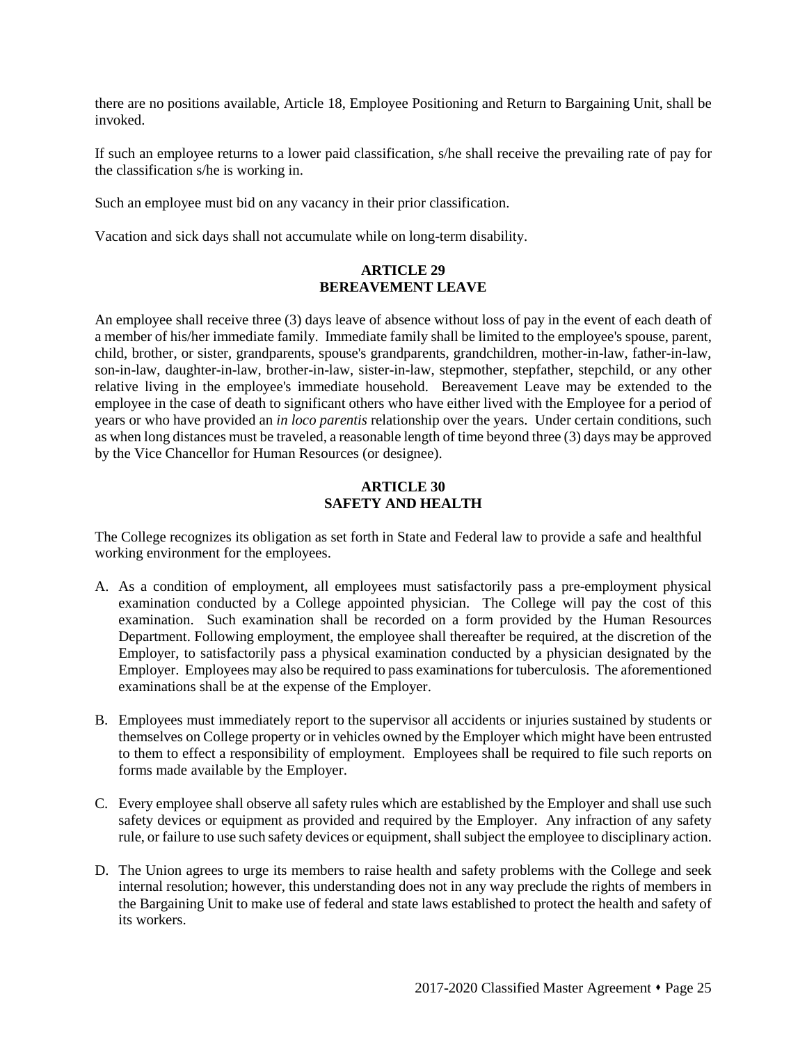there are no positions available, Article 18, Employee Positioning and Return to Bargaining Unit, shall be invoked.

If such an employee returns to a lower paid classification, s/he shall receive the prevailing rate of pay for the classification s/he is working in.

Such an employee must bid on any vacancy in their prior classification.

Vacation and sick days shall not accumulate while on long-term disability.

## ARTICLE 29
## BEREAVEMENT LEAVE

An employee shall receive three (3) days leave of absence without loss of pay in the event of each death of a member of his/her immediate family. Immediate family shall be limited to the employee's spouse, parent, child, brother, or sister, grandparents, spouse's grandparents, grandchildren, mother-in-law, father-in-law, son-in-law, daughter-in-law, brother-in-law, sister-in-law, stepmother, stepfather, stepchild, or any other relative living in the employee's immediate household. Bereavement Leave may be extended to the employee in the case of death to significant others who have either lived with the Employee for a period of years or who have provided an *in loco parentis* relationship over the years. Under certain conditions, such as when long distances must be traveled, a reasonable length of time beyond three (3) days may be approved by the Vice Chancellor for Human Resources (or designee).

## ARTICLE 30
## SAFETY AND HEALTH

The College recognizes its obligation as set forth in State and Federal law to provide a safe and healthful working environment for the employees.

A. As a condition of employment, all employees must satisfactorily pass a pre-employment physical examination conducted by a College appointed physician. The College will pay the cost of this examination. Such examination shall be recorded on a form provided by the Human Resources Department. Following employment, the employee shall thereafter be required, at the discretion of the Employer, to satisfactorily pass a physical examination conducted by a physician designated by the Employer. Employees may also be required to pass examinations for tuberculosis. The aforementioned examinations shall be at the expense of the Employer.

B. Employees must immediately report to the supervisor all accidents or injuries sustained by students or themselves on College property or in vehicles owned by the Employer which might have been entrusted to them to effect a responsibility of employment. Employees shall be required to file such reports on forms made available by the Employer.

C. Every employee shall observe all safety rules which are established by the Employer and shall use such safety devices or equipment as provided and required by the Employer. Any infraction of any safety rule, or failure to use such safety devices or equipment, shall subject the employee to disciplinary action.

D. The Union agrees to urge its members to raise health and safety problems with the College and seek internal resolution; however, this understanding does not in any way preclude the rights of members in the Bargaining Unit to make use of federal and state laws established to protect the health and safety of its workers.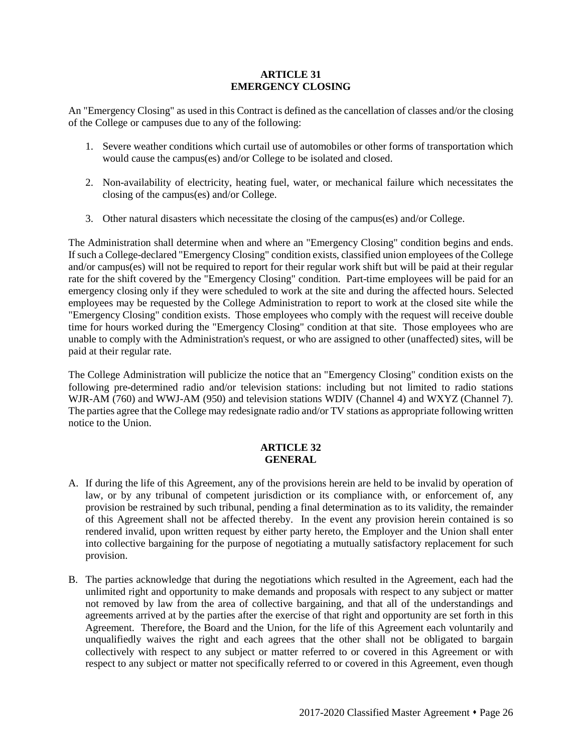## ARTICLE 31
## EMERGENCY CLOSING

An "Emergency Closing" as used in this Contract is defined as the cancellation of classes and/or the closing of the College or campuses due to any of the following:

1. Severe weather conditions which curtail use of automobiles or other forms of transportation which would cause the campus(es) and/or College to be isolated and closed.

2. Non-availability of electricity, heating fuel, water, or mechanical failure which necessitates the closing of the campus(es) and/or College.

3. Other natural disasters which necessitate the closing of the campus(es) and/or College.

The Administration shall determine when and where an "Emergency Closing" condition begins and ends. If such a College-declared "Emergency Closing" condition exists, classified union employees of the College and/or campus(es) will not be required to report for their regular work shift but will be paid at their regular rate for the shift covered by the "Emergency Closing" condition. Part-time employees will be paid for an emergency closing only if they were scheduled to work at the site and during the affected hours. Selected employees may be requested by the College Administration to report to work at the closed site while the "Emergency Closing" condition exists. Those employees who comply with the request will receive double time for hours worked during the "Emergency Closing" condition at that site. Those employees who are unable to comply with the Administration's request, or who are assigned to other (unaffected) sites, will be paid at their regular rate.

The College Administration will publicize the notice that an "Emergency Closing" condition exists on the following pre-determined radio and/or television stations: including but not limited to radio stations WJR-AM (760) and WWJ-AM (950) and television stations WDIV (Channel 4) and WXYZ (Channel 7). The parties agree that the College may redesignate radio and/or TV stations as appropriate following written notice to the Union.

## ARTICLE 32
## GENERAL

A. If during the life of this Agreement, any of the provisions herein are held to be invalid by operation of law, or by any tribunal of competent jurisdiction or its compliance with, or enforcement of, any provision be restrained by such tribunal, pending a final determination as to its validity, the remainder of this Agreement shall not be affected thereby. In the event any provision herein contained is so rendered invalid, upon written request by either party hereto, the Employer and the Union shall enter into collective bargaining for the purpose of negotiating a mutually satisfactory replacement for such provision.

B. The parties acknowledge that during the negotiations which resulted in the Agreement, each had the unlimited right and opportunity to make demands and proposals with respect to any subject or matter not removed by law from the area of collective bargaining, and that all of the understandings and agreements arrived at by the parties after the exercise of that right and opportunity are set forth in this Agreement. Therefore, the Board and the Union, for the life of this Agreement each voluntarily and unqualifiedly waives the right and each agrees that the other shall not be obligated to bargain collectively with respect to any subject or matter referred to or covered in this Agreement or with respect to any subject or matter not specifically referred to or covered in this Agreement, even though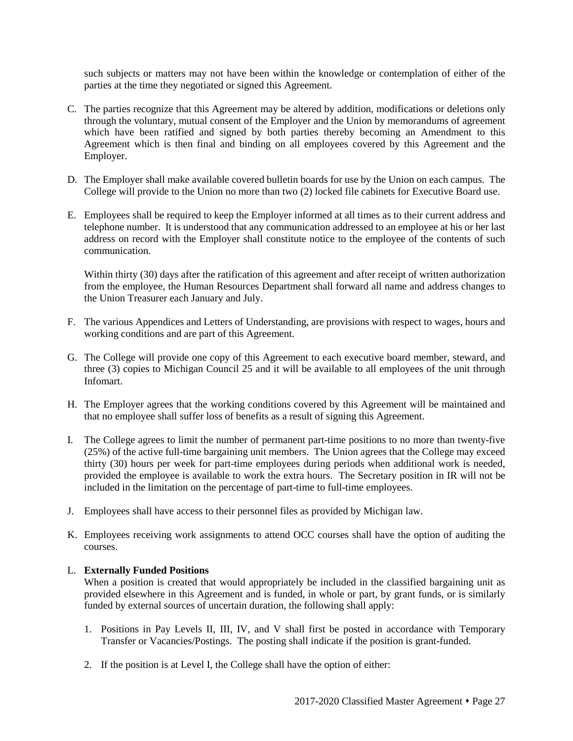such subjects or matters may not have been within the knowledge or contemplation of either of the parties at the time they negotiated or signed this Agreement.

C. The parties recognize that this Agreement may be altered by addition, modifications or deletions only through the voluntary, mutual consent of the Employer and the Union by memorandums of agreement which have been ratified and signed by both parties thereby becoming an Amendment to this Agreement which is then final and binding on all employees covered by this Agreement and the Employer.

D. The Employer shall make available covered bulletin boards for use by the Union on each campus. The College will provide to the Union no more than two (2) locked file cabinets for Executive Board use.

E. Employees shall be required to keep the Employer informed at all times as to their current address and telephone number. It is understood that any communication addressed to an employee at his or her last address on record with the Employer shall constitute notice to the employee of the contents of such communication.

   Within thirty (30) days after the ratification of this agreement and after receipt of written authorization from the employee, the Human Resources Department shall forward all name and address changes to the Union Treasurer each January and July.

F. The various Appendices and Letters of Understanding, are provisions with respect to wages, hours and working conditions and are part of this Agreement.

G. The College will provide one copy of this Agreement to each executive board member, steward, and three (3) copies to Michigan Council 25 and it will be available to all employees of the unit through Infomart.

H. The Employer agrees that the working conditions covered by this Agreement will be maintained and that no employee shall suffer loss of benefits as a result of signing this Agreement.

I. The College agrees to limit the number of permanent part-time positions to no more than twenty-five (25%) of the active full-time bargaining unit members. The Union agrees that the College may exceed thirty (30) hours per week for part-time employees during periods when additional work is needed, provided the employee is available to work the extra hours. The Secretary position in IR will not be included in the limitation on the percentage of part-time to full-time employees.

J. Employees shall have access to their personnel files as provided by Michigan law.

K. Employees receiving work assignments to attend OCC courses shall have the option of auditing the courses.

L. **Externally Funded Positions**

   When a position is created that would appropriately be included in the classified bargaining unit as provided elsewhere in this Agreement and is funded, in whole or part, by grant funds, or is similarly funded by external sources of uncertain duration, the following shall apply:

   1. Positions in Pay Levels II, III, IV, and V shall first be posted in accordance with Temporary Transfer or Vacancies/Postings. The posting shall indicate if the position is grant-funded.

   2. If the position is at Level I, the College shall have the option of either: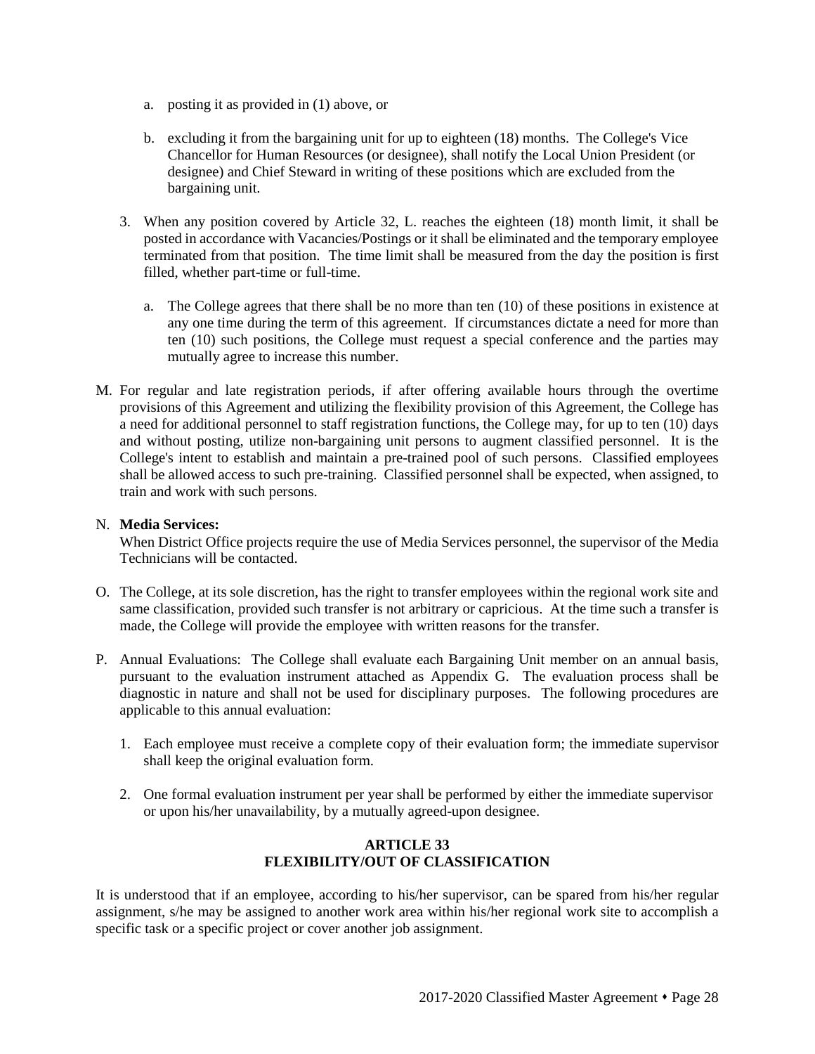a. posting it as provided in (1) above, or

   b. excluding it from the bargaining unit for up to eighteen (18) months. The College's Vice Chancellor for Human Resources (or designee), shall notify the Local Union President (or designee) and Chief Steward in writing of these positions which are excluded from the bargaining unit.

3. When any position covered by Article 32, L. reaches the eighteen (18) month limit, it shall be posted in accordance with Vacancies/Postings or it shall be eliminated and the temporary employee terminated from that position. The time limit shall be measured from the day the position is first filled, whether part-time or full-time.

   a. The College agrees that there shall be no more than ten (10) of these positions in existence at any one time during the term of this agreement. If circumstances dictate a need for more than ten (10) such positions, the College must request a special conference and the parties may mutually agree to increase this number.

M. For regular and late registration periods, if after offering available hours through the overtime provisions of this Agreement and utilizing the flexibility provision of this Agreement, the College has a need for additional personnel to staff registration functions, the College may, for up to ten (10) days and without posting, utilize non-bargaining unit persons to augment classified personnel. It is the College's intent to establish and maintain a pre-trained pool of such persons. Classified employees shall be allowed access to such pre-training. Classified personnel shall be expected, when assigned, to train and work with such persons.

N. **Media Services:**
When District Office projects require the use of Media Services personnel, the supervisor of the Media Technicians will be contacted.

O. The College, at its sole discretion, has the right to transfer employees within the regional work site and same classification, provided such transfer is not arbitrary or capricious. At the time such a transfer is made, the College will provide the employee with written reasons for the transfer.

P. Annual Evaluations: The College shall evaluate each Bargaining Unit member on an annual basis, pursuant to the evaluation instrument attached as Appendix G. The evaluation process shall be diagnostic in nature and shall not be used for disciplinary purposes. The following procedures are applicable to this annual evaluation:

   1. Each employee must receive a complete copy of their evaluation form; the immediate supervisor shall keep the original evaluation form.

   2. One formal evaluation instrument per year shall be performed by either the immediate supervisor or upon his/her unavailability, by a mutually agreed-upon designee.

## ARTICLE 33
## FLEXIBILITY/OUT OF CLASSIFICATION

It is understood that if an employee, according to his/her supervisor, can be spared from his/her regular assignment, s/he may be assigned to another work area within his/her regional work site to accomplish a specific task or a specific project or cover another job assignment.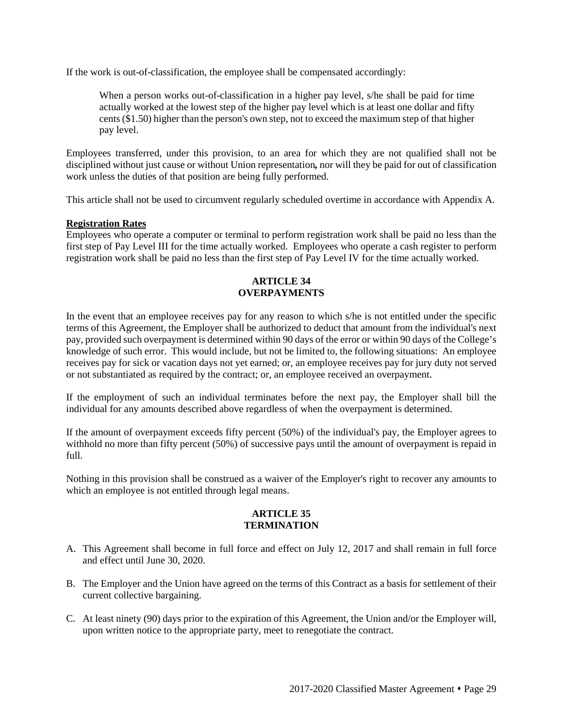If the work is out-of-classification, the employee shall be compensated accordingly:

> When a person works out-of-classification in a higher pay level, s/he shall be paid for time actually worked at the lowest step of the higher pay level which is at least one dollar and fifty cents ($1.50) higher than the person's own step, not to exceed the maximum step of that higher pay level.

Employees transferred, under this provision, to an area for which they are not qualified shall not be disciplined without just cause or without Union representation**,** nor will they be paid for out of classification work unless the duties of that position are being fully performed.

This article shall not be used to circumvent regularly scheduled overtime in accordance with Appendix A.

**Registration Rates**

Employees who operate a computer or terminal to perform registration work shall be paid no less than the first step of Pay Level III for the time actually worked. Employees who operate a cash register to perform registration work shall be paid no less than the first step of Pay Level IV for the time actually worked.

## ARTICLE 34
## OVERPAYMENTS

In the event that an employee receives pay for any reason to which s/he is not entitled under the specific terms of this Agreement, the Employer shall be authorized to deduct that amount from the individual's next pay, provided such overpayment is determined within 90 days of the error or within 90 days of the College's knowledge of such error. This would include, but not be limited to, the following situations: An employee receives pay for sick or vacation days not yet earned; or, an employee receives pay for jury duty not served or not substantiated as required by the contract; or, an employee received an overpayment.

If the employment of such an individual terminates before the next pay, the Employer shall bill the individual for any amounts described above regardless of when the overpayment is determined.

If the amount of overpayment exceeds fifty percent (50%) of the individual's pay, the Employer agrees to withhold no more than fifty percent (50%) of successive pays until the amount of overpayment is repaid in full.

Nothing in this provision shall be construed as a waiver of the Employer's right to recover any amounts to which an employee is not entitled through legal means.

## ARTICLE 35
## TERMINATION

A. This Agreement shall become in full force and effect on July 12, 2017 and shall remain in full force and effect until June 30, 2020.

B. The Employer and the Union have agreed on the terms of this Contract as a basis for settlement of their current collective bargaining.

C. At least ninety (90) days prior to the expiration of this Agreement, the Union and/or the Employer will, upon written notice to the appropriate party, meet to renegotiate the contract.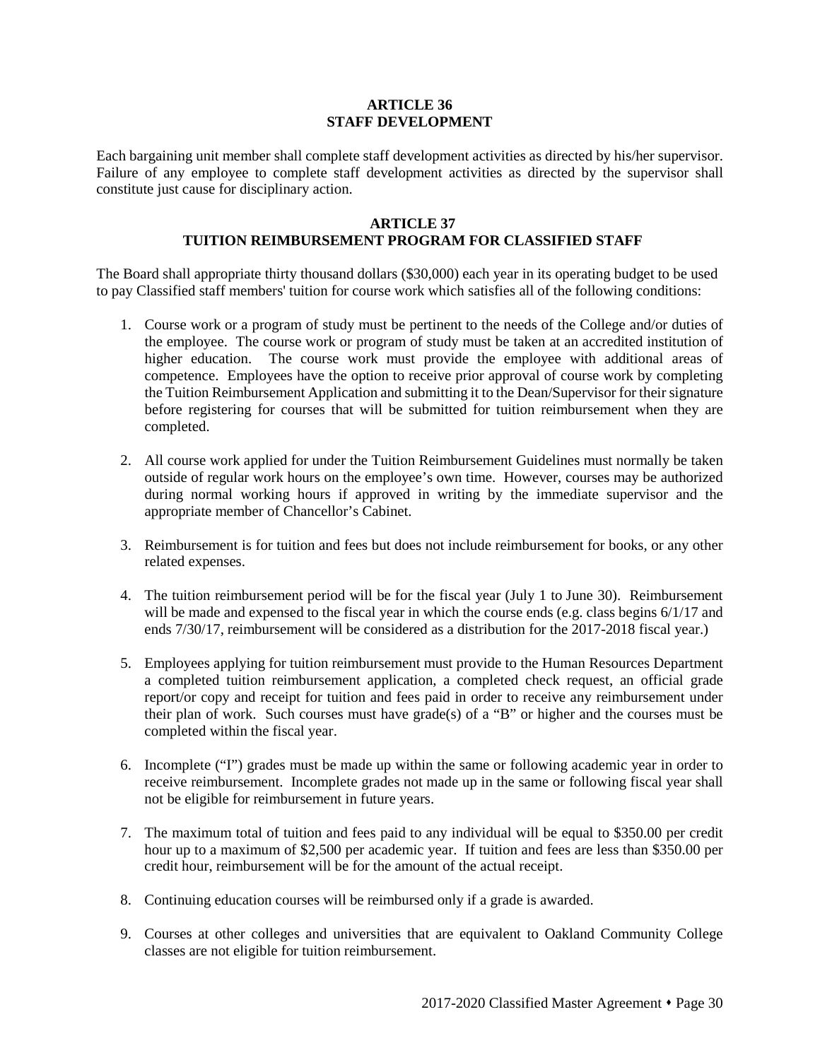## ARTICLE 36
## STAFF DEVELOPMENT

Each bargaining unit member shall complete staff development activities as directed by his/her supervisor. Failure of any employee to complete staff development activities as directed by the supervisor shall constitute just cause for disciplinary action.

## ARTICLE 37
## TUITION REIMBURSEMENT PROGRAM FOR CLASSIFIED STAFF

The Board shall appropriate thirty thousand dollars ($30,000) each year in its operating budget to be used to pay Classified staff members' tuition for course work which satisfies all of the following conditions:

1. Course work or a program of study must be pertinent to the needs of the College and/or duties of the employee. The course work or program of study must be taken at an accredited institution of higher education. The course work must provide the employee with additional areas of competence. Employees have the option to receive prior approval of course work by completing the Tuition Reimbursement Application and submitting it to the Dean/Supervisor for their signature before registering for courses that will be submitted for tuition reimbursement when they are completed.

2. All course work applied for under the Tuition Reimbursement Guidelines must normally be taken outside of regular work hours on the employee's own time. However, courses may be authorized during normal working hours if approved in writing by the immediate supervisor and the appropriate member of Chancellor's Cabinet.

3. Reimbursement is for tuition and fees but does not include reimbursement for books, or any other related expenses.

4. The tuition reimbursement period will be for the fiscal year (July 1 to June 30). Reimbursement will be made and expensed to the fiscal year in which the course ends (e.g. class begins 6/1/17 and ends 7/30/17, reimbursement will be considered as a distribution for the 2017-2018 fiscal year.)

5. Employees applying for tuition reimbursement must provide to the Human Resources Department a completed tuition reimbursement application, a completed check request, an official grade report/or copy and receipt for tuition and fees paid in order to receive any reimbursement under their plan of work. Such courses must have grade(s) of a "B" or higher and the courses must be completed within the fiscal year.

6. Incomplete ("I") grades must be made up within the same or following academic year in order to receive reimbursement. Incomplete grades not made up in the same or following fiscal year shall not be eligible for reimbursement in future years.

7. The maximum total of tuition and fees paid to any individual will be equal to $350.00 per credit hour up to a maximum of $2,500 per academic year. If tuition and fees are less than $350.00 per credit hour, reimbursement will be for the amount of the actual receipt.

8. Continuing education courses will be reimbursed only if a grade is awarded.

9. Courses at other colleges and universities that are equivalent to Oakland Community College classes are not eligible for tuition reimbursement.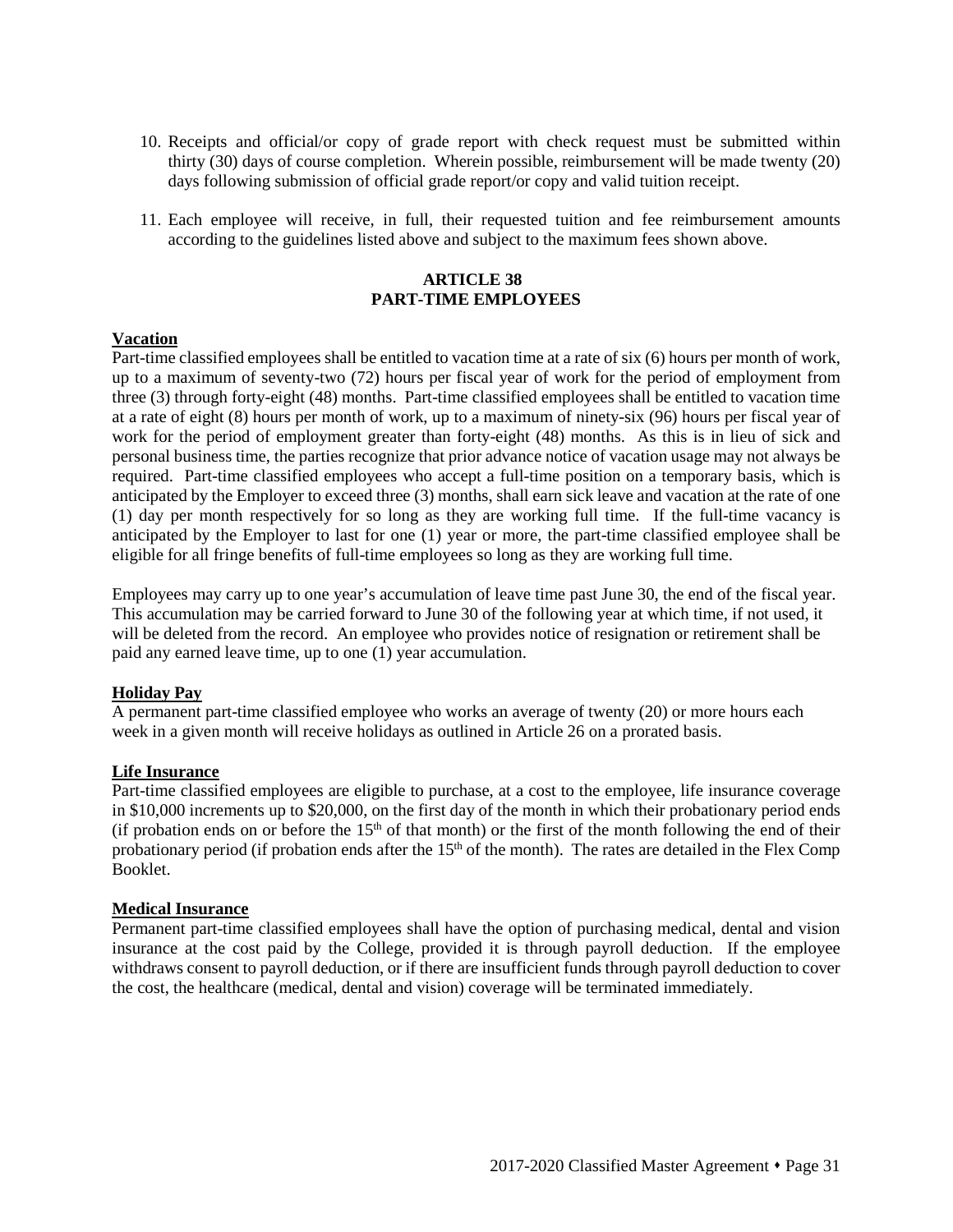10. Receipts and official/or copy of grade report with check request must be submitted within thirty (30) days of course completion. Wherein possible, reimbursement will be made twenty (20) days following submission of official grade report/or copy and valid tuition receipt.

11. Each employee will receive, in full, their requested tuition and fee reimbursement amounts according to the guidelines listed above and subject to the maximum fees shown above.

## ARTICLE 38
## PART-TIME EMPLOYEES

**Vacation**

Part-time classified employees shall be entitled to vacation time at a rate of six (6) hours per month of work, up to a maximum of seventy-two (72) hours per fiscal year of work for the period of employment from three (3) through forty-eight (48) months. Part-time classified employees shall be entitled to vacation time at a rate of eight (8) hours per month of work, up to a maximum of ninety-six (96) hours per fiscal year of work for the period of employment greater than forty-eight (48) months. As this is in lieu of sick and personal business time, the parties recognize that prior advance notice of vacation usage may not always be required. Part-time classified employees who accept a full-time position on a temporary basis, which is anticipated by the Employer to exceed three (3) months, shall earn sick leave and vacation at the rate of one (1) day per month respectively for so long as they are working full time. If the full-time vacancy is anticipated by the Employer to last for one (1) year or more, the part-time classified employee shall be eligible for all fringe benefits of full-time employees so long as they are working full time.

Employees may carry up to one year's accumulation of leave time past June 30, the end of the fiscal year. This accumulation may be carried forward to June 30 of the following year at which time, if not used, it will be deleted from the record. An employee who provides notice of resignation or retirement shall be paid any earned leave time, up to one (1) year accumulation.

**Holiday Pay**

A permanent part-time classified employee who works an average of twenty (20) or more hours each week in a given month will receive holidays as outlined in Article 26 on a prorated basis.

**Life Insurance**

Part-time classified employees are eligible to purchase, at a cost to the employee, life insurance coverage in $10,000 increments up to $20,000, on the first day of the month in which their probationary period ends (if probation ends on or before the 15th of that month) or the first of the month following the end of their probationary period (if probation ends after the 15th of the month). The rates are detailed in the Flex Comp Booklet.

**Medical Insurance**

Permanent part-time classified employees shall have the option of purchasing medical, dental and vision insurance at the cost paid by the College, provided it is through payroll deduction. If the employee withdraws consent to payroll deduction, or if there are insufficient funds through payroll deduction to cover the cost, the healthcare (medical, dental and vision) coverage will be terminated immediately.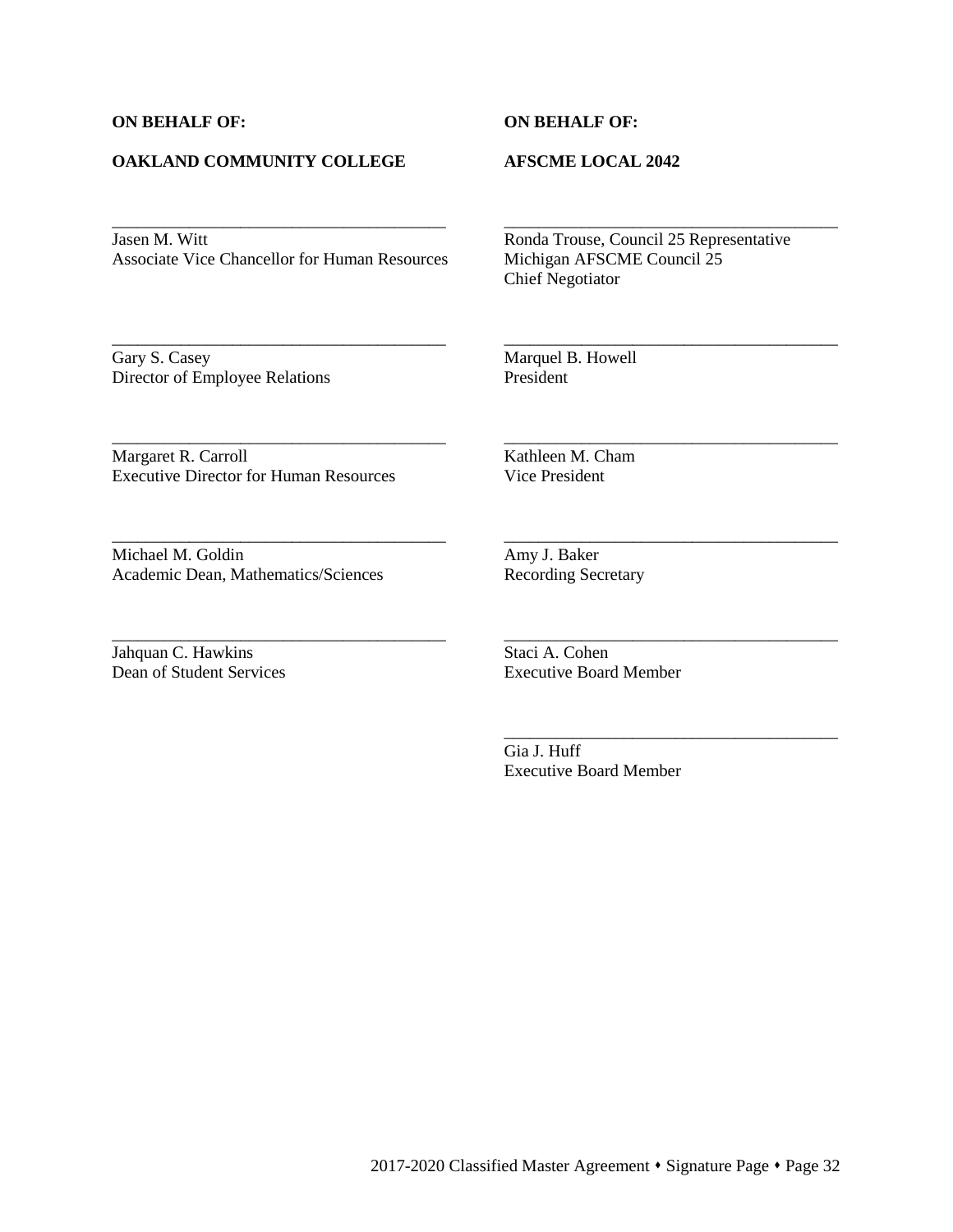**ON BEHALF OF:**

**OAKLAND COMMUNITY COLLEGE**

\_\_\_\_\_\_\_\_\_\_\_\_\_\_\_\_\_\_\_\_\_\_\_\_\_\_\_\_\_\_\_\_\_\_\_\_\_\_\_\_
Jasen M. Witt
Associate Vice Chancellor for Human Resources

\_\_\_\_\_\_\_\_\_\_\_\_\_\_\_\_\_\_\_\_\_\_\_\_\_\_\_\_\_\_\_\_\_\_\_\_\_\_\_\_
Gary S. Casey
Director of Employee Relations

\_\_\_\_\_\_\_\_\_\_\_\_\_\_\_\_\_\_\_\_\_\_\_\_\_\_\_\_\_\_\_\_\_\_\_\_\_\_\_\_
Margaret R. Carroll
Executive Director for Human Resources

\_\_\_\_\_\_\_\_\_\_\_\_\_\_\_\_\_\_\_\_\_\_\_\_\_\_\_\_\_\_\_\_\_\_\_\_\_\_\_\_
Michael M. Goldin
Academic Dean, Mathematics/Sciences

\_\_\_\_\_\_\_\_\_\_\_\_\_\_\_\_\_\_\_\_\_\_\_\_\_\_\_\_\_\_\_\_\_\_\_\_\_\_\_\_
Jahquan C. Hawkins
Dean of Student Services

**ON BEHALF OF:**

**AFSCME LOCAL 2042**

\_\_\_\_\_\_\_\_\_\_\_\_\_\_\_\_\_\_\_\_\_\_\_\_\_\_\_\_\_\_\_\_\_\_\_\_\_\_\_\_
Ronda Trouse, Council 25 Representative
Michigan AFSCME Council 25
Chief Negotiator

\_\_\_\_\_\_\_\_\_\_\_\_\_\_\_\_\_\_\_\_\_\_\_\_\_\_\_\_\_\_\_\_\_\_\_\_\_\_\_\_
Marquel B. Howell
President

\_\_\_\_\_\_\_\_\_\_\_\_\_\_\_\_\_\_\_\_\_\_\_\_\_\_\_\_\_\_\_\_\_\_\_\_\_\_\_\_
Kathleen M. Cham
Vice President

\_\_\_\_\_\_\_\_\_\_\_\_\_\_\_\_\_\_\_\_\_\_\_\_\_\_\_\_\_\_\_\_\_\_\_\_\_\_\_\_
Amy J. Baker
Recording Secretary

\_\_\_\_\_\_\_\_\_\_\_\_\_\_\_\_\_\_\_\_\_\_\_\_\_\_\_\_\_\_\_\_\_\_\_\_\_\_\_\_
Staci A. Cohen
Executive Board Member

\_\_\_\_\_\_\_\_\_\_\_\_\_\_\_\_\_\_\_\_\_\_\_\_\_\_\_\_\_\_\_\_\_\_\_\_\_\_\_\_
Gia J. Huff
Executive Board Member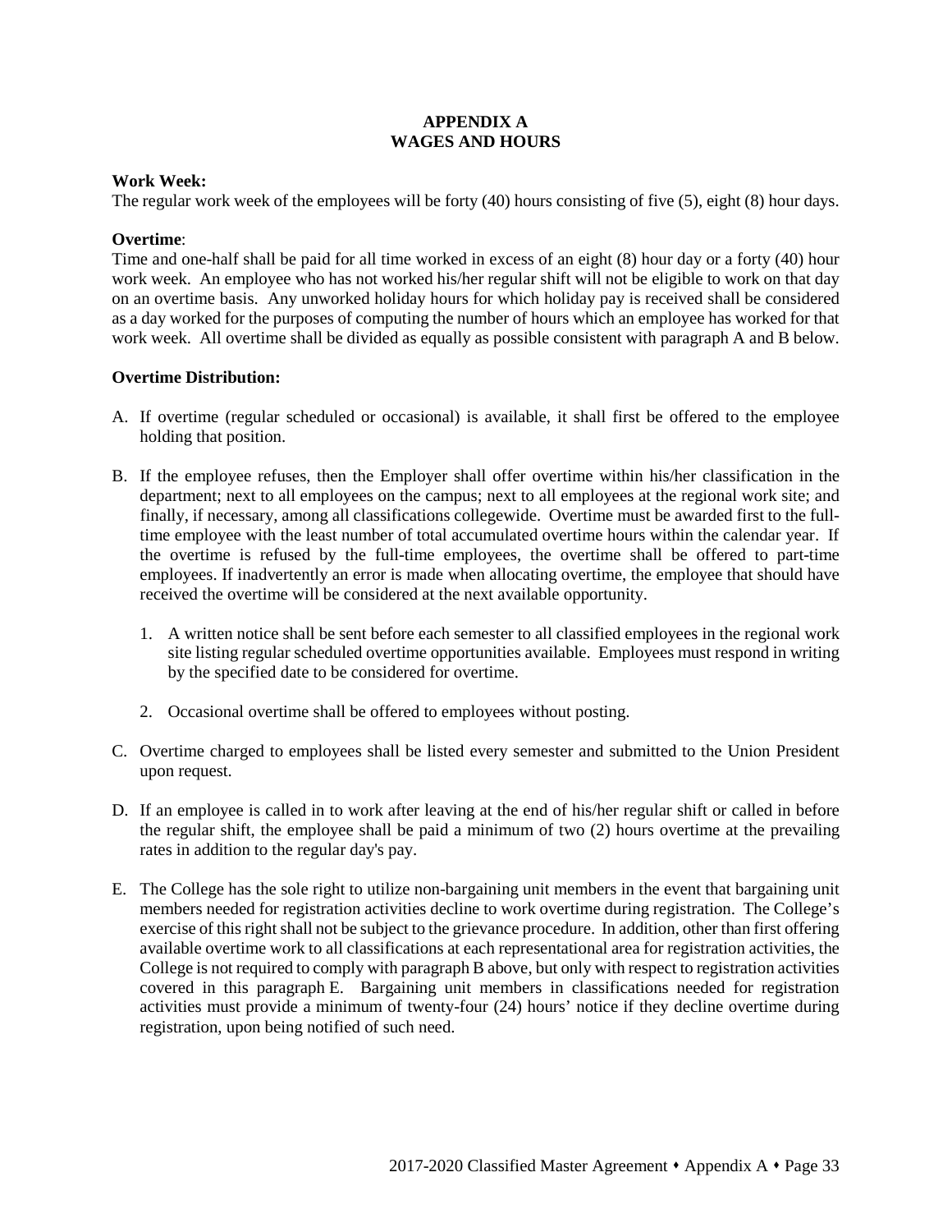# APPENDIX A
# WAGES AND HOURS

**Work Week:**
The regular work week of the employees will be forty (40) hours consisting of five (5), eight (8) hour days.

**Overtime**:
Time and one-half shall be paid for all time worked in excess of an eight (8) hour day or a forty (40) hour work week. An employee who has not worked his/her regular shift will not be eligible to work on that day on an overtime basis. Any unworked holiday hours for which holiday pay is received shall be considered as a day worked for the purposes of computing the number of hours which an employee has worked for that work week. All overtime shall be divided as equally as possible consistent with paragraph A and B below.

**Overtime Distribution:**

A. If overtime (regular scheduled or occasional) is available, it shall first be offered to the employee holding that position.

B. If the employee refuses, then the Employer shall offer overtime within his/her classification in the department; next to all employees on the campus; next to all employees at the regional work site; and finally, if necessary, among all classifications collegewide. Overtime must be awarded first to the full-time employee with the least number of total accumulated overtime hours within the calendar year. If the overtime is refused by the full-time employees, the overtime shall be offered to part-time employees. If inadvertently an error is made when allocating overtime, the employee that should have received the overtime will be considered at the next available opportunity.

   1. A written notice shall be sent before each semester to all classified employees in the regional work site listing regular scheduled overtime opportunities available. Employees must respond in writing by the specified date to be considered for overtime.

   2. Occasional overtime shall be offered to employees without posting.

C. Overtime charged to employees shall be listed every semester and submitted to the Union President upon request.

D. If an employee is called in to work after leaving at the end of his/her regular shift or called in before the regular shift, the employee shall be paid a minimum of two (2) hours overtime at the prevailing rates in addition to the regular day's pay.

E. The College has the sole right to utilize non-bargaining unit members in the event that bargaining unit members needed for registration activities decline to work overtime during registration. The College's exercise of this right shall not be subject to the grievance procedure. In addition, other than first offering available overtime work to all classifications at each representational area for registration activities, the College is not required to comply with paragraph B above, but only with respect to registration activities covered in this paragraph E. Bargaining unit members in classifications needed for registration activities must provide a minimum of twenty-four (24) hours' notice if they decline overtime during registration, upon being notified of such need.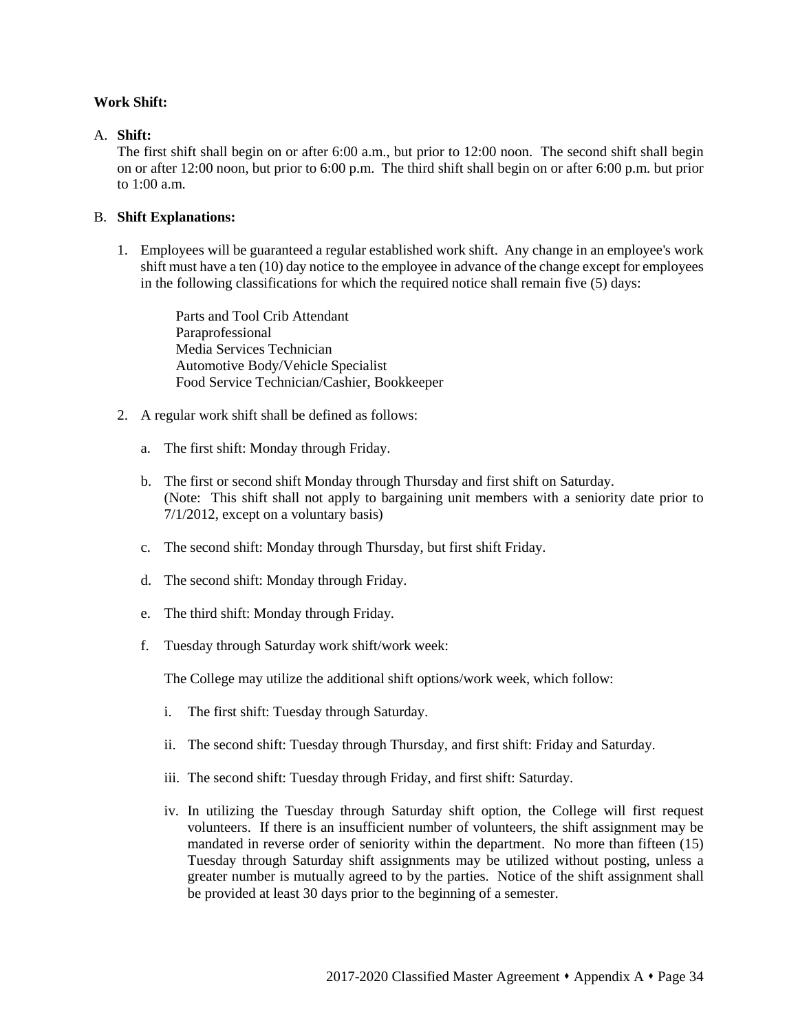**Work Shift:**

A. **Shift:**
The first shift shall begin on or after 6:00 a.m., but prior to 12:00 noon. The second shift shall begin on or after 12:00 noon, but prior to 6:00 p.m. The third shift shall begin on or after 6:00 p.m. but prior to 1:00 a.m.

B. **Shift Explanations:**

1. Employees will be guaranteed a regular established work shift. Any change in an employee's work shift must have a ten (10) day notice to the employee in advance of the change except for employees in the following classifications for which the required notice shall remain five (5) days:

   Parts and Tool Crib Attendant
   Paraprofessional
   Media Services Technician
   Automotive Body/Vehicle Specialist
   Food Service Technician/Cashier, Bookkeeper

2. A regular work shift shall be defined as follows:

   a. The first shift: Monday through Friday.

   b. The first or second shift Monday through Thursday and first shift on Saturday.
   (Note: This shift shall not apply to bargaining unit members with a seniority date prior to 7/1/2012, except on a voluntary basis)

   c. The second shift: Monday through Thursday, but first shift Friday.

   d. The second shift: Monday through Friday.

   e. The third shift: Monday through Friday.

   f. Tuesday through Saturday work shift/work week:

   The College may utilize the additional shift options/work week, which follow:

   i. The first shift: Tuesday through Saturday.

   ii. The second shift: Tuesday through Thursday, and first shift: Friday and Saturday.

   iii. The second shift: Tuesday through Friday, and first shift: Saturday.

   iv. In utilizing the Tuesday through Saturday shift option, the College will first request volunteers. If there is an insufficient number of volunteers, the shift assignment may be mandated in reverse order of seniority within the department. No more than fifteen (15) Tuesday through Saturday shift assignments may be utilized without posting, unless a greater number is mutually agreed to by the parties. Notice of the shift assignment shall be provided at least 30 days prior to the beginning of a semester.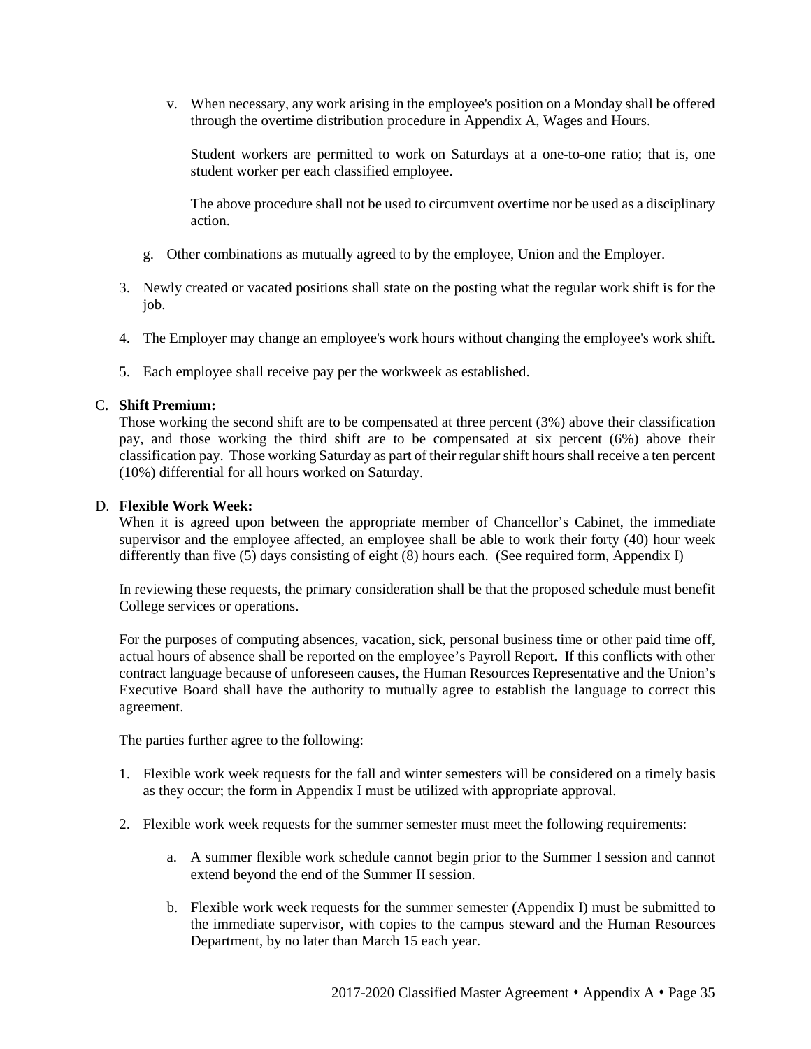v. When necessary, any work arising in the employee's position on a Monday shall be offered through the overtime distribution procedure in Appendix A, Wages and Hours.

Student workers are permitted to work on Saturdays at a one-to-one ratio; that is, one student worker per each classified employee.

The above procedure shall not be used to circumvent overtime nor be used as a disciplinary action.

g. Other combinations as mutually agreed to by the employee, Union and the Employer.

3. Newly created or vacated positions shall state on the posting what the regular work shift is for the job.

4. The Employer may change an employee's work hours without changing the employee's work shift.

5. Each employee shall receive pay per the workweek as established.

C. **Shift Premium:**
Those working the second shift are to be compensated at three percent (3%) above their classification pay, and those working the third shift are to be compensated at six percent (6%) above their classification pay. Those working Saturday as part of their regular shift hours shall receive a ten percent (10%) differential for all hours worked on Saturday.

D. **Flexible Work Week:**
When it is agreed upon between the appropriate member of Chancellor's Cabinet, the immediate supervisor and the employee affected, an employee shall be able to work their forty (40) hour week differently than five (5) days consisting of eight (8) hours each. (See required form, Appendix I)

In reviewing these requests, the primary consideration shall be that the proposed schedule must benefit College services or operations.

For the purposes of computing absences, vacation, sick, personal business time or other paid time off, actual hours of absence shall be reported on the employee's Payroll Report. If this conflicts with other contract language because of unforeseen causes, the Human Resources Representative and the Union's Executive Board shall have the authority to mutually agree to establish the language to correct this agreement.

The parties further agree to the following:

1. Flexible work week requests for the fall and winter semesters will be considered on a timely basis as they occur; the form in Appendix I must be utilized with appropriate approval.

2. Flexible work week requests for the summer semester must meet the following requirements:

   a. A summer flexible work schedule cannot begin prior to the Summer I session and cannot extend beyond the end of the Summer II session.

   b. Flexible work week requests for the summer semester (Appendix I) must be submitted to the immediate supervisor, with copies to the campus steward and the Human Resources Department, by no later than March 15 each year.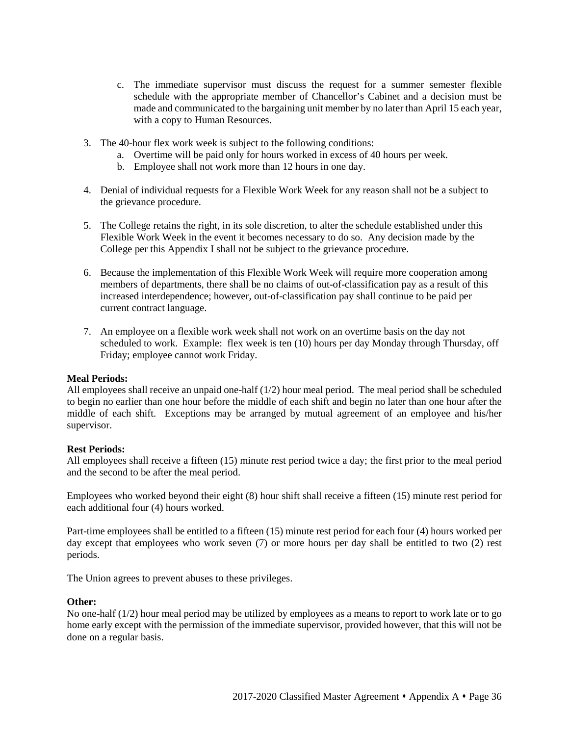c. The immediate supervisor must discuss the request for a summer semester flexible schedule with the appropriate member of Chancellor's Cabinet and a decision must be made and communicated to the bargaining unit member by no later than April 15 each year, with a copy to Human Resources.

3. The 40-hour flex work week is subject to the following conditions:
   a. Overtime will be paid only for hours worked in excess of 40 hours per week.
   b. Employee shall not work more than 12 hours in one day.

4. Denial of individual requests for a Flexible Work Week for any reason shall not be a subject to the grievance procedure.

5. The College retains the right, in its sole discretion, to alter the schedule established under this Flexible Work Week in the event it becomes necessary to do so. Any decision made by the College per this Appendix I shall not be subject to the grievance procedure.

6. Because the implementation of this Flexible Work Week will require more cooperation among members of departments, there shall be no claims of out-of-classification pay as a result of this increased interdependence; however, out-of-classification pay shall continue to be paid per current contract language.

7. An employee on a flexible work week shall not work on an overtime basis on the day not scheduled to work. Example: flex week is ten (10) hours per day Monday through Thursday, off Friday; employee cannot work Friday.

**Meal Periods:**
All employees shall receive an unpaid one-half (1/2) hour meal period. The meal period shall be scheduled to begin no earlier than one hour before the middle of each shift and begin no later than one hour after the middle of each shift. Exceptions may be arranged by mutual agreement of an employee and his/her supervisor.

**Rest Periods:**
All employees shall receive a fifteen (15) minute rest period twice a day; the first prior to the meal period and the second to be after the meal period.

Employees who worked beyond their eight (8) hour shift shall receive a fifteen (15) minute rest period for each additional four (4) hours worked.

Part-time employees shall be entitled to a fifteen (15) minute rest period for each four (4) hours worked per day except that employees who work seven (7) or more hours per day shall be entitled to two (2) rest periods.

The Union agrees to prevent abuses to these privileges.

**Other:**
No one-half (1/2) hour meal period may be utilized by employees as a means to report to work late or to go home early except with the permission of the immediate supervisor, provided however, that this will not be done on a regular basis.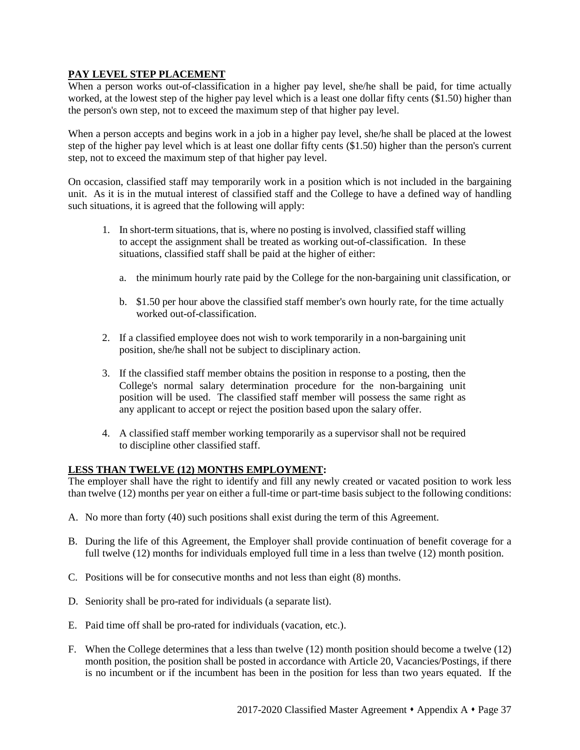**PAY LEVEL STEP PLACEMENT**

When a person works out-of-classification in a higher pay level, she/he shall be paid, for time actually worked, at the lowest step of the higher pay level which is a least one dollar fifty cents ($1.50) higher than the person's own step, not to exceed the maximum step of that higher pay level.

When a person accepts and begins work in a job in a higher pay level, she/he shall be placed at the lowest step of the higher pay level which is at least one dollar fifty cents ($1.50) higher than the person's current step, not to exceed the maximum step of that higher pay level.

On occasion, classified staff may temporarily work in a position which is not included in the bargaining unit. As it is in the mutual interest of classified staff and the College to have a defined way of handling such situations, it is agreed that the following will apply:

1. In short-term situations, that is, where no posting is involved, classified staff willing to accept the assignment shall be treated as working out-of-classification. In these situations, classified staff shall be paid at the higher of either:

    a. the minimum hourly rate paid by the College for the non-bargaining unit classification, or

    b. $1.50 per hour above the classified staff member's own hourly rate, for the time actually worked out-of-classification.

2. If a classified employee does not wish to work temporarily in a non-bargaining unit position, she/he shall not be subject to disciplinary action.

3. If the classified staff member obtains the position in response to a posting, then the College's normal salary determination procedure for the non-bargaining unit position will be used. The classified staff member will possess the same right as any applicant to accept or reject the position based upon the salary offer.

4. A classified staff member working temporarily as a supervisor shall not be required to discipline other classified staff.

**LESS THAN TWELVE (12) MONTHS EMPLOYMENT:**

The employer shall have the right to identify and fill any newly created or vacated position to work less than twelve (12) months per year on either a full-time or part-time basis subject to the following conditions:

A. No more than forty (40) such positions shall exist during the term of this Agreement.

B. During the life of this Agreement, the Employer shall provide continuation of benefit coverage for a full twelve (12) months for individuals employed full time in a less than twelve (12) month position.

C. Positions will be for consecutive months and not less than eight (8) months.

D. Seniority shall be pro-rated for individuals (a separate list).

E. Paid time off shall be pro-rated for individuals (vacation, etc.).

F. When the College determines that a less than twelve (12) month position should become a twelve (12) month position, the position shall be posted in accordance with Article 20, Vacancies/Postings, if there is no incumbent or if the incumbent has been in the position for less than two years equated. If the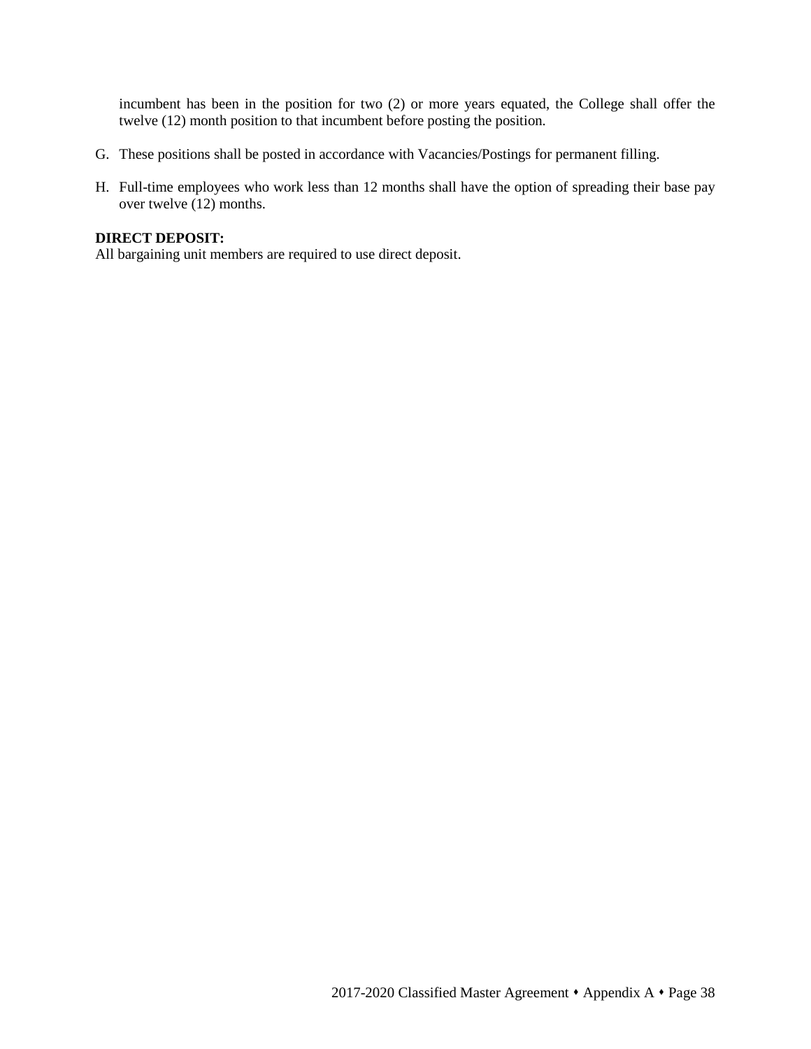incumbent has been in the position for two (2) or more years equated, the College shall offer the twelve (12) month position to that incumbent before posting the position.

G. These positions shall be posted in accordance with Vacancies/Postings for permanent filling.

H. Full-time employees who work less than 12 months shall have the option of spreading their base pay over twelve (12) months.

**DIRECT DEPOSIT:**
All bargaining unit members are required to use direct deposit.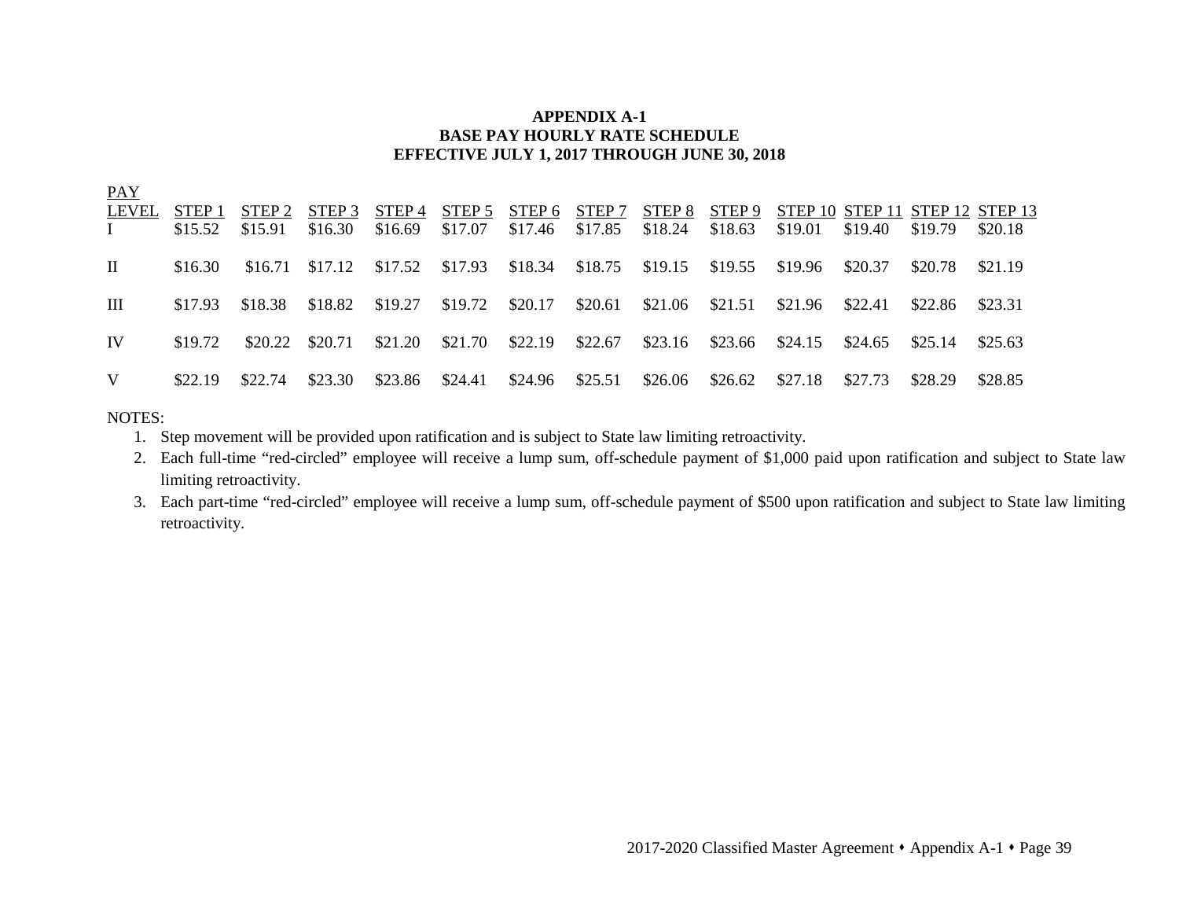**APPENDIX A-1**
**BASE PAY HOURLY RATE SCHEDULE**
**EFFECTIVE JULY 1, 2017 THROUGH JUNE 30, 2018**

| PAY LEVEL | STEP 1 | STEP 2 | STEP 3 | STEP 4 | STEP 5 | STEP 6 | STEP 7 | STEP 8 | STEP 9 | STEP 10 | STEP 11 | STEP 12 | STEP 13 |
|---|---|---|---|---|---|---|---|---|---|---|---|---|---|
| I | $15.52 | $15.91 | $16.30 | $16.69 | $17.07 | $17.46 | $17.85 | $18.24 | $18.63 | $19.01 | $19.40 | $19.79 | $20.18 |
| II | $16.30 | $16.71 | $17.12 | $17.52 | $17.93 | $18.34 | $18.75 | $19.15 | $19.55 | $19.96 | $20.37 | $20.78 | $21.19 |
| III | $17.93 | $18.38 | $18.82 | $19.27 | $19.72 | $20.17 | $20.61 | $21.06 | $21.51 | $21.96 | $22.41 | $22.86 | $23.31 |
| IV | $19.72 | $20.22 | $20.71 | $21.20 | $21.70 | $22.19 | $22.67 | $23.16 | $23.66 | $24.15 | $24.65 | $25.14 | $25.63 |
| V | $22.19 | $22.74 | $23.30 | $23.86 | $24.41 | $24.96 | $25.51 | $26.06 | $26.62 | $27.18 | $27.73 | $28.29 | $28.85 |

NOTES:

1. Step movement will be provided upon ratification and is subject to State law limiting retroactivity.
2. Each full-time “red-circled” employee will receive a lump sum, off-schedule payment of $1,000 paid upon ratification and subject to State law limiting retroactivity.
3. Each part-time “red-circled” employee will receive a lump sum, off-schedule payment of $500 upon ratification and subject to State law limiting retroactivity.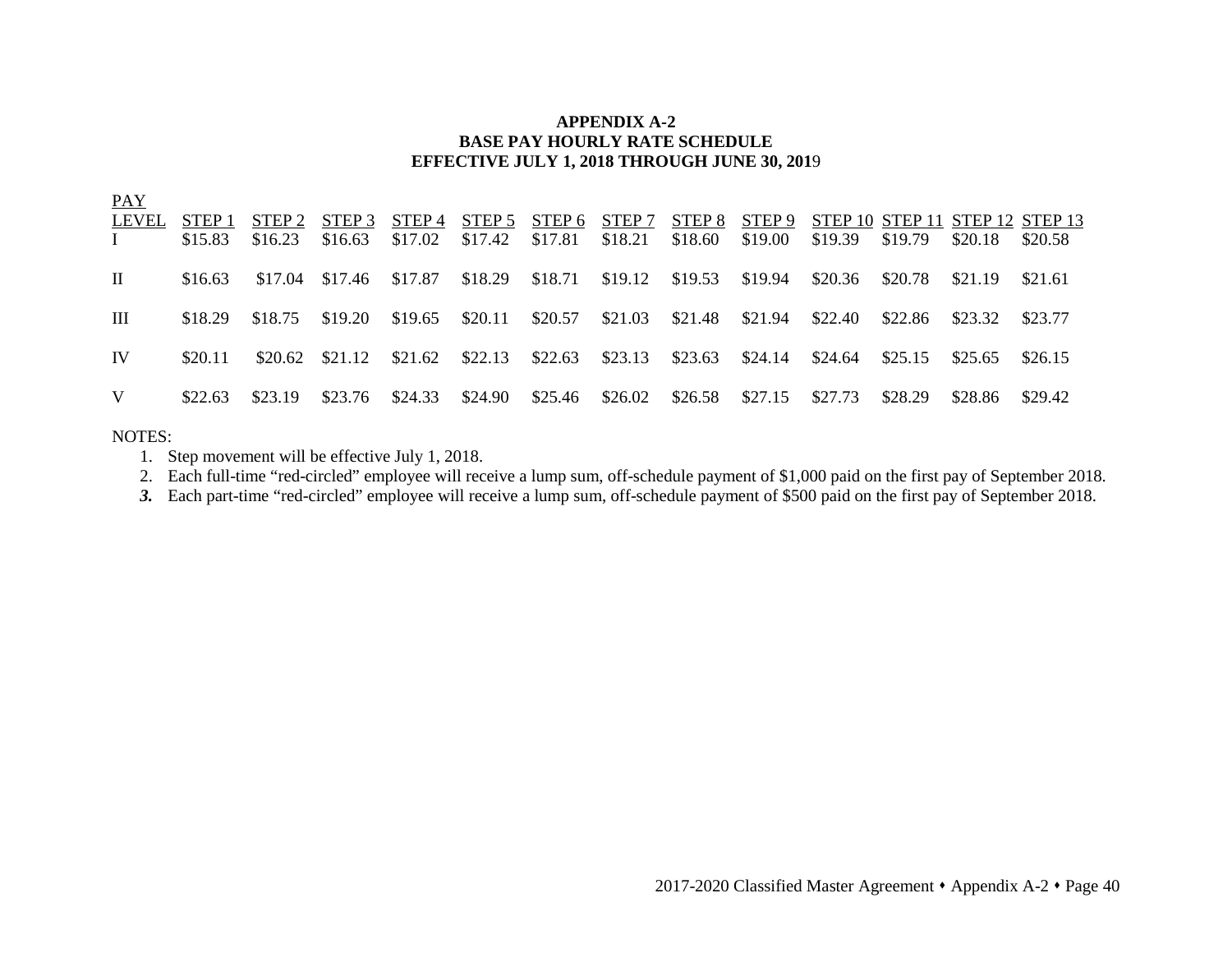# APPENDIX A-2
## BASE PAY HOURLY RATE SCHEDULE
## EFFECTIVE JULY 1, 2018 THROUGH JUNE 30, 2019

| PAY LEVEL | STEP 1 | STEP 2 | STEP 3 | STEP 4 | STEP 5 | STEP 6 | STEP 7 | STEP 8 | STEP 9 | STEP 10 | STEP 11 | STEP 12 | STEP 13 |
|---|---|---|---|---|---|---|---|---|---|---|---|---|---|
| I | $15.83 | $16.23 | $16.63 | $17.02 | $17.42 | $17.81 | $18.21 | $18.60 | $19.00 | $19.39 | $19.79 | $20.18 | $20.58 |
| II | $16.63 | $17.04 | $17.46 | $17.87 | $18.29 | $18.71 | $19.12 | $19.53 | $19.94 | $20.36 | $20.78 | $21.19 | $21.61 |
| III | $18.29 | $18.75 | $19.20 | $19.65 | $20.11 | $20.57 | $21.03 | $21.48 | $21.94 | $22.40 | $22.86 | $23.32 | $23.77 |
| IV | $20.11 | $20.62 | $21.12 | $21.62 | $22.13 | $22.63 | $23.13 | $23.63 | $24.14 | $24.64 | $25.15 | $25.65 | $26.15 |
| V | $22.63 | $23.19 | $23.76 | $24.33 | $24.90 | $25.46 | $26.02 | $26.58 | $27.15 | $27.73 | $28.29 | $28.86 | $29.42 |

NOTES:

1. Step movement will be effective July 1, 2018.
2. Each full-time "red-circled" employee will receive a lump sum, off-schedule payment of $1,000 paid on the first pay of September 2018.
3. Each part-time "red-circled" employee will receive a lump sum, off-schedule payment of $500 paid on the first pay of September 2018.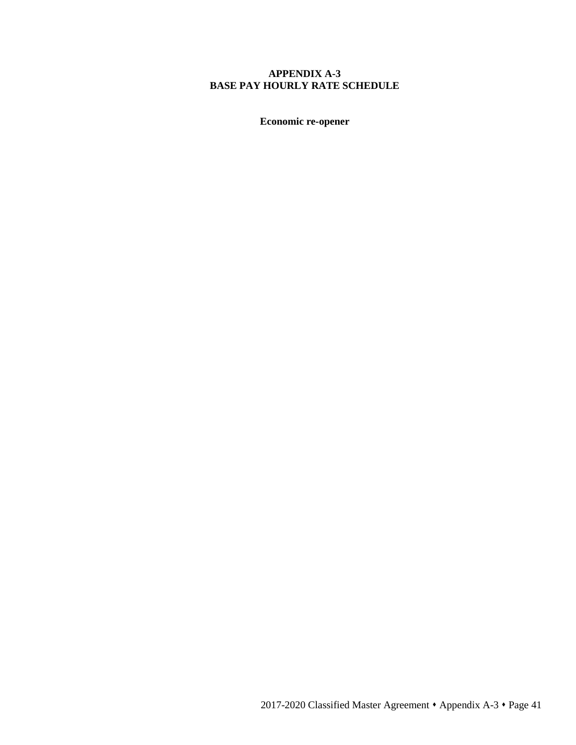# APPENDIX A-3
# BASE PAY HOURLY RATE SCHEDULE

**Economic re-opener**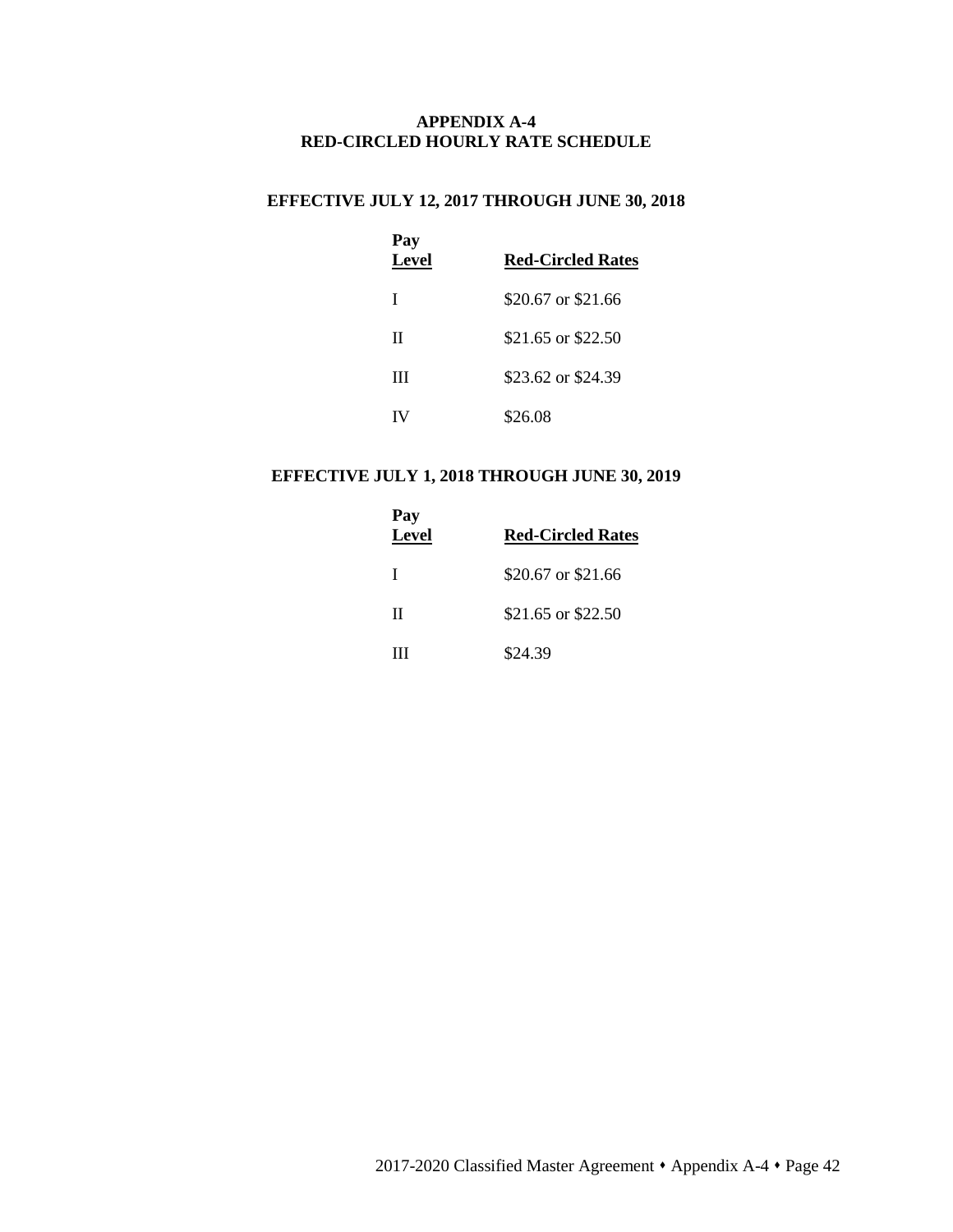# APPENDIX A-4
# RED-CIRCLED HOURLY RATE SCHEDULE

## EFFECTIVE JULY 12, 2017 THROUGH JUNE 30, 2018

| Pay Level | Red-Circled Rates |
|---|---|
| I | $20.67 or $21.66 |
| II | $21.65 or $22.50 |
| III | $23.62 or $24.39 |
| IV | $26.08 |

## EFFECTIVE JULY 1, 2018 THROUGH JUNE 30, 2019

| Pay Level | Red-Circled Rates |
|---|---|
| I | $20.67 or $21.66 |
| II | $21.65 or $22.50 |
| III | $24.39 |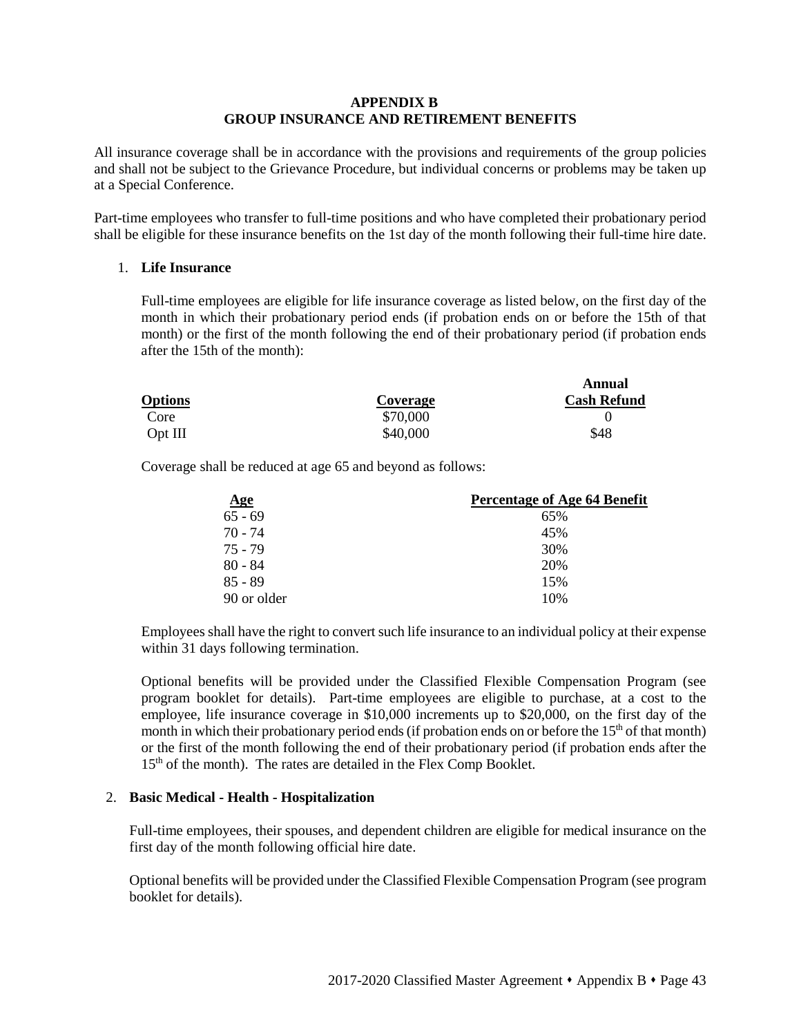# APPENDIX B
# GROUP INSURANCE AND RETIREMENT BENEFITS

All insurance coverage shall be in accordance with the provisions and requirements of the group policies and shall not be subject to the Grievance Procedure, but individual concerns or problems may be taken up at a Special Conference.

Part-time employees who transfer to full-time positions and who have completed their probationary period shall be eligible for these insurance benefits on the 1st day of the month following their full-time hire date.

1. **Life Insurance**

   Full-time employees are eligible for life insurance coverage as listed below, on the first day of the month in which their probationary period ends (if probation ends on or before the 15th of that month) or the first of the month following the end of their probationary period (if probation ends after the 15th of the month):

   | Options | Coverage | Annual Cash Refund |
   |---|---|---|
   | Core | $70,000 | 0 |
   | Opt III | $40,000 | $48 |

   Coverage shall be reduced at age 65 and beyond as follows:

   | Age | Percentage of Age 64 Benefit |
   |---|---|
   | 65 - 69 | 65% |
   | 70 - 74 | 45% |
   | 75 - 79 | 30% |
   | 80 - 84 | 20% |
   | 85 - 89 | 15% |
   | 90 or older | 10% |

   Employees shall have the right to convert such life insurance to an individual policy at their expense within 31 days following termination.

   Optional benefits will be provided under the Classified Flexible Compensation Program (see program booklet for details). Part-time employees are eligible to purchase, at a cost to the employee, life insurance coverage in $10,000 increments up to $20,000, on the first day of the month in which their probationary period ends (if probation ends on or before the 15th of that month) or the first of the month following the end of their probationary period (if probation ends after the 15th of the month). The rates are detailed in the Flex Comp Booklet.

2. **Basic Medical - Health - Hospitalization**

   Full-time employees, their spouses, and dependent children are eligible for medical insurance on the first day of the month following official hire date.

   Optional benefits will be provided under the Classified Flexible Compensation Program (see program booklet for details).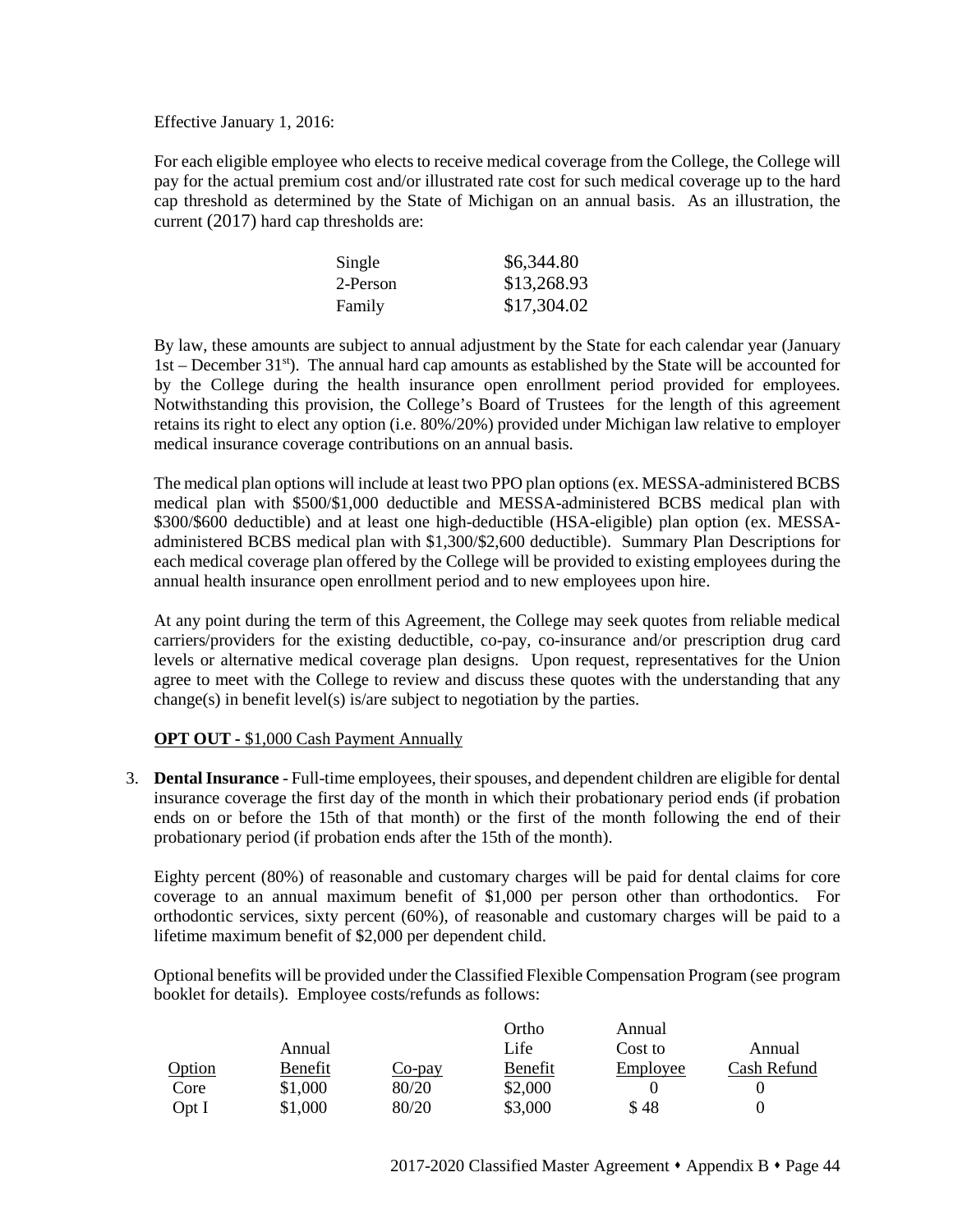Effective January 1, 2016:

For each eligible employee who elects to receive medical coverage from the College, the College will pay for the actual premium cost and/or illustrated rate cost for such medical coverage up to the hard cap threshold as determined by the State of Michigan on an annual basis. As an illustration, the current (2017) hard cap thresholds are:

| | |
|---|---|
| Single | \$6,344.80 |
| 2-Person | \$13,268.93 |
| Family | \$17,304.02 |

By law, these amounts are subject to annual adjustment by the State for each calendar year (January 1st – December 31st). The annual hard cap amounts as established by the State will be accounted for by the College during the health insurance open enrollment period provided for employees. Notwithstanding this provision, the College's Board of Trustees for the length of this agreement retains its right to elect any option (i.e. 80%/20%) provided under Michigan law relative to employer medical insurance coverage contributions on an annual basis.

The medical plan options will include at least two PPO plan options (ex. MESSA-administered BCBS medical plan with \$500/\$1,000 deductible and MESSA-administered BCBS medical plan with \$300/\$600 deductible) and at least one high-deductible (HSA-eligible) plan option (ex. MESSA-administered BCBS medical plan with \$1,300/\$2,600 deductible). Summary Plan Descriptions for each medical coverage plan offered by the College will be provided to existing employees during the annual health insurance open enrollment period and to new employees upon hire.

At any point during the term of this Agreement, the College may seek quotes from reliable medical carriers/providers for the existing deductible, co-pay, co-insurance and/or prescription drug card levels or alternative medical coverage plan designs. Upon request, representatives for the Union agree to meet with the College to review and discuss these quotes with the understanding that any change(s) in benefit level(s) is/are subject to negotiation by the parties.

**OPT OUT -** \$1,000 Cash Payment Annually

3. **Dental Insurance** - Full-time employees, their spouses, and dependent children are eligible for dental insurance coverage the first day of the month in which their probationary period ends (if probation ends on or before the 15th of that month) or the first of the month following the end of their probationary period (if probation ends after the 15th of the month).

   Eighty percent (80%) of reasonable and customary charges will be paid for dental claims for core coverage to an annual maximum benefit of \$1,000 per person other than orthodontics. For orthodontic services, sixty percent (60%), of reasonable and customary charges will be paid to a lifetime maximum benefit of \$2,000 per dependent child.

   Optional benefits will be provided under the Classified Flexible Compensation Program (see program booklet for details). Employee costs/refunds as follows:

| Option | Annual Benefit | Co-pay | Ortho Life Benefit | Annual Cost to Employee | Annual Cash Refund |
|---|---|---|---|---|---|
| Core | \$1,000 | 80/20 | \$2,000 | 0 | 0 |
| Opt I | \$1,000 | 80/20 | \$3,000 | \$ 48 | 0 |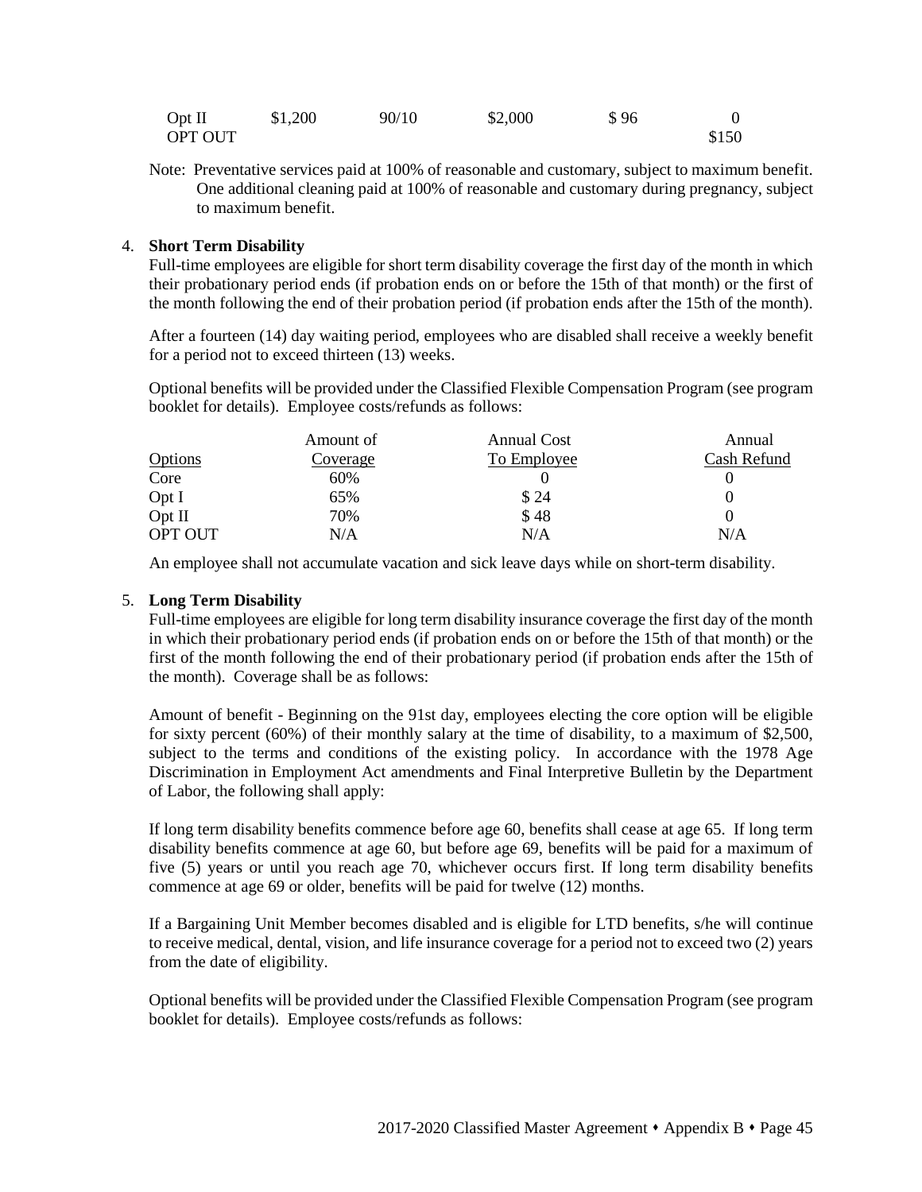| Opt II | $1,200 | 90/10 | $2,000 | $ 96 | 0 |
|---|---|---|---|---|---|
| OPT OUT | | | | | $150 |

Note: Preventative services paid at 100% of reasonable and customary, subject to maximum benefit. One additional cleaning paid at 100% of reasonable and customary during pregnancy, subject to maximum benefit.

4. **Short Term Disability**

Full-time employees are eligible for short term disability coverage the first day of the month in which their probationary period ends (if probation ends on or before the 15th of that month) or the first of the month following the end of their probation period (if probation ends after the 15th of the month).

After a fourteen (14) day waiting period, employees who are disabled shall receive a weekly benefit for a period not to exceed thirteen (13) weeks.

Optional benefits will be provided under the Classified Flexible Compensation Program (see program booklet for details). Employee costs/refunds as follows:

| Options | Amount of Coverage | Annual Cost To Employee | Annual Cash Refund |
|---|---|---|---|
| Core | 60% | 0 | 0 |
| Opt I | 65% | $ 24 | 0 |
| Opt II | 70% | $ 48 | 0 |
| OPT OUT | N/A | N/A | N/A |

An employee shall not accumulate vacation and sick leave days while on short-term disability.

5. **Long Term Disability**

Full-time employees are eligible for long term disability insurance coverage the first day of the month in which their probationary period ends (if probation ends on or before the 15th of that month) or the first of the month following the end of their probationary period (if probation ends after the 15th of the month). Coverage shall be as follows:

Amount of benefit - Beginning on the 91st day, employees electing the core option will be eligible for sixty percent (60%) of their monthly salary at the time of disability, to a maximum of $2,500, subject to the terms and conditions of the existing policy. In accordance with the 1978 Age Discrimination in Employment Act amendments and Final Interpretive Bulletin by the Department of Labor, the following shall apply:

If long term disability benefits commence before age 60, benefits shall cease at age 65. If long term disability benefits commence at age 60, but before age 69, benefits will be paid for a maximum of five (5) years or until you reach age 70, whichever occurs first. If long term disability benefits commence at age 69 or older, benefits will be paid for twelve (12) months.

If a Bargaining Unit Member becomes disabled and is eligible for LTD benefits, s/he will continue to receive medical, dental, vision, and life insurance coverage for a period not to exceed two (2) years from the date of eligibility.

Optional benefits will be provided under the Classified Flexible Compensation Program (see program booklet for details). Employee costs/refunds as follows: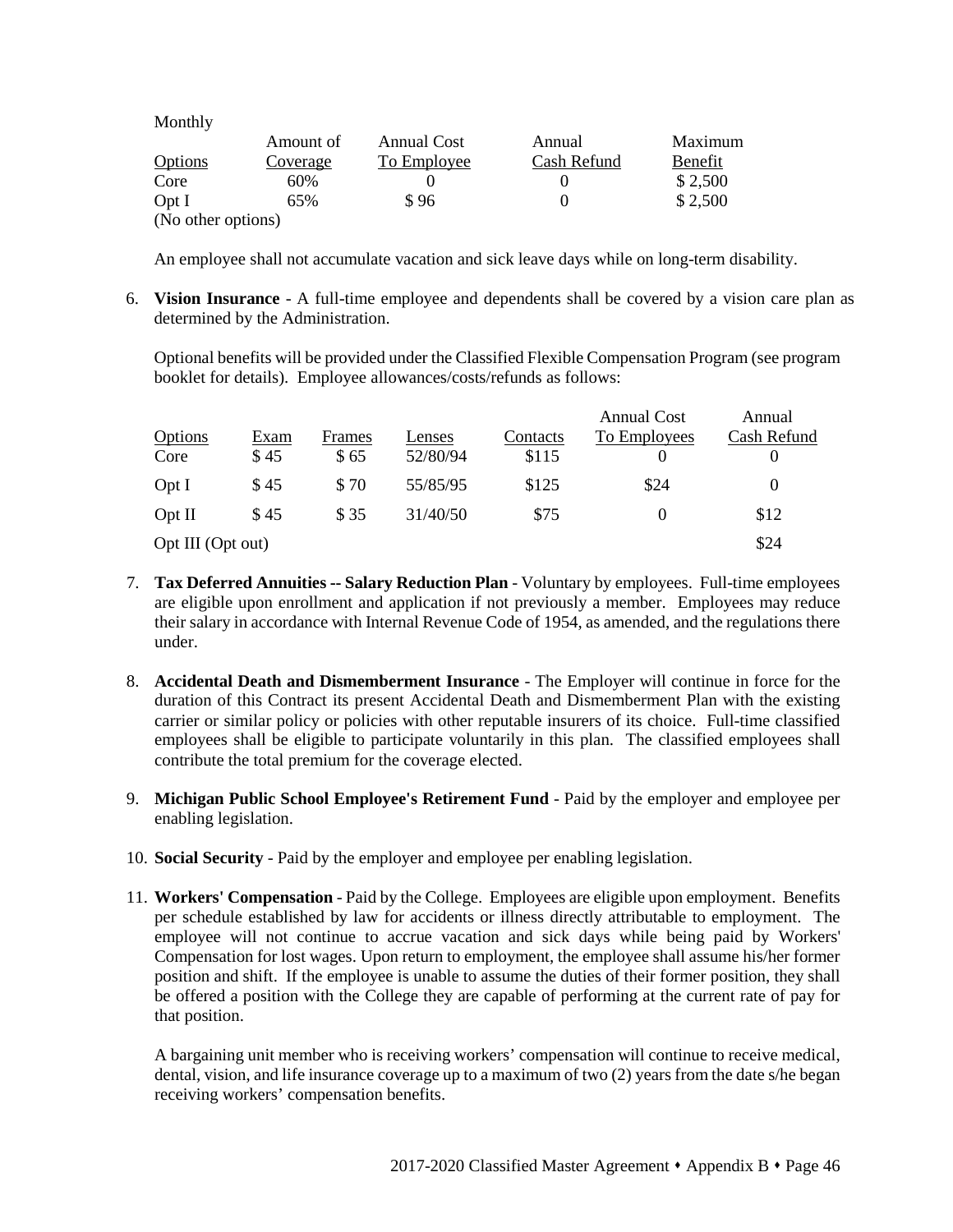Monthly

| Options | Amount of Coverage | Annual Cost To Employee | Annual Cash Refund | Maximum Benefit |
|---|---|---|---|---|
| Core | 60% | 0 | 0 | $ 2,500 |
| Opt I | 65% | $ 96 | 0 | $ 2,500 |
| (No other options) | | | | |

An employee shall not accumulate vacation and sick leave days while on long-term disability.

6. **Vision Insurance** - A full-time employee and dependents shall be covered by a vision care plan as determined by the Administration.

   Optional benefits will be provided under the Classified Flexible Compensation Program (see program booklet for details). Employee allowances/costs/refunds as follows:

| Options | Exam | Frames | Lenses | Contacts | Annual Cost To Employees | Annual Cash Refund |
|---|---|---|---|---|---|---|
| Core | $ 45 | $ 65 | 52/80/94 | $115 | 0 | 0 |
| Opt I | $ 45 | $ 70 | 55/85/95 | $125 | $24 | 0 |
| Opt II | $ 45 | $ 35 | 31/40/50 | $75 | 0 | $12 |
| Opt III (Opt out) | | | | | | $24 |

7. **Tax Deferred Annuities -- Salary Reduction Plan** - Voluntary by employees. Full-time employees are eligible upon enrollment and application if not previously a member. Employees may reduce their salary in accordance with Internal Revenue Code of 1954, as amended, and the regulations there under.

8. **Accidental Death and Dismemberment Insurance** - The Employer will continue in force for the duration of this Contract its present Accidental Death and Dismemberment Plan with the existing carrier or similar policy or policies with other reputable insurers of its choice. Full-time classified employees shall be eligible to participate voluntarily in this plan. The classified employees shall contribute the total premium for the coverage elected.

9. **Michigan Public School Employee's Retirement Fund** - Paid by the employer and employee per enabling legislation.

10. **Social Security** - Paid by the employer and employee per enabling legislation.

11. **Workers' Compensation** - Paid by the College. Employees are eligible upon employment. Benefits per schedule established by law for accidents or illness directly attributable to employment. The employee will not continue to accrue vacation and sick days while being paid by Workers' Compensation for lost wages. Upon return to employment, the employee shall assume his/her former position and shift. If the employee is unable to assume the duties of their former position, they shall be offered a position with the College they are capable of performing at the current rate of pay for that position.

    A bargaining unit member who is receiving workers' compensation will continue to receive medical, dental, vision, and life insurance coverage up to a maximum of two (2) years from the date s/he began receiving workers' compensation benefits.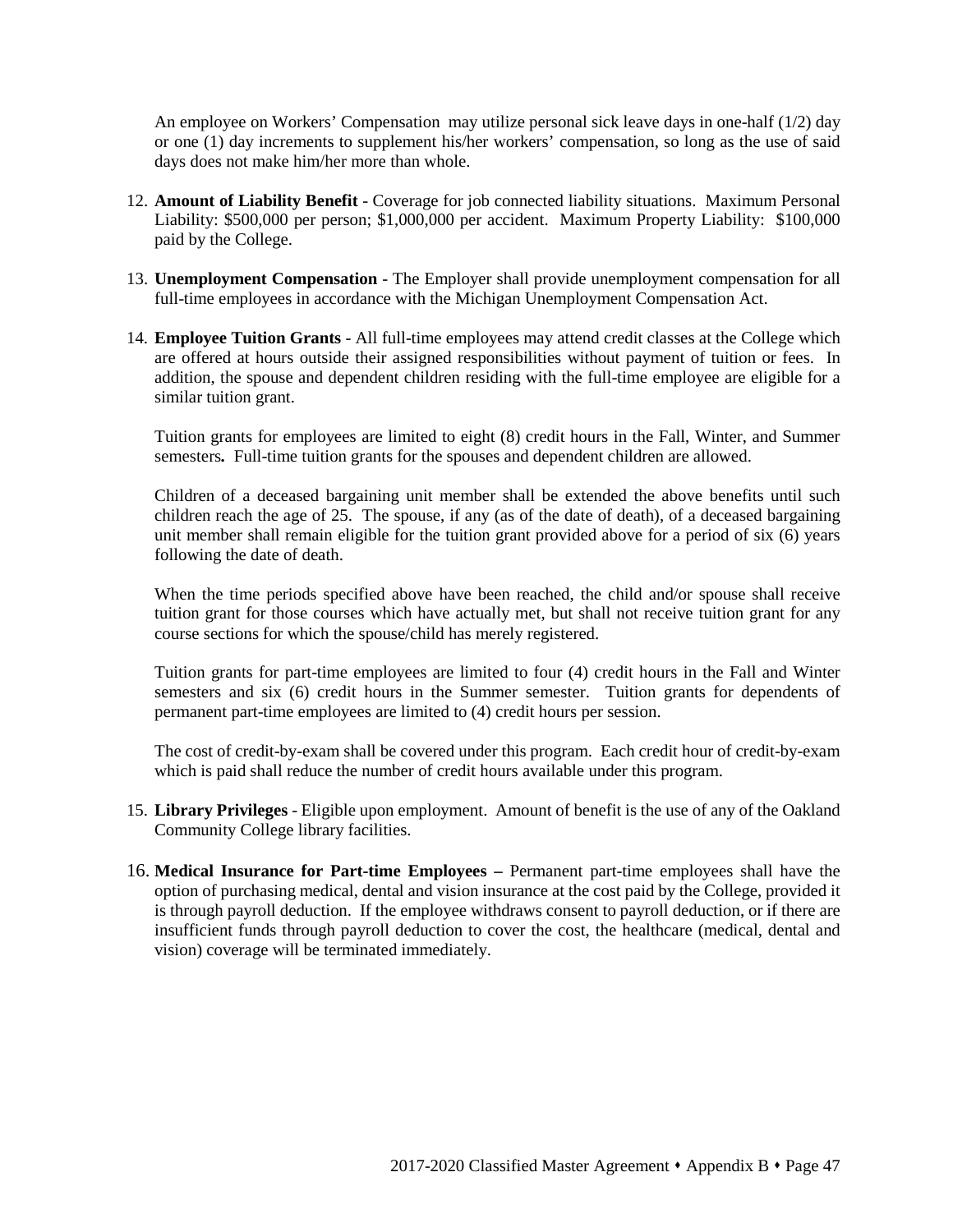An employee on Workers' Compensation may utilize personal sick leave days in one-half (1/2) day or one (1) day increments to supplement his/her workers' compensation, so long as the use of said days does not make him/her more than whole.

12. **Amount of Liability Benefit** - Coverage for job connected liability situations. Maximum Personal Liability: $500,000 per person; $1,000,000 per accident. Maximum Property Liability: $100,000 paid by the College.

13. **Unemployment Compensation** - The Employer shall provide unemployment compensation for all full-time employees in accordance with the Michigan Unemployment Compensation Act.

14. **Employee Tuition Grants** - All full-time employees may attend credit classes at the College which are offered at hours outside their assigned responsibilities without payment of tuition or fees. In addition, the spouse and dependent children residing with the full-time employee are eligible for a similar tuition grant.

    Tuition grants for employees are limited to eight (8) credit hours in the Fall, Winter, and Summer semesters**.** Full-time tuition grants for the spouses and dependent children are allowed.

    Children of a deceased bargaining unit member shall be extended the above benefits until such children reach the age of 25. The spouse, if any (as of the date of death), of a deceased bargaining unit member shall remain eligible for the tuition grant provided above for a period of six (6) years following the date of death.

    When the time periods specified above have been reached, the child and/or spouse shall receive tuition grant for those courses which have actually met, but shall not receive tuition grant for any course sections for which the spouse/child has merely registered.

    Tuition grants for part-time employees are limited to four (4) credit hours in the Fall and Winter semesters and six (6) credit hours in the Summer semester. Tuition grants for dependents of permanent part-time employees are limited to (4) credit hours per session.

    The cost of credit-by-exam shall be covered under this program. Each credit hour of credit-by-exam which is paid shall reduce the number of credit hours available under this program.

15. **Library Privileges** - Eligible upon employment. Amount of benefit is the use of any of the Oakland Community College library facilities.

16. **Medical Insurance for Part-time Employees –** Permanent part-time employees shall have the option of purchasing medical, dental and vision insurance at the cost paid by the College, provided it is through payroll deduction. If the employee withdraws consent to payroll deduction, or if there are insufficient funds through payroll deduction to cover the cost, the healthcare (medical, dental and vision) coverage will be terminated immediately.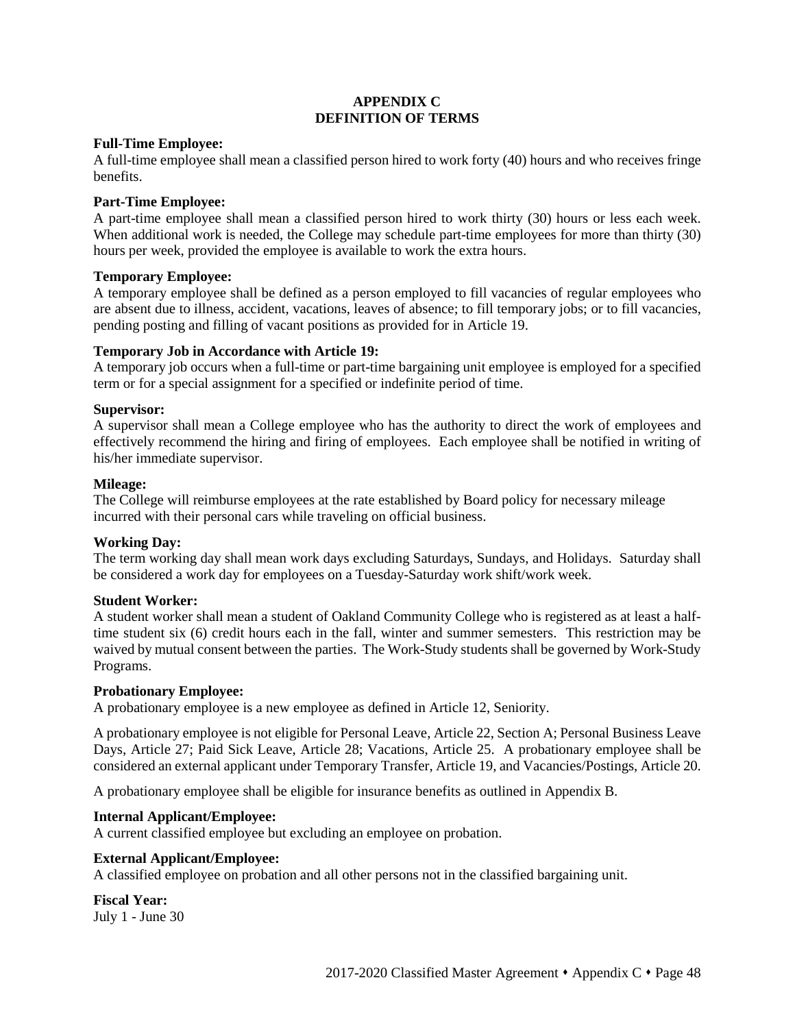# APPENDIX C
# DEFINITION OF TERMS

**Full-Time Employee:**
A full-time employee shall mean a classified person hired to work forty (40) hours and who receives fringe benefits.

**Part-Time Employee:**
A part-time employee shall mean a classified person hired to work thirty (30) hours or less each week. When additional work is needed, the College may schedule part-time employees for more than thirty (30) hours per week, provided the employee is available to work the extra hours.

**Temporary Employee:**
A temporary employee shall be defined as a person employed to fill vacancies of regular employees who are absent due to illness, accident, vacations, leaves of absence; to fill temporary jobs; or to fill vacancies, pending posting and filling of vacant positions as provided for in Article 19.

**Temporary Job in Accordance with Article 19:**
A temporary job occurs when a full-time or part-time bargaining unit employee is employed for a specified term or for a special assignment for a specified or indefinite period of time.

**Supervisor:**
A supervisor shall mean a College employee who has the authority to direct the work of employees and effectively recommend the hiring and firing of employees. Each employee shall be notified in writing of his/her immediate supervisor.

**Mileage:**
The College will reimburse employees at the rate established by Board policy for necessary mileage incurred with their personal cars while traveling on official business.

**Working Day:**
The term working day shall mean work days excluding Saturdays, Sundays, and Holidays. Saturday shall be considered a work day for employees on a Tuesday-Saturday work shift/work week.

**Student Worker:**
A student worker shall mean a student of Oakland Community College who is registered as at least a half-time student six (6) credit hours each in the fall, winter and summer semesters. This restriction may be waived by mutual consent between the parties. The Work-Study students shall be governed by Work-Study Programs.

**Probationary Employee:**
A probationary employee is a new employee as defined in Article 12, Seniority.

A probationary employee is not eligible for Personal Leave, Article 22, Section A; Personal Business Leave Days, Article 27; Paid Sick Leave, Article 28; Vacations, Article 25. A probationary employee shall be considered an external applicant under Temporary Transfer, Article 19, and Vacancies/Postings, Article 20.

A probationary employee shall be eligible for insurance benefits as outlined in Appendix B.

**Internal Applicant/Employee:**
A current classified employee but excluding an employee on probation.

**External Applicant/Employee:**
A classified employee on probation and all other persons not in the classified bargaining unit.

**Fiscal Year:**
July 1 - June 30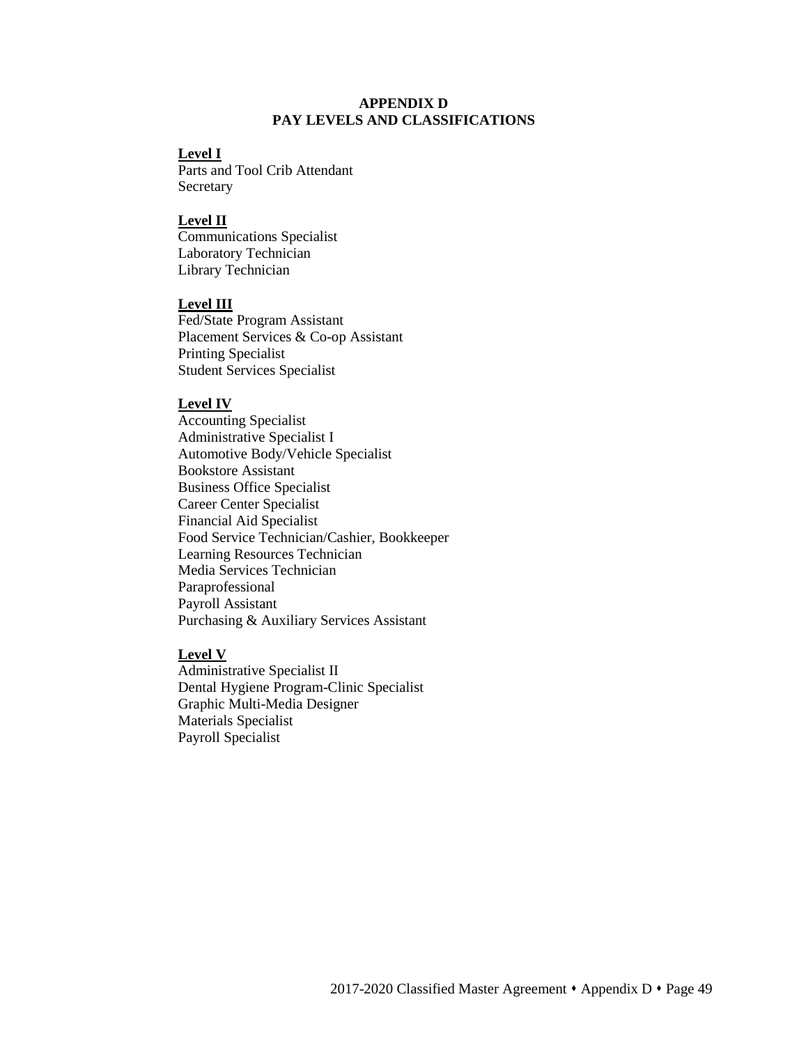# APPENDIX D
# PAY LEVELS AND CLASSIFICATIONS

**Level I**

Parts and Tool Crib Attendant
Secretary

**Level II**

Communications Specialist
Laboratory Technician
Library Technician

**Level III**

Fed/State Program Assistant
Placement Services & Co-op Assistant
Printing Specialist
Student Services Specialist

**Level IV**

Accounting Specialist
Administrative Specialist I
Automotive Body/Vehicle Specialist
Bookstore Assistant
Business Office Specialist
Career Center Specialist
Financial Aid Specialist
Food Service Technician/Cashier, Bookkeeper
Learning Resources Technician
Media Services Technician
Paraprofessional
Payroll Assistant
Purchasing & Auxiliary Services Assistant

**Level V**

Administrative Specialist II
Dental Hygiene Program-Clinic Specialist
Graphic Multi-Media Designer
Materials Specialist
Payroll Specialist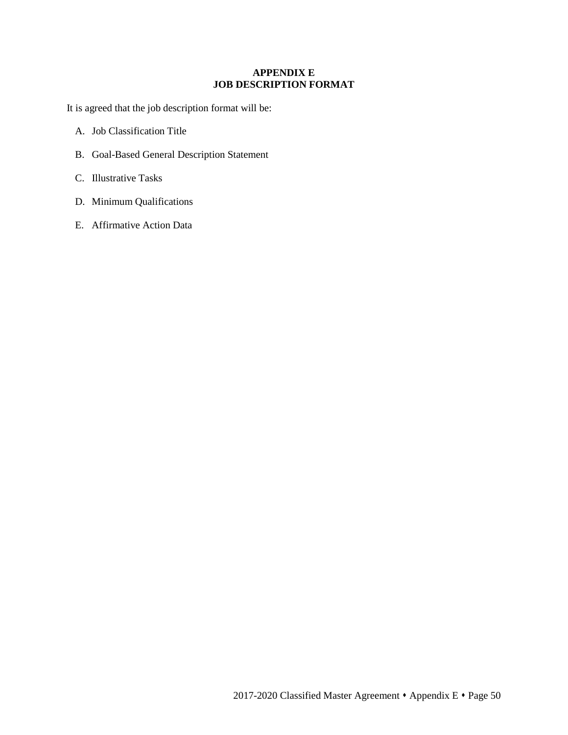# APPENDIX E
# JOB DESCRIPTION FORMAT

It is agreed that the job description format will be:

A. Job Classification Title

B. Goal-Based General Description Statement

C. Illustrative Tasks

D. Minimum Qualifications

E. Affirmative Action Data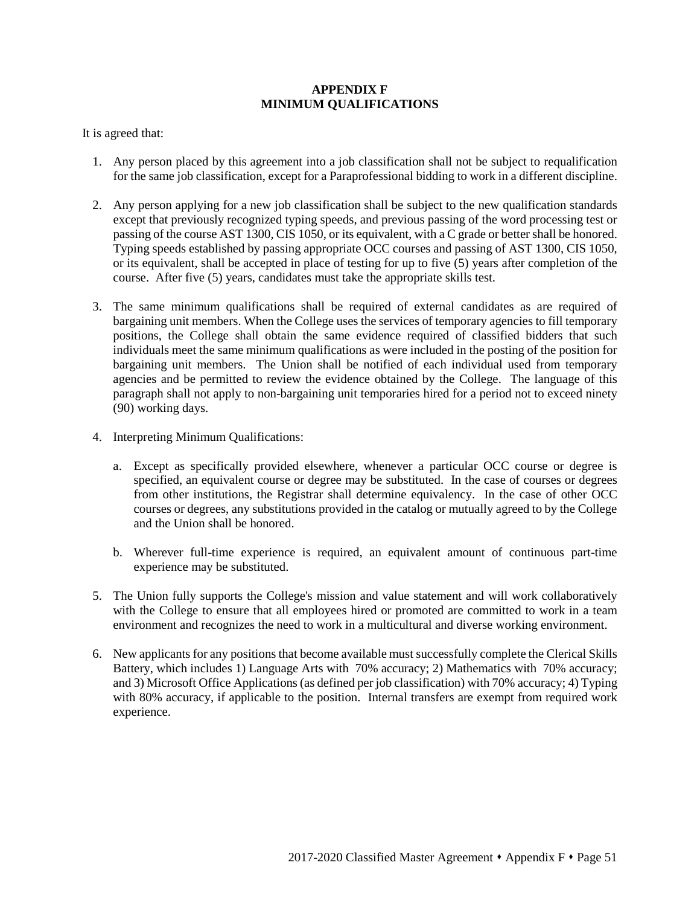# APPENDIX F
## MINIMUM QUALIFICATIONS

It is agreed that:

1. Any person placed by this agreement into a job classification shall not be subject to requalification for the same job classification, except for a Paraprofessional bidding to work in a different discipline.

2. Any person applying for a new job classification shall be subject to the new qualification standards except that previously recognized typing speeds, and previous passing of the word processing test or passing of the course AST 1300, CIS 1050, or its equivalent, with a C grade or better shall be honored. Typing speeds established by passing appropriate OCC courses and passing of AST 1300, CIS 1050, or its equivalent, shall be accepted in place of testing for up to five (5) years after completion of the course. After five (5) years, candidates must take the appropriate skills test.

3. The same minimum qualifications shall be required of external candidates as are required of bargaining unit members. When the College uses the services of temporary agencies to fill temporary positions, the College shall obtain the same evidence required of classified bidders that such individuals meet the same minimum qualifications as were included in the posting of the position for bargaining unit members. The Union shall be notified of each individual used from temporary agencies and be permitted to review the evidence obtained by the College. The language of this paragraph shall not apply to non-bargaining unit temporaries hired for a period not to exceed ninety (90) working days.

4. Interpreting Minimum Qualifications:

   a. Except as specifically provided elsewhere, whenever a particular OCC course or degree is specified, an equivalent course or degree may be substituted. In the case of courses or degrees from other institutions, the Registrar shall determine equivalency. In the case of other OCC courses or degrees, any substitutions provided in the catalog or mutually agreed to by the College and the Union shall be honored.

   b. Wherever full-time experience is required, an equivalent amount of continuous part-time experience may be substituted.

5. The Union fully supports the College's mission and value statement and will work collaboratively with the College to ensure that all employees hired or promoted are committed to work in a team environment and recognizes the need to work in a multicultural and diverse working environment.

6. New applicants for any positions that become available must successfully complete the Clerical Skills Battery, which includes 1) Language Arts with 70% accuracy; 2) Mathematics with 70% accuracy; and 3) Microsoft Office Applications (as defined per job classification) with 70% accuracy; 4) Typing with 80% accuracy, if applicable to the position. Internal transfers are exempt from required work experience.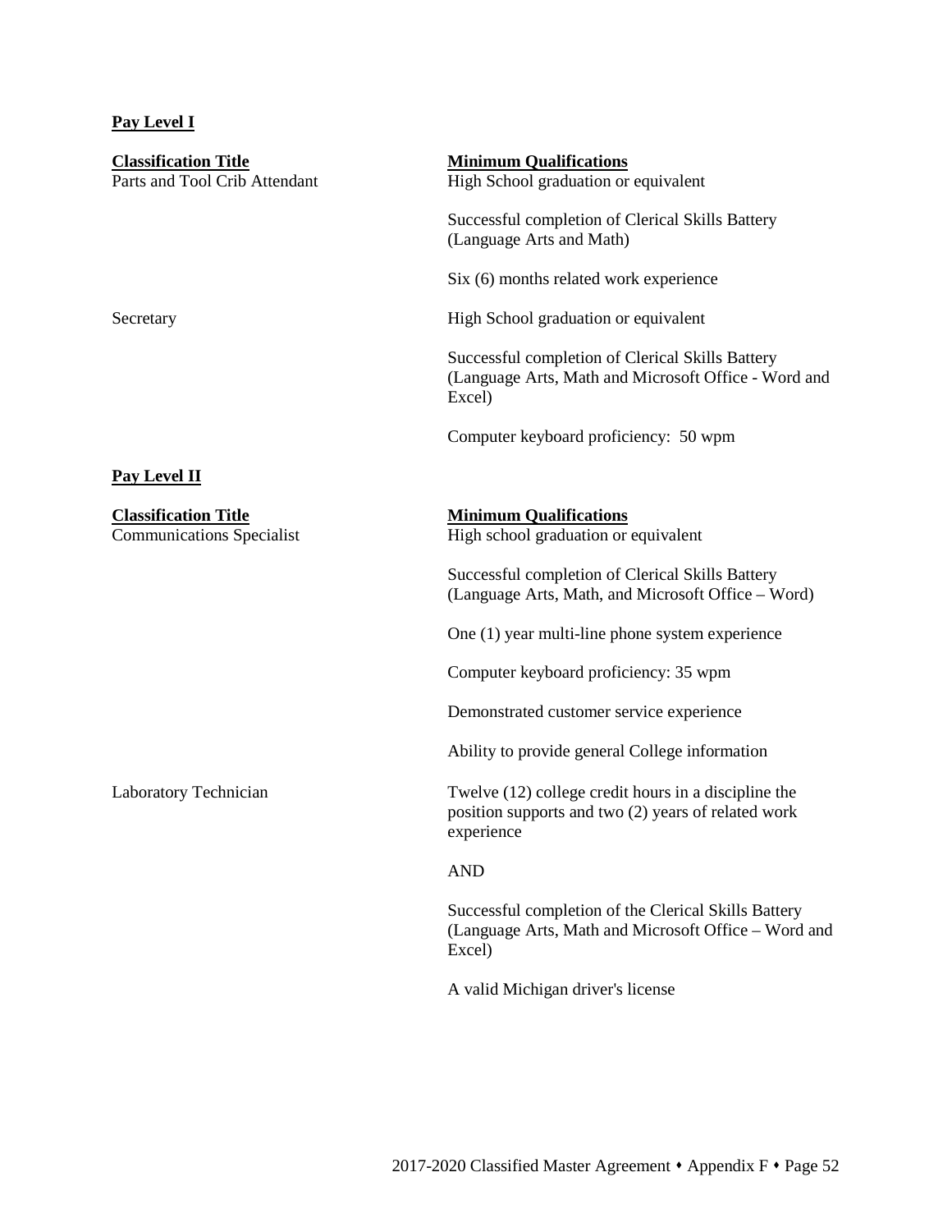**Pay Level I**

| Classification Title | Minimum Qualifications |
| --- | --- |
| Parts and Tool Crib Attendant | High School graduation or equivalent<br><br>Successful completion of Clerical Skills Battery (Language Arts and Math)<br><br>Six (6) months related work experience |
| Secretary | High School graduation or equivalent<br><br>Successful completion of Clerical Skills Battery (Language Arts, Math and Microsoft Office - Word and Excel)<br><br>Computer keyboard proficiency: 50 wpm |

**Pay Level II**

| Classification Title | Minimum Qualifications |
| --- | --- |
| Communications Specialist | High school graduation or equivalent<br><br>Successful completion of Clerical Skills Battery (Language Arts, Math, and Microsoft Office – Word)<br><br>One (1) year multi-line phone system experience<br><br>Computer keyboard proficiency: 35 wpm<br><br>Demonstrated customer service experience<br><br>Ability to provide general College information |
| Laboratory Technician | Twelve (12) college credit hours in a discipline the position supports and two (2) years of related work experience<br><br>AND<br><br>Successful completion of the Clerical Skills Battery (Language Arts, Math and Microsoft Office – Word and Excel)<br><br>A valid Michigan driver's license |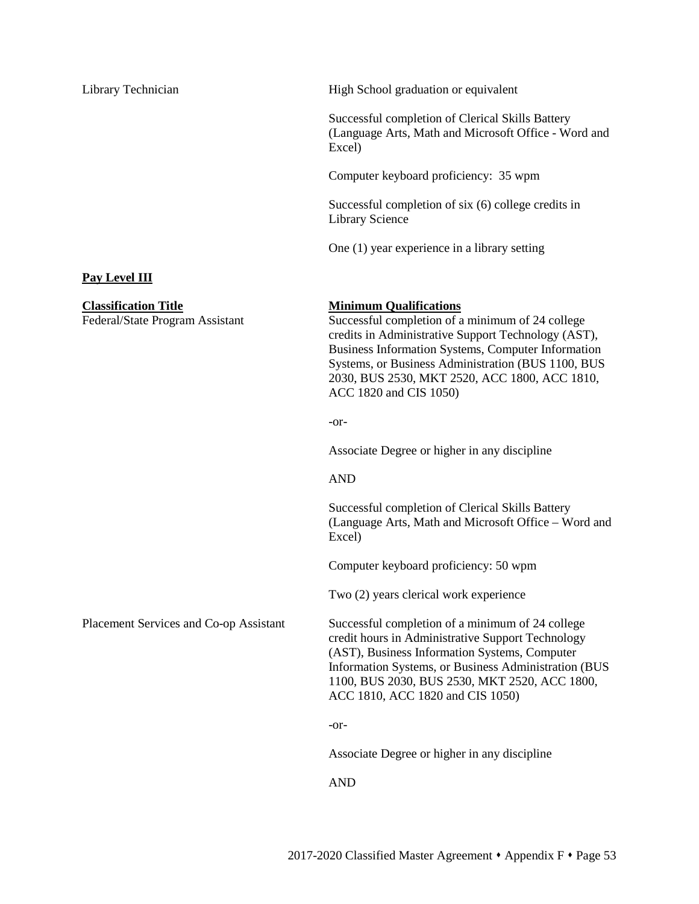| | |
|---|---|
| Library Technician | High School graduation or equivalent<br><br>Successful completion of Clerical Skills Battery (Language Arts, Math and Microsoft Office - Word and Excel)<br><br>Computer keyboard proficiency: 35 wpm<br><br>Successful completion of six (6) college credits in Library Science<br><br>One (1) year experience in a library setting |

**Pay Level III**

| **Classification Title** | **Minimum Qualifications** |
|---|---|
| Federal/State Program Assistant | Successful completion of a minimum of 24 college credits in Administrative Support Technology (AST), Business Information Systems, Computer Information Systems, or Business Administration (BUS 1100, BUS 2030, BUS 2530, MKT 2520, ACC 1800, ACC 1810, ACC 1820 and CIS 1050)<br><br>-or-<br><br>Associate Degree or higher in any discipline<br><br>AND<br><br>Successful completion of Clerical Skills Battery (Language Arts, Math and Microsoft Office – Word and Excel)<br><br>Computer keyboard proficiency: 50 wpm<br><br>Two (2) years clerical work experience |
| Placement Services and Co-op Assistant | Successful completion of a minimum of 24 college credit hours in Administrative Support Technology (AST), Business Information Systems, Computer Information Systems, or Business Administration (BUS 1100, BUS 2030, BUS 2530, MKT 2520, ACC 1800, ACC 1810, ACC 1820 and CIS 1050)<br><br>-or-<br><br>Associate Degree or higher in any discipline<br><br>AND |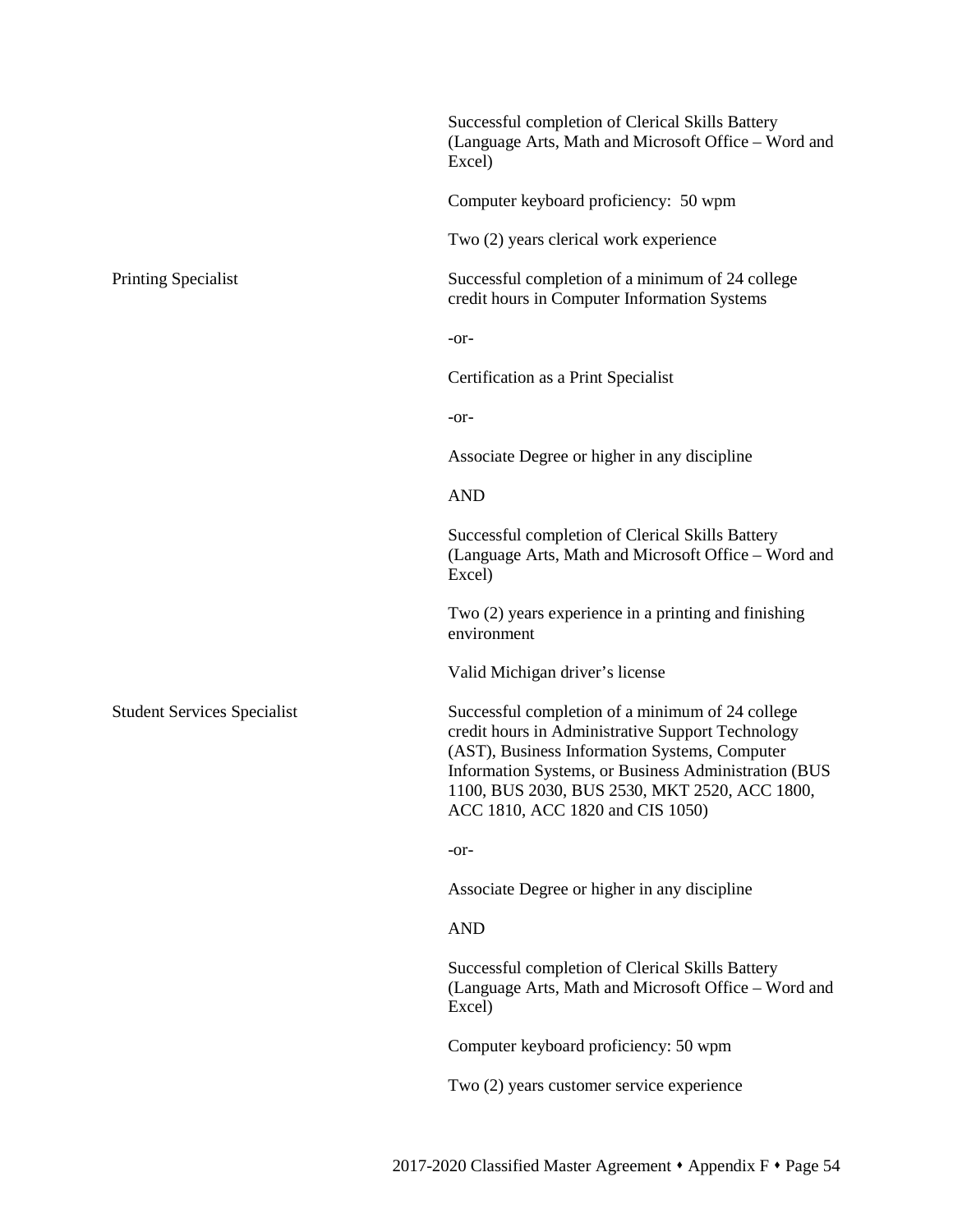| | |
|---|---|
| | Successful completion of Clerical Skills Battery (Language Arts, Math and Microsoft Office – Word and Excel) |
| | Computer keyboard proficiency: 50 wpm |
| | Two (2) years clerical work experience |
| Printing Specialist | Successful completion of a minimum of 24 college credit hours in Computer Information Systems |
| | -or- |
| | Certification as a Print Specialist |
| | -or- |
| | Associate Degree or higher in any discipline |
| | AND |
| | Successful completion of Clerical Skills Battery (Language Arts, Math and Microsoft Office – Word and Excel) |
| | Two (2) years experience in a printing and finishing environment |
| | Valid Michigan driver's license |
| Student Services Specialist | Successful completion of a minimum of 24 college credit hours in Administrative Support Technology (AST), Business Information Systems, Computer Information Systems, or Business Administration (BUS 1100, BUS 2030, BUS 2530, MKT 2520, ACC 1800, ACC 1810, ACC 1820 and CIS 1050) |
| | -or- |
| | Associate Degree or higher in any discipline |
| | AND |
| | Successful completion of Clerical Skills Battery (Language Arts, Math and Microsoft Office – Word and Excel) |
| | Computer keyboard proficiency: 50 wpm |
| | Two (2) years customer service experience |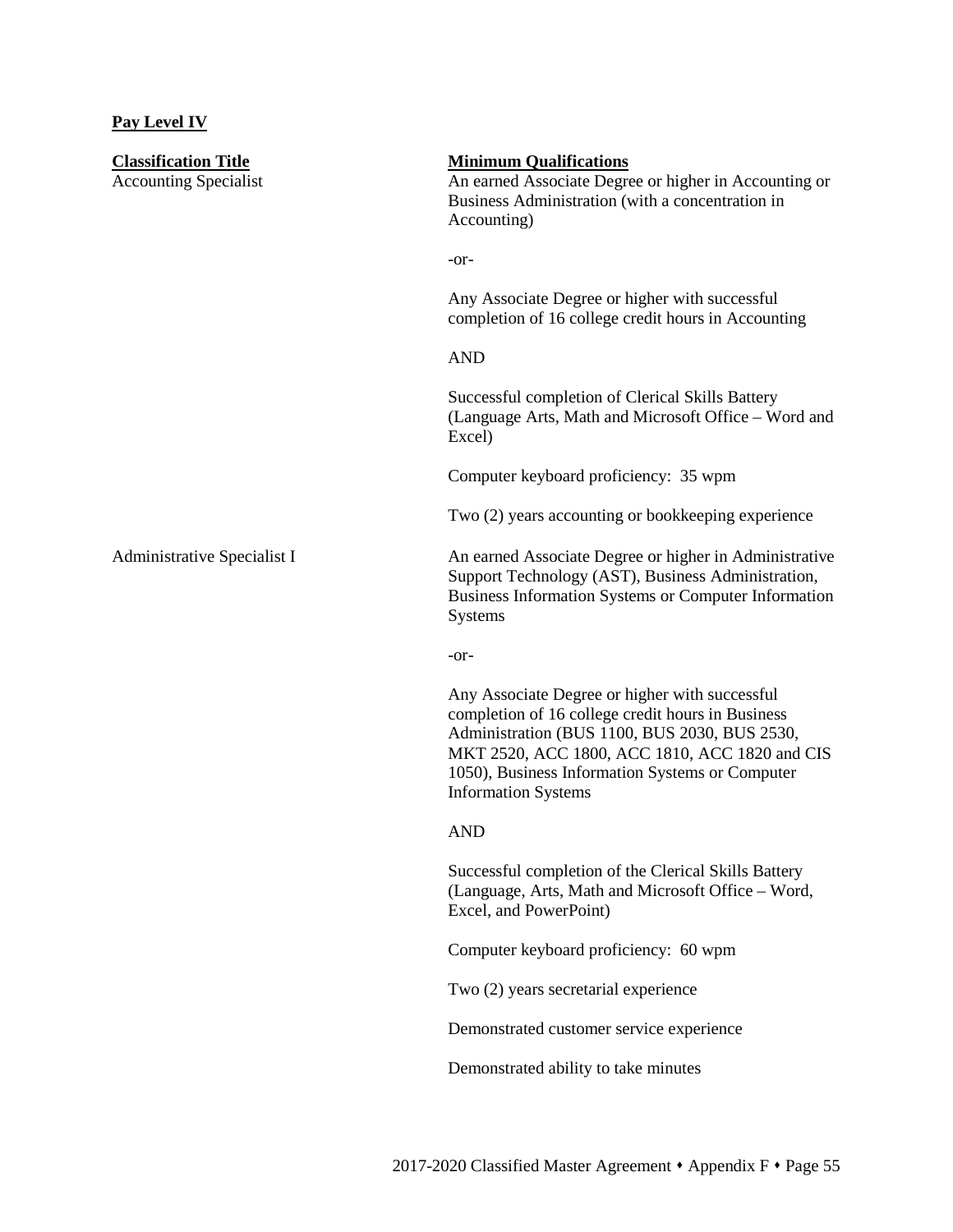## Pay Level IV

| Classification Title | Minimum Qualifications |
|---|---|
| Accounting Specialist | An earned Associate Degree or higher in Accounting or Business Administration (with a concentration in Accounting)<br><br>-or-<br><br>Any Associate Degree or higher with successful completion of 16 college credit hours in Accounting<br><br>AND<br><br>Successful completion of Clerical Skills Battery (Language Arts, Math and Microsoft Office – Word and Excel)<br><br>Computer keyboard proficiency: 35 wpm<br><br>Two (2) years accounting or bookkeeping experience |
| Administrative Specialist I | An earned Associate Degree or higher in Administrative Support Technology (AST), Business Administration, Business Information Systems or Computer Information Systems<br><br>-or-<br><br>Any Associate Degree or higher with successful completion of 16 college credit hours in Business Administration (BUS 1100, BUS 2030, BUS 2530, MKT 2520, ACC 1800, ACC 1810, ACC 1820 and CIS 1050), Business Information Systems or Computer Information Systems<br><br>AND<br><br>Successful completion of the Clerical Skills Battery (Language, Arts, Math and Microsoft Office – Word, Excel, and PowerPoint)<br><br>Computer keyboard proficiency: 60 wpm<br><br>Two (2) years secretarial experience<br><br>Demonstrated customer service experience<br><br>Demonstrated ability to take minutes |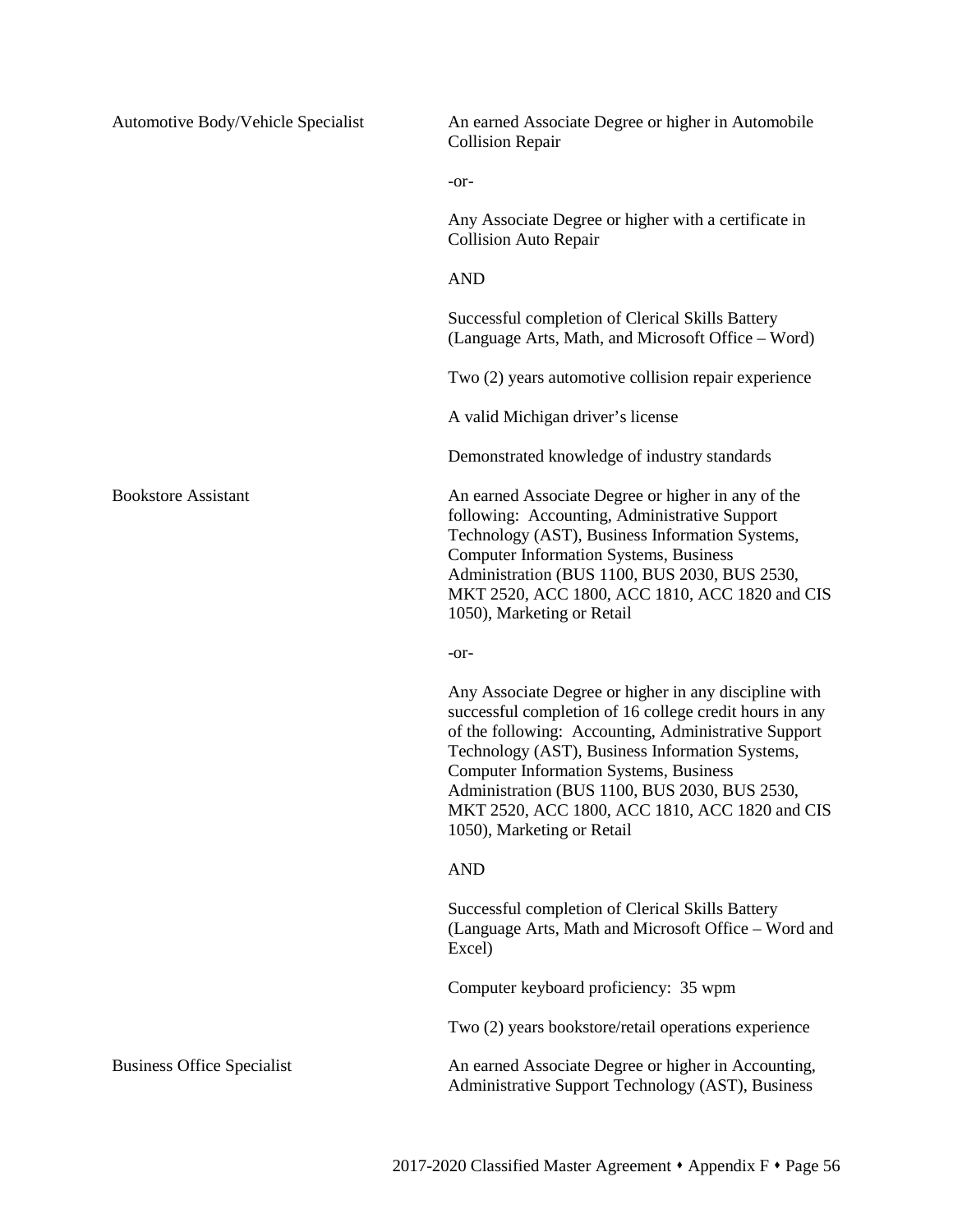| Position | Qualifications |
|---|---|
| Automotive Body/Vehicle Specialist | An earned Associate Degree or higher in Automobile Collision Repair<br><br>-or-<br><br>Any Associate Degree or higher with a certificate in Collision Auto Repair<br><br>AND<br><br>Successful completion of Clerical Skills Battery (Language Arts, Math, and Microsoft Office – Word)<br><br>Two (2) years automotive collision repair experience<br><br>A valid Michigan driver's license<br><br>Demonstrated knowledge of industry standards |
| Bookstore Assistant | An earned Associate Degree or higher in any of the following: Accounting, Administrative Support Technology (AST), Business Information Systems, Computer Information Systems, Business Administration (BUS 1100, BUS 2030, BUS 2530, MKT 2520, ACC 1800, ACC 1810, ACC 1820 and CIS 1050), Marketing or Retail<br><br>-or-<br><br>Any Associate Degree or higher in any discipline with successful completion of 16 college credit hours in any of the following: Accounting, Administrative Support Technology (AST), Business Information Systems, Computer Information Systems, Business Administration (BUS 1100, BUS 2030, BUS 2530, MKT 2520, ACC 1800, ACC 1810, ACC 1820 and CIS 1050), Marketing or Retail<br><br>AND<br><br>Successful completion of Clerical Skills Battery (Language Arts, Math and Microsoft Office – Word and Excel)<br><br>Computer keyboard proficiency: 35 wpm<br><br>Two (2) years bookstore/retail operations experience |
| Business Office Specialist | An earned Associate Degree or higher in Accounting, Administrative Support Technology (AST), Business |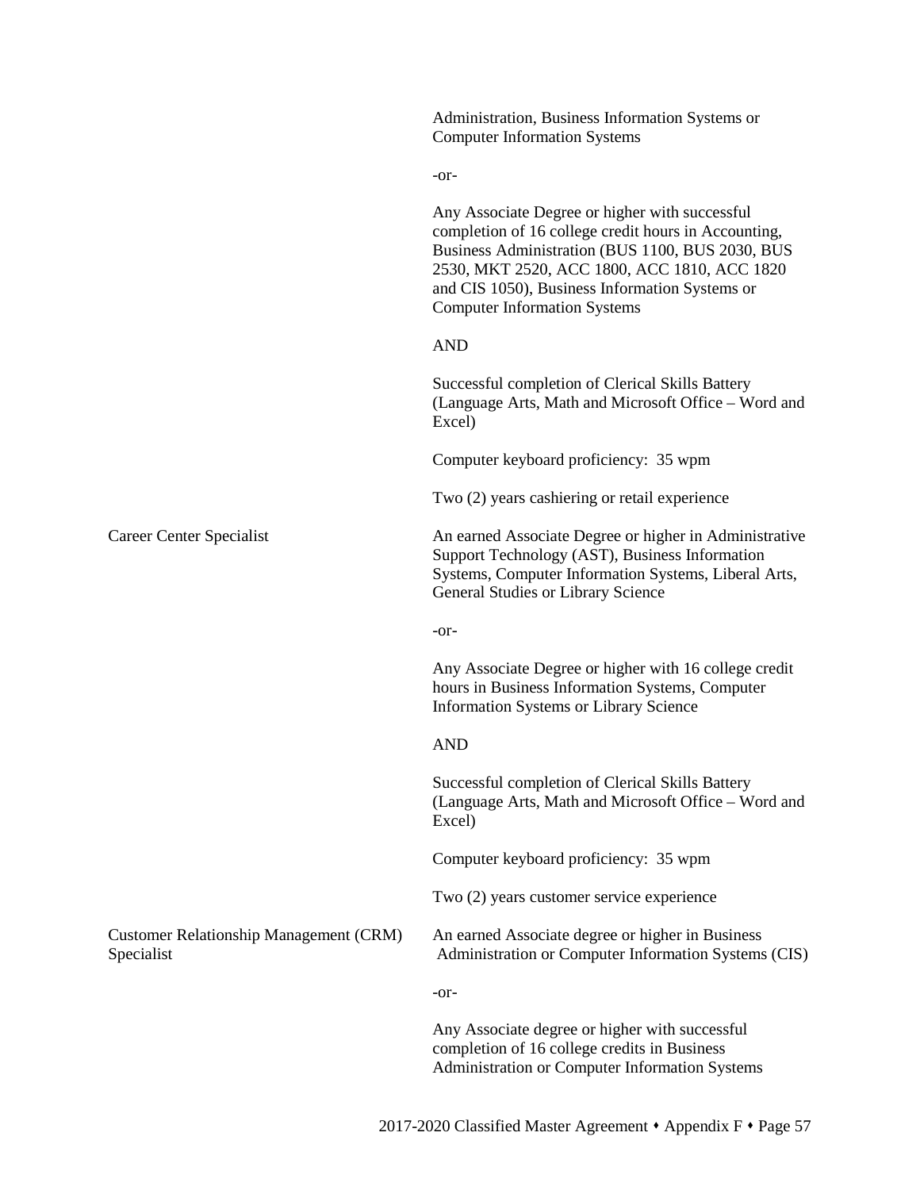| | |
|---|---|
| | Administration, Business Information Systems or Computer Information Systems |
| | -or- |
| | Any Associate Degree or higher with successful completion of 16 college credit hours in Accounting, Business Administration (BUS 1100, BUS 2030, BUS 2530, MKT 2520, ACC 1800, ACC 1810, ACC 1820 and CIS 1050), Business Information Systems or Computer Information Systems |
| | AND |
| | Successful completion of Clerical Skills Battery (Language Arts, Math and Microsoft Office – Word and Excel) |
| | Computer keyboard proficiency: 35 wpm |
| | Two (2) years cashiering or retail experience |
| Career Center Specialist | An earned Associate Degree or higher in Administrative Support Technology (AST), Business Information Systems, Computer Information Systems, Liberal Arts, General Studies or Library Science |
| | -or- |
| | Any Associate Degree or higher with 16 college credit hours in Business Information Systems, Computer Information Systems or Library Science |
| | AND |
| | Successful completion of Clerical Skills Battery (Language Arts, Math and Microsoft Office – Word and Excel) |
| | Computer keyboard proficiency: 35 wpm |
| | Two (2) years customer service experience |
| Customer Relationship Management (CRM) Specialist | An earned Associate degree or higher in Business Administration or Computer Information Systems (CIS) |
| | -or- |
| | Any Associate degree or higher with successful completion of 16 college credits in Business Administration or Computer Information Systems |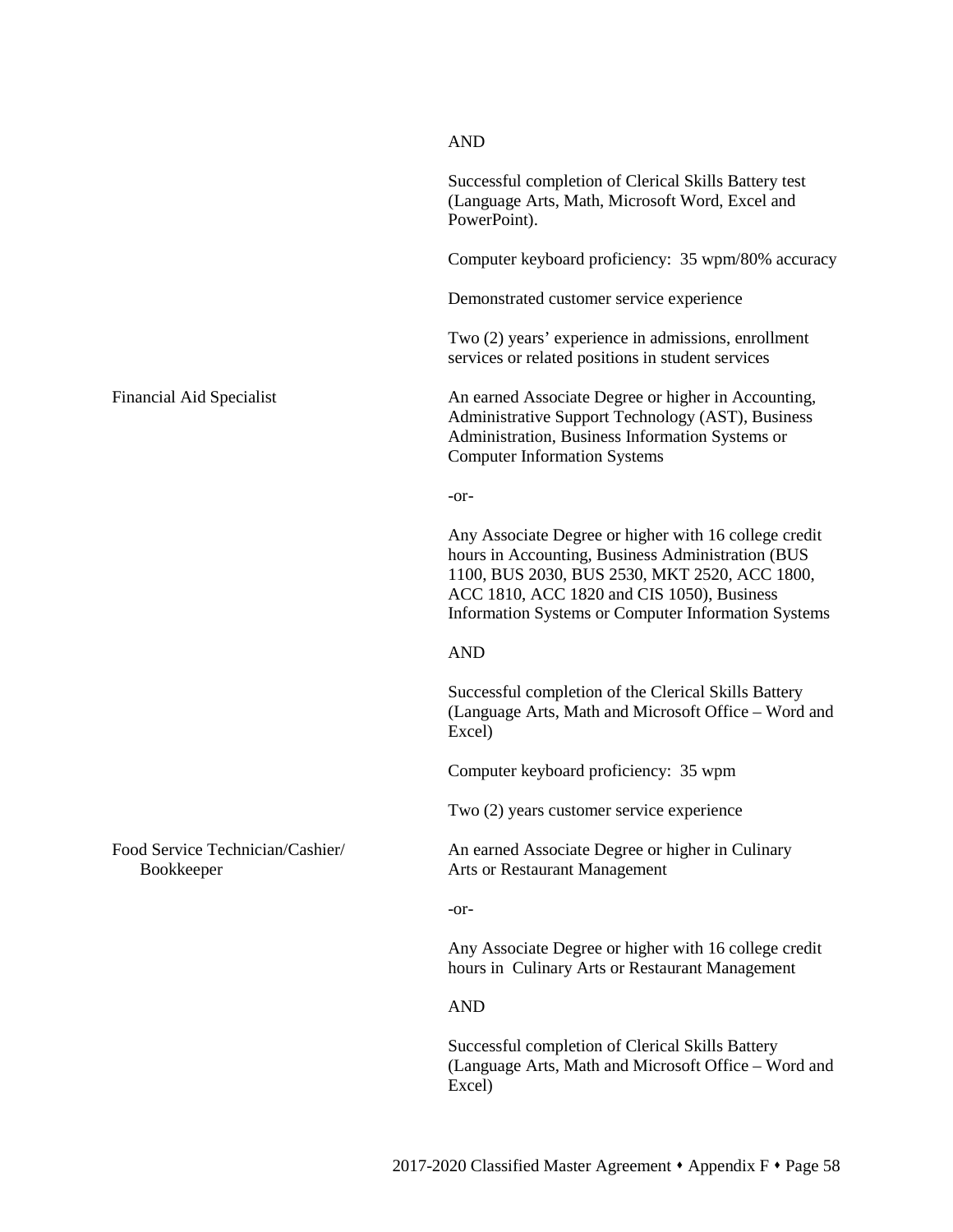| | |
|---|---|
| | AND |
| | Successful completion of Clerical Skills Battery test (Language Arts, Math, Microsoft Word, Excel and PowerPoint). |
| | Computer keyboard proficiency: 35 wpm/80% accuracy |
| | Demonstrated customer service experience |
| | Two (2) years' experience in admissions, enrollment services or related positions in student services |
| Financial Aid Specialist | An earned Associate Degree or higher in Accounting, Administrative Support Technology (AST), Business Administration, Business Information Systems or Computer Information Systems |
| | -or- |
| | Any Associate Degree or higher with 16 college credit hours in Accounting, Business Administration (BUS 1100, BUS 2030, BUS 2530, MKT 2520, ACC 1800, ACC 1810, ACC 1820 and CIS 1050), Business Information Systems or Computer Information Systems |
| | AND |
| | Successful completion of the Clerical Skills Battery (Language Arts, Math and Microsoft Office – Word and Excel) |
| | Computer keyboard proficiency: 35 wpm |
| | Two (2) years customer service experience |
| Food Service Technician/Cashier/ Bookkeeper | An earned Associate Degree or higher in Culinary Arts or Restaurant Management |
| | -or- |
| | Any Associate Degree or higher with 16 college credit hours in Culinary Arts or Restaurant Management |
| | AND |
| | Successful completion of Clerical Skills Battery (Language Arts, Math and Microsoft Office – Word and Excel) |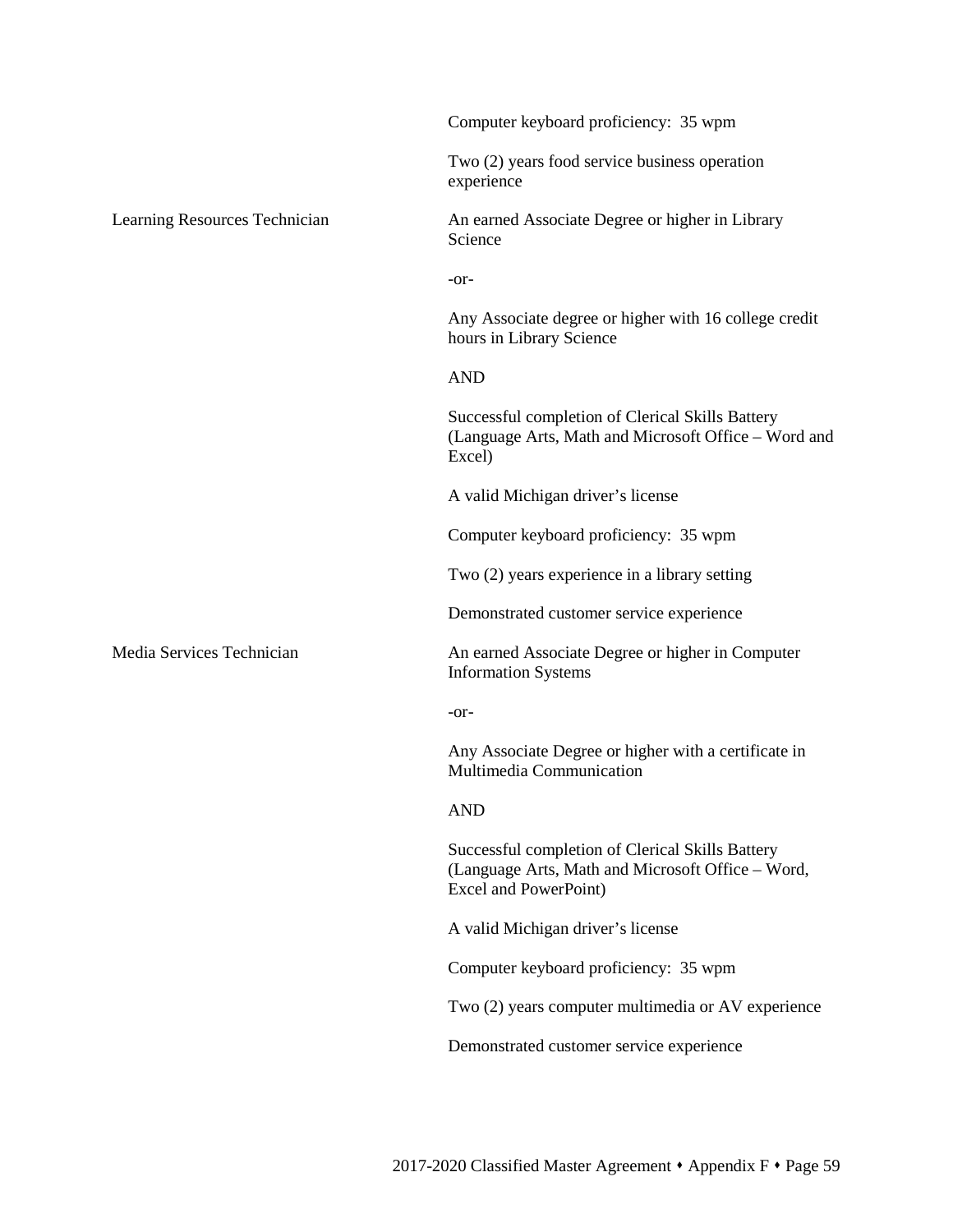| | |
|---|---|
| | Computer keyboard proficiency: 35 wpm |
| | Two (2) years food service business operation experience |
| Learning Resources Technician | An earned Associate Degree or higher in Library Science |
| | -or- |
| | Any Associate degree or higher with 16 college credit hours in Library Science |
| | AND |
| | Successful completion of Clerical Skills Battery (Language Arts, Math and Microsoft Office – Word and Excel) |
| | A valid Michigan driver's license |
| | Computer keyboard proficiency: 35 wpm |
| | Two (2) years experience in a library setting |
| | Demonstrated customer service experience |
| Media Services Technician | An earned Associate Degree or higher in Computer Information Systems |
| | -or- |
| | Any Associate Degree or higher with a certificate in Multimedia Communication |
| | AND |
| | Successful completion of Clerical Skills Battery (Language Arts, Math and Microsoft Office – Word, Excel and PowerPoint) |
| | A valid Michigan driver's license |
| | Computer keyboard proficiency: 35 wpm |
| | Two (2) years computer multimedia or AV experience |
| | Demonstrated customer service experience |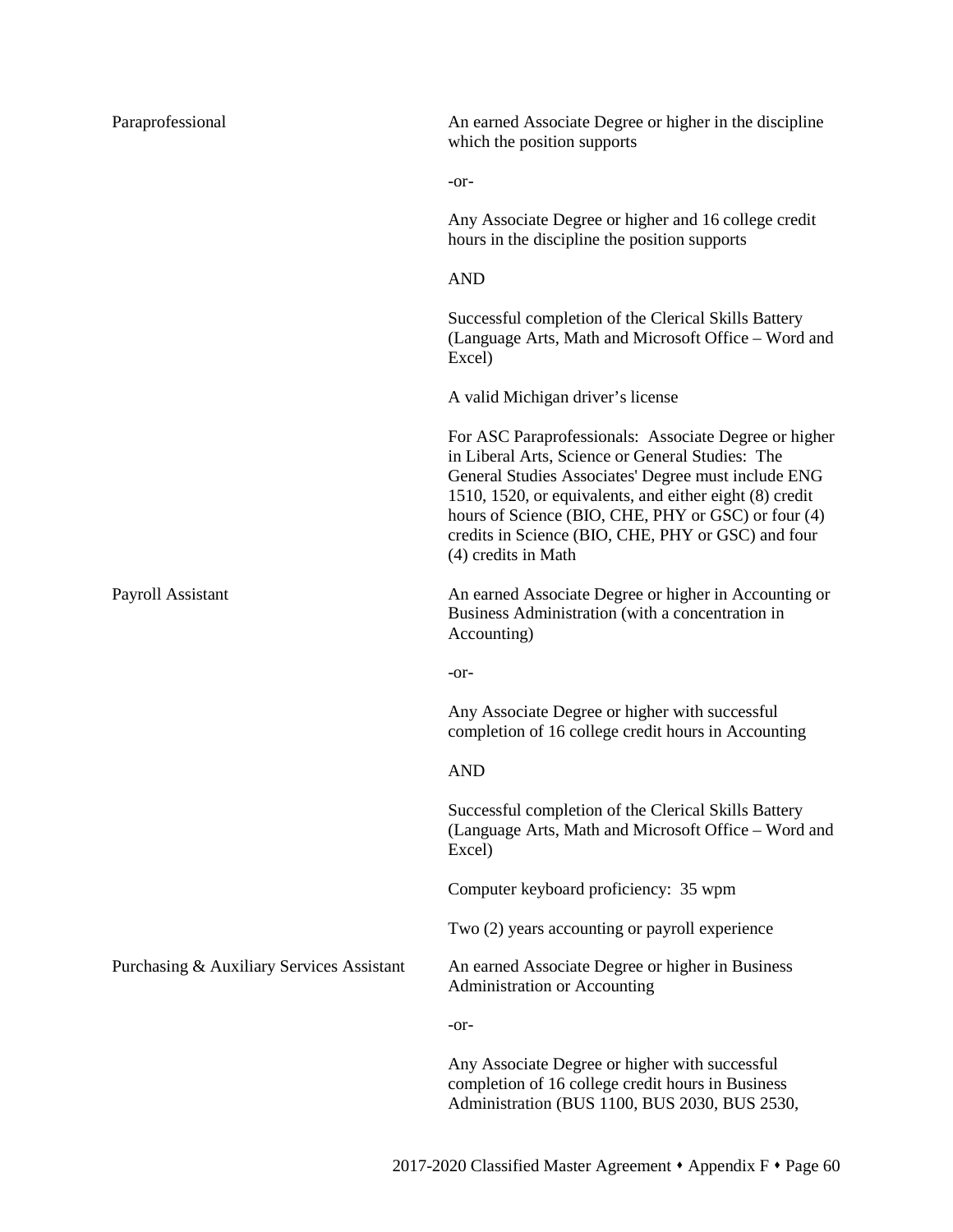| Position | Qualifications |
|---|---|
| Paraprofessional | An earned Associate Degree or higher in the discipline which the position supports<br><br>-or-<br><br>Any Associate Degree or higher and 16 college credit hours in the discipline the position supports<br><br>AND<br><br>Successful completion of the Clerical Skills Battery (Language Arts, Math and Microsoft Office – Word and Excel)<br><br>A valid Michigan driver's license<br><br>For ASC Paraprofessionals: Associate Degree or higher in Liberal Arts, Science or General Studies: The General Studies Associates' Degree must include ENG 1510, 1520, or equivalents, and either eight (8) credit hours of Science (BIO, CHE, PHY or GSC) or four (4) credits in Science (BIO, CHE, PHY or GSC) and four (4) credits in Math |
| Payroll Assistant | An earned Associate Degree or higher in Accounting or Business Administration (with a concentration in Accounting)<br><br>-or-<br><br>Any Associate Degree or higher with successful completion of 16 college credit hours in Accounting<br><br>AND<br><br>Successful completion of the Clerical Skills Battery (Language Arts, Math and Microsoft Office – Word and Excel)<br><br>Computer keyboard proficiency: 35 wpm<br><br>Two (2) years accounting or payroll experience |
| Purchasing & Auxiliary Services Assistant | An earned Associate Degree or higher in Business Administration or Accounting<br><br>-or-<br><br>Any Associate Degree or higher with successful completion of 16 college credit hours in Business Administration (BUS 1100, BUS 2030, BUS 2530, |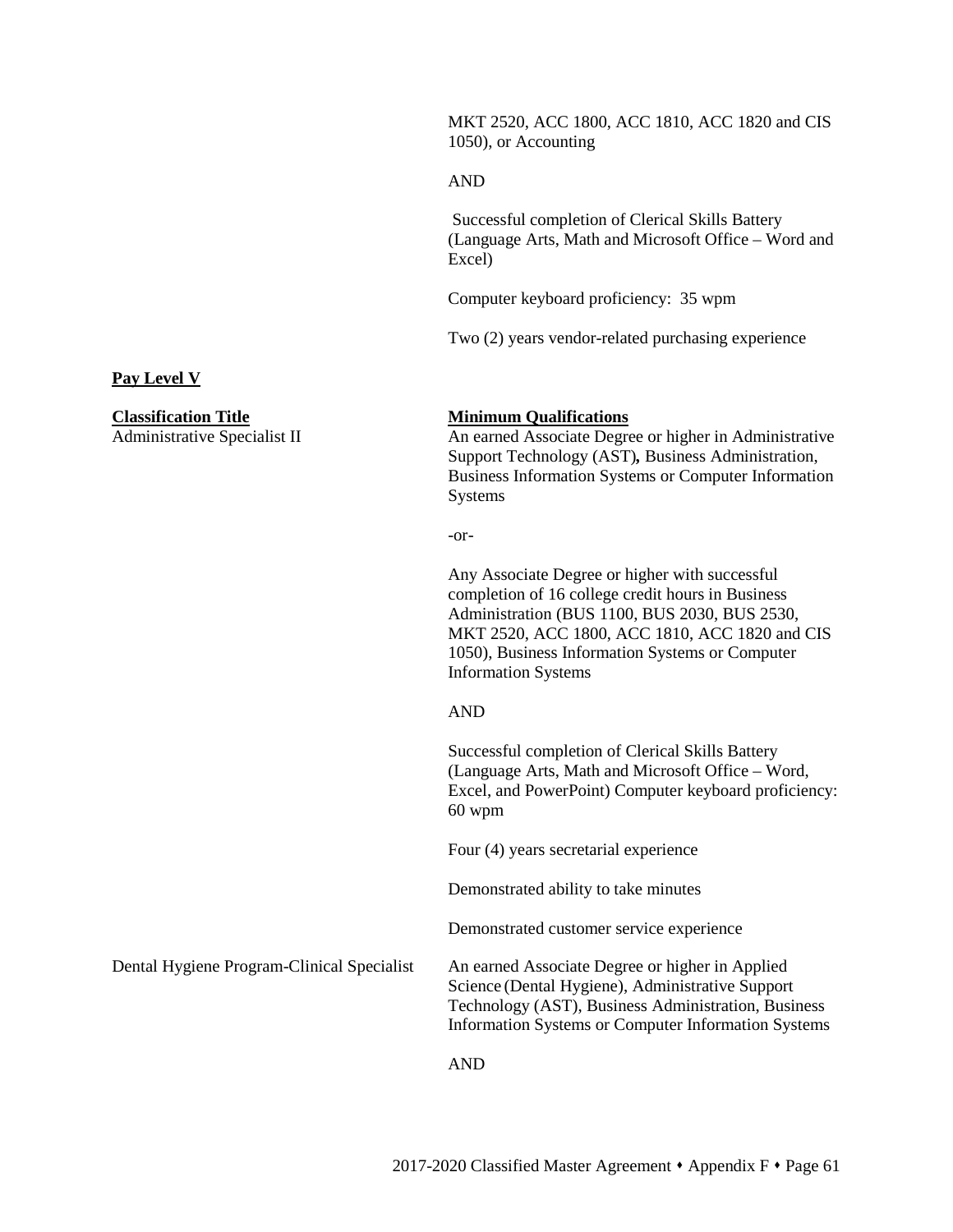MKT 2520, ACC 1800, ACC 1810, ACC 1820 and CIS 1050), or Accounting

AND

Successful completion of Clerical Skills Battery (Language Arts, Math and Microsoft Office – Word and Excel)

Computer keyboard proficiency: 35 wpm

Two (2) years vendor-related purchasing experience

**Pay Level V**

| **Classification Title** | **Minimum Qualifications** |
|---|---|
| Administrative Specialist II | An earned Associate Degree or higher in Administrative Support Technology (AST)**,** Business Administration, Business Information Systems or Computer Information Systems<br><br>-or-<br><br>Any Associate Degree or higher with successful completion of 16 college credit hours in Business Administration (BUS 1100, BUS 2030, BUS 2530, MKT 2520, ACC 1800, ACC 1810, ACC 1820 and CIS 1050), Business Information Systems or Computer Information Systems<br><br>AND<br><br>Successful completion of Clerical Skills Battery (Language Arts, Math and Microsoft Office – Word, Excel, and PowerPoint) Computer keyboard proficiency: 60 wpm<br><br>Four (4) years secretarial experience<br><br>Demonstrated ability to take minutes<br><br>Demonstrated customer service experience |
| Dental Hygiene Program-Clinical Specialist | An earned Associate Degree or higher in Applied Science (Dental Hygiene), Administrative Support Technology (AST), Business Administration, Business Information Systems or Computer Information Systems<br><br>AND |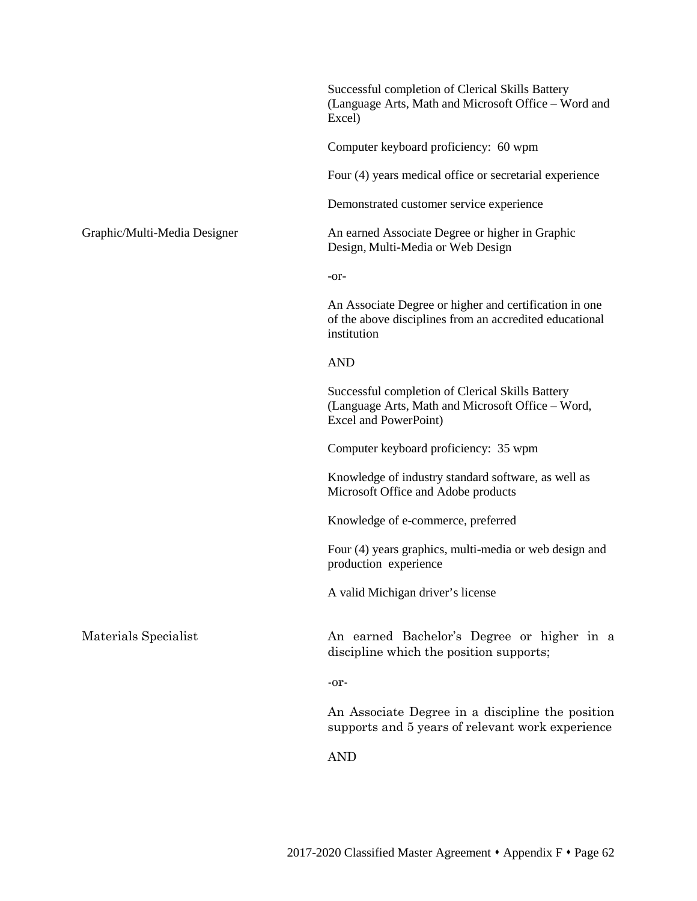| Position | Qualifications |
|---|---|
| | Successful completion of Clerical Skills Battery (Language Arts, Math and Microsoft Office – Word and Excel)<br><br>Computer keyboard proficiency: 60 wpm<br><br>Four (4) years medical office or secretarial experience<br><br>Demonstrated customer service experience |
| Graphic/Multi-Media Designer | An earned Associate Degree or higher in Graphic Design, Multi-Media or Web Design<br><br>-or-<br><br>An Associate Degree or higher and certification in one of the above disciplines from an accredited educational institution<br><br>AND<br><br>Successful completion of Clerical Skills Battery (Language Arts, Math and Microsoft Office – Word, Excel and PowerPoint)<br><br>Computer keyboard proficiency: 35 wpm<br><br>Knowledge of industry standard software, as well as Microsoft Office and Adobe products<br><br>Knowledge of e-commerce, preferred<br><br>Four (4) years graphics, multi-media or web design and production experience<br><br>A valid Michigan driver's license |
| Materials Specialist | An earned Bachelor's Degree or higher in a discipline which the position supports;<br><br>-or-<br><br>An Associate Degree in a discipline the position supports and 5 years of relevant work experience<br><br>AND |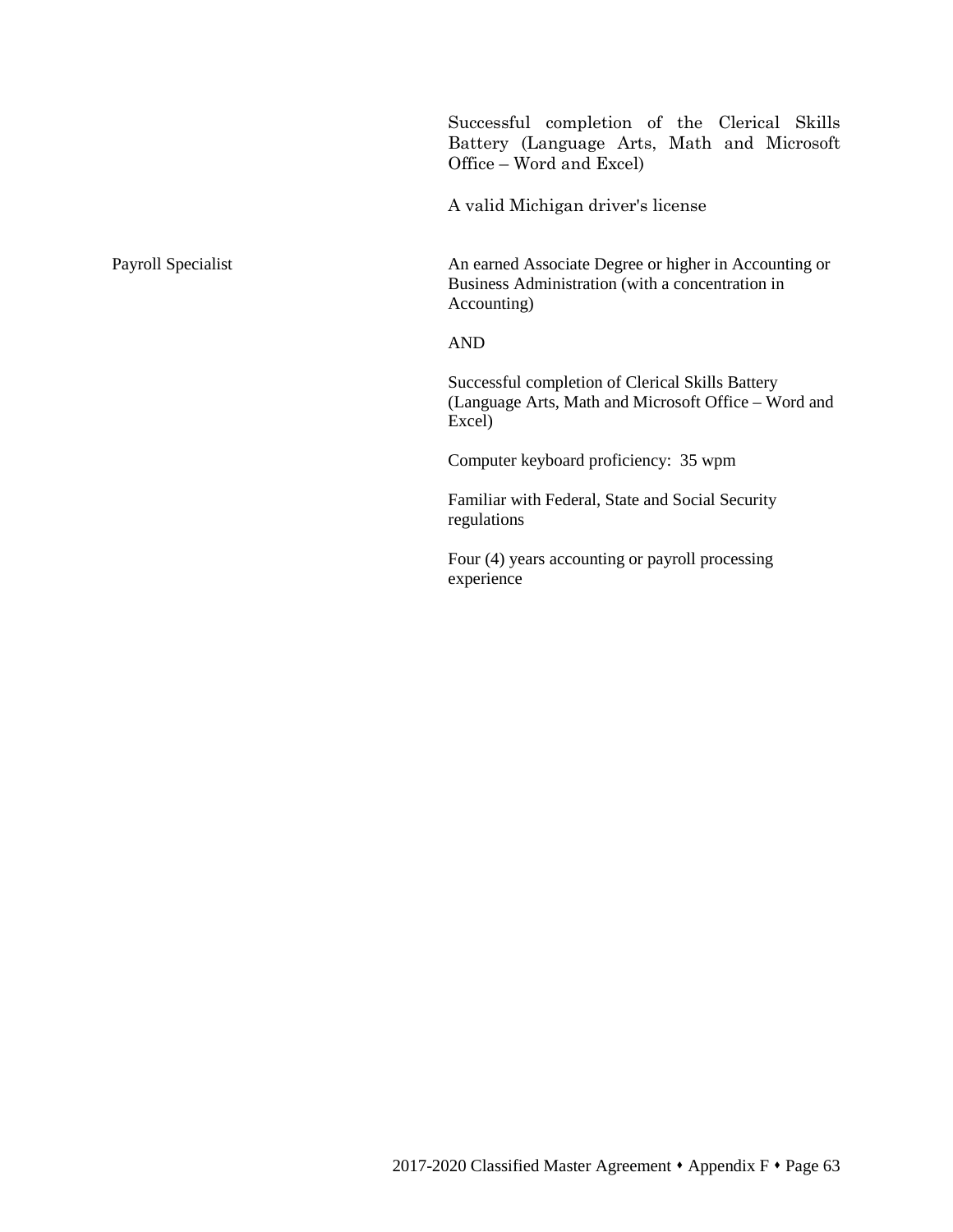| | |
|---|---|
| | Successful completion of the Clerical Skills Battery (Language Arts, Math and Microsoft Office – Word and Excel)<br><br>A valid Michigan driver's license |
| Payroll Specialist | An earned Associate Degree or higher in Accounting or Business Administration (with a concentration in Accounting)<br><br>AND<br><br>Successful completion of Clerical Skills Battery (Language Arts, Math and Microsoft Office – Word and Excel)<br><br>Computer keyboard proficiency: 35 wpm<br><br>Familiar with Federal, State and Social Security regulations<br><br>Four (4) years accounting or payroll processing experience |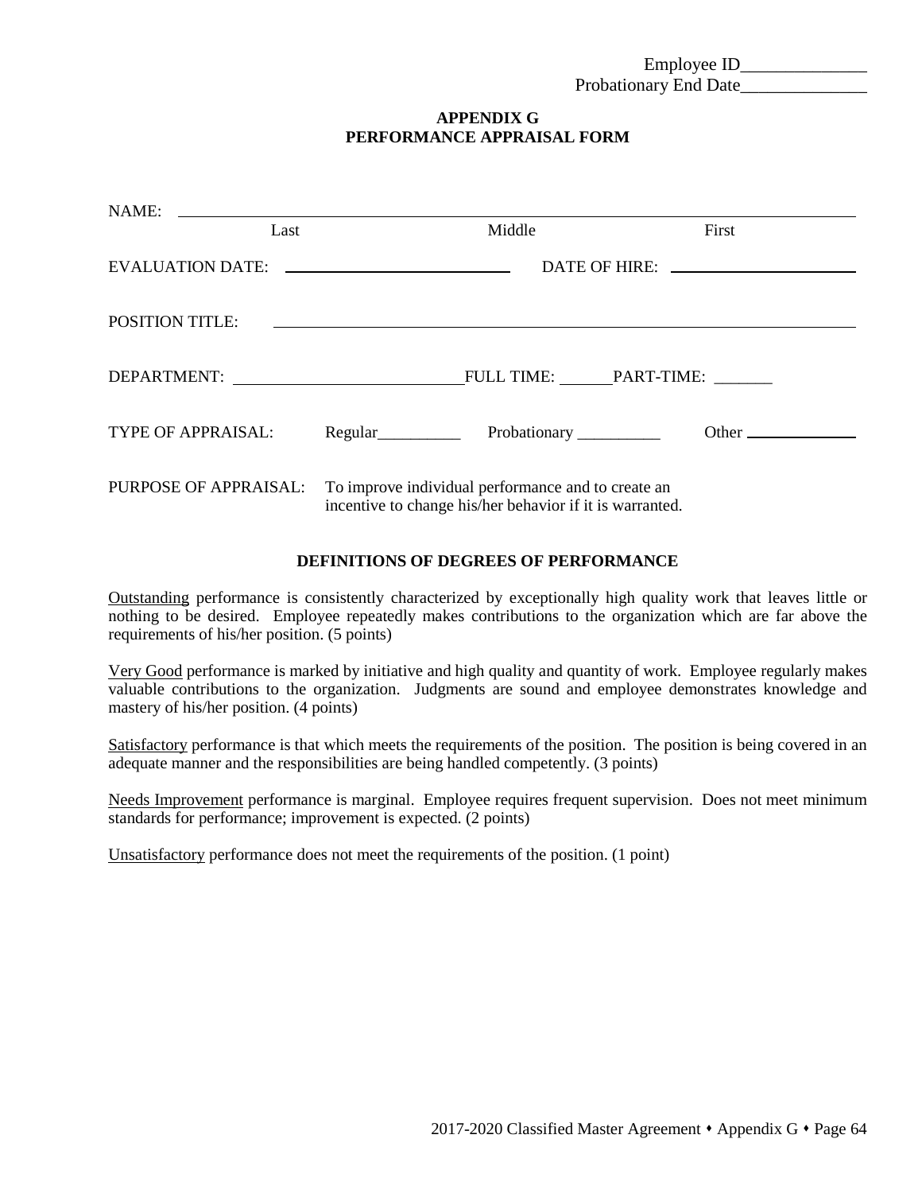Employee ID______________
Probationary End Date______________

# APPENDIX G
# PERFORMANCE APPRAISAL FORM

NAME: ____________________________________________________________
Last                                   Middle                                   First

EVALUATION DATE: ______________________   DATE OF HIRE: ______________________

POSITION TITLE: ____________________________________________________________

DEPARTMENT: ______________________ FULL TIME: ______ PART-TIME: _______

TYPE OF APPRAISAL:   Regular__________   Probationary __________   Other ______________

PURPOSE OF APPRAISAL:   To improve individual performance and to create an incentive to change his/her behavior if it is warranted.

## DEFINITIONS OF DEGREES OF PERFORMANCE

Outstanding performance is consistently characterized by exceptionally high quality work that leaves little or nothing to be desired. Employee repeatedly makes contributions to the organization which are far above the requirements of his/her position. (5 points)

Very Good performance is marked by initiative and high quality and quantity of work. Employee regularly makes valuable contributions to the organization. Judgments are sound and employee demonstrates knowledge and mastery of his/her position. (4 points)

Satisfactory performance is that which meets the requirements of the position. The position is being covered in an adequate manner and the responsibilities are being handled competently. (3 points)

Needs Improvement performance is marginal. Employee requires frequent supervision. Does not meet minimum standards for performance; improvement is expected. (2 points)

Unsatisfactory performance does not meet the requirements of the position. (1 point)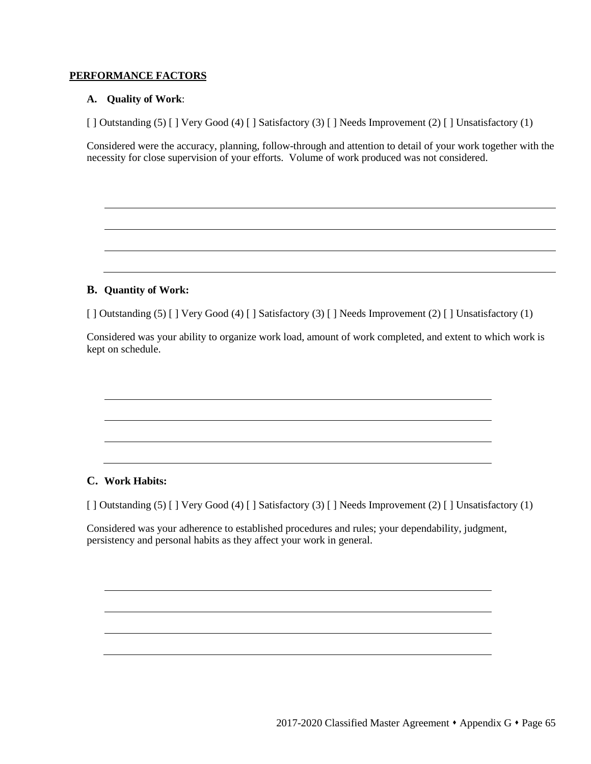**PERFORMANCE FACTORS**

**A. Quality of Work**:

[ ] Outstanding (5) [ ] Very Good (4) [ ] Satisfactory (3) [ ] Needs Improvement (2) [ ] Unsatisfactory (1)

Considered were the accuracy, planning, follow-through and attention to detail of your work together with the necessity for close supervision of your efforts. Volume of work produced was not considered.

\_\_\_\_\_\_\_\_\_\_\_\_\_\_\_\_\_\_\_\_\_\_\_\_\_\_\_\_\_\_\_\_\_\_\_\_\_\_\_\_\_\_\_\_\_\_\_\_\_\_\_\_\_\_\_\_\_\_\_\_\_\_\_\_\_\_\_\_\_\_

\_\_\_\_\_\_\_\_\_\_\_\_\_\_\_\_\_\_\_\_\_\_\_\_\_\_\_\_\_\_\_\_\_\_\_\_\_\_\_\_\_\_\_\_\_\_\_\_\_\_\_\_\_\_\_\_\_\_\_\_\_\_\_\_\_\_\_\_\_\_

\_\_\_\_\_\_\_\_\_\_\_\_\_\_\_\_\_\_\_\_\_\_\_\_\_\_\_\_\_\_\_\_\_\_\_\_\_\_\_\_\_\_\_\_\_\_\_\_\_\_\_\_\_\_\_\_\_\_\_\_\_\_\_\_\_\_\_\_\_\_

\_\_\_\_\_\_\_\_\_\_\_\_\_\_\_\_\_\_\_\_\_\_\_\_\_\_\_\_\_\_\_\_\_\_\_\_\_\_\_\_\_\_\_\_\_\_\_\_\_\_\_\_\_\_\_\_\_\_\_\_\_\_\_\_\_\_\_\_\_\_

**B. Quantity of Work:**

[ ] Outstanding (5) [ ] Very Good (4) [ ] Satisfactory (3) [ ] Needs Improvement (2) [ ] Unsatisfactory (1)

Considered was your ability to organize work load, amount of work completed, and extent to which work is kept on schedule.

\_\_\_\_\_\_\_\_\_\_\_\_\_\_\_\_\_\_\_\_\_\_\_\_\_\_\_\_\_\_\_\_\_\_\_\_\_\_\_\_\_\_\_\_\_\_\_\_\_\_\_\_\_\_\_\_\_\_\_\_\_\_

\_\_\_\_\_\_\_\_\_\_\_\_\_\_\_\_\_\_\_\_\_\_\_\_\_\_\_\_\_\_\_\_\_\_\_\_\_\_\_\_\_\_\_\_\_\_\_\_\_\_\_\_\_\_\_\_\_\_\_\_\_\_

\_\_\_\_\_\_\_\_\_\_\_\_\_\_\_\_\_\_\_\_\_\_\_\_\_\_\_\_\_\_\_\_\_\_\_\_\_\_\_\_\_\_\_\_\_\_\_\_\_\_\_\_\_\_\_\_\_\_\_\_\_\_

\_\_\_\_\_\_\_\_\_\_\_\_\_\_\_\_\_\_\_\_\_\_\_\_\_\_\_\_\_\_\_\_\_\_\_\_\_\_\_\_\_\_\_\_\_\_\_\_\_\_\_\_\_\_\_\_\_\_\_\_\_\_

**C. Work Habits:**

[ ] Outstanding (5) [ ] Very Good (4) [ ] Satisfactory (3) [ ] Needs Improvement (2) [ ] Unsatisfactory (1)

Considered was your adherence to established procedures and rules; your dependability, judgment, persistency and personal habits as they affect your work in general.

\_\_\_\_\_\_\_\_\_\_\_\_\_\_\_\_\_\_\_\_\_\_\_\_\_\_\_\_\_\_\_\_\_\_\_\_\_\_\_\_\_\_\_\_\_\_\_\_\_\_\_\_\_\_\_\_\_\_\_\_\_\_

\_\_\_\_\_\_\_\_\_\_\_\_\_\_\_\_\_\_\_\_\_\_\_\_\_\_\_\_\_\_\_\_\_\_\_\_\_\_\_\_\_\_\_\_\_\_\_\_\_\_\_\_\_\_\_\_\_\_\_\_\_\_

\_\_\_\_\_\_\_\_\_\_\_\_\_\_\_\_\_\_\_\_\_\_\_\_\_\_\_\_\_\_\_\_\_\_\_\_\_\_\_\_\_\_\_\_\_\_\_\_\_\_\_\_\_\_\_\_\_\_\_\_\_\_

\_\_\_\_\_\_\_\_\_\_\_\_\_\_\_\_\_\_\_\_\_\_\_\_\_\_\_\_\_\_\_\_\_\_\_\_\_\_\_\_\_\_\_\_\_\_\_\_\_\_\_\_\_\_\_\_\_\_\_\_\_\_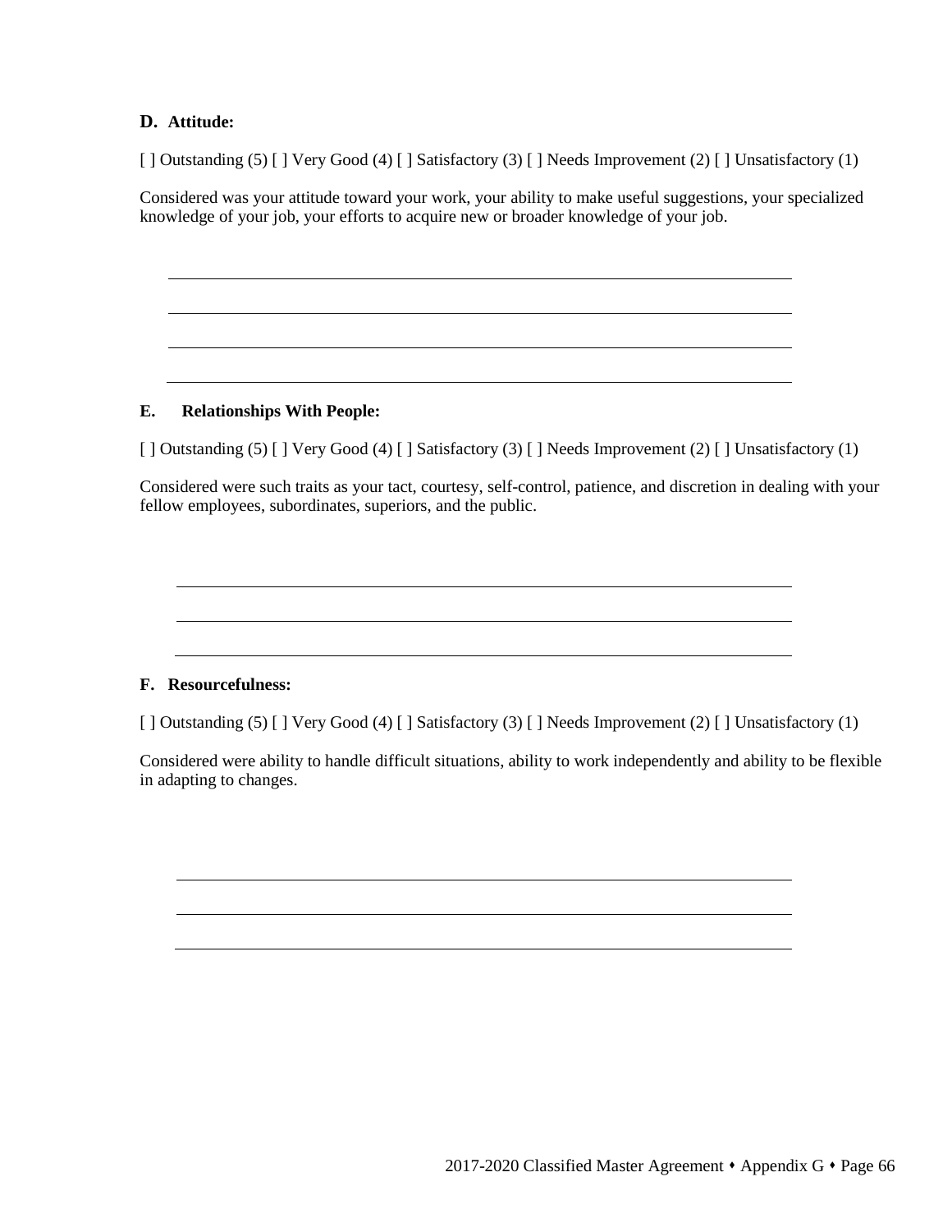**D. Attitude:**

[ ] Outstanding (5) [ ] Very Good (4) [ ] Satisfactory (3) [ ] Needs Improvement (2) [ ] Unsatisfactory (1)

Considered was your attitude toward your work, your ability to make useful suggestions, your specialized knowledge of your job, your efforts to acquire new or broader knowledge of your job.

______________________________________________________________________

______________________________________________________________________

______________________________________________________________________

______________________________________________________________________

**E. Relationships With People:**

[ ] Outstanding (5) [ ] Very Good (4) [ ] Satisfactory (3) [ ] Needs Improvement (2) [ ] Unsatisfactory (1)

Considered were such traits as your tact, courtesy, self-control, patience, and discretion in dealing with your fellow employees, subordinates, superiors, and the public.

______________________________________________________________________

______________________________________________________________________

______________________________________________________________________

**F. Resourcefulness:**

[ ] Outstanding (5) [ ] Very Good (4) [ ] Satisfactory (3) [ ] Needs Improvement (2) [ ] Unsatisfactory (1)

Considered were ability to handle difficult situations, ability to work independently and ability to be flexible in adapting to changes.

______________________________________________________________________

______________________________________________________________________

______________________________________________________________________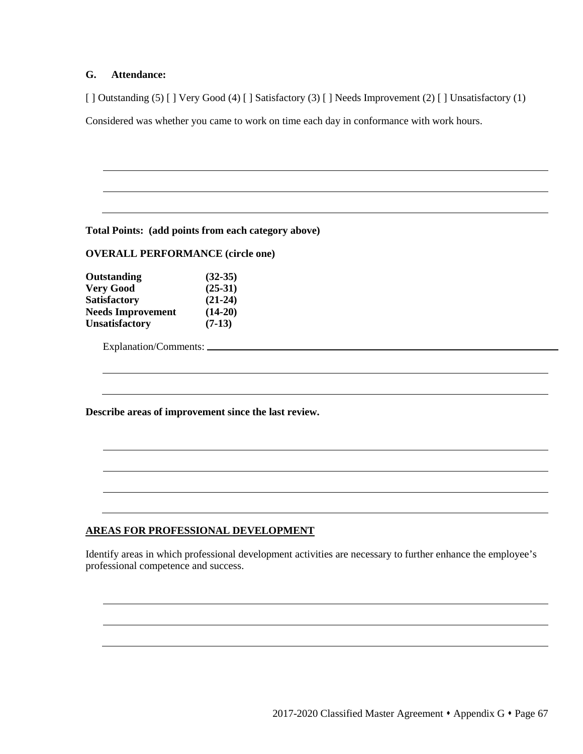**G. Attendance:**

[ ] Outstanding (5) [ ] Very Good (4) [ ] Satisfactory (3) [ ] Needs Improvement (2) [ ] Unsatisfactory (1)

Considered was whether you came to work on time each day in conformance with work hours.

**Total Points: (add points from each category above)**

**OVERALL PERFORMANCE (circle one)**

| | |
|---|---|
| **Outstanding** | **(32-35)** |
| **Very Good** | **(25-31)** |
| **Satisfactory** | **(21-24)** |
| **Needs Improvement** | **(14-20)** |
| **Unsatisfactory** | **(7-13)** |

Explanation/Comments:

**Describe areas of improvement since the last review.**

**AREAS FOR PROFESSIONAL DEVELOPMENT**

Identify areas in which professional development activities are necessary to further enhance the employee's professional competence and success.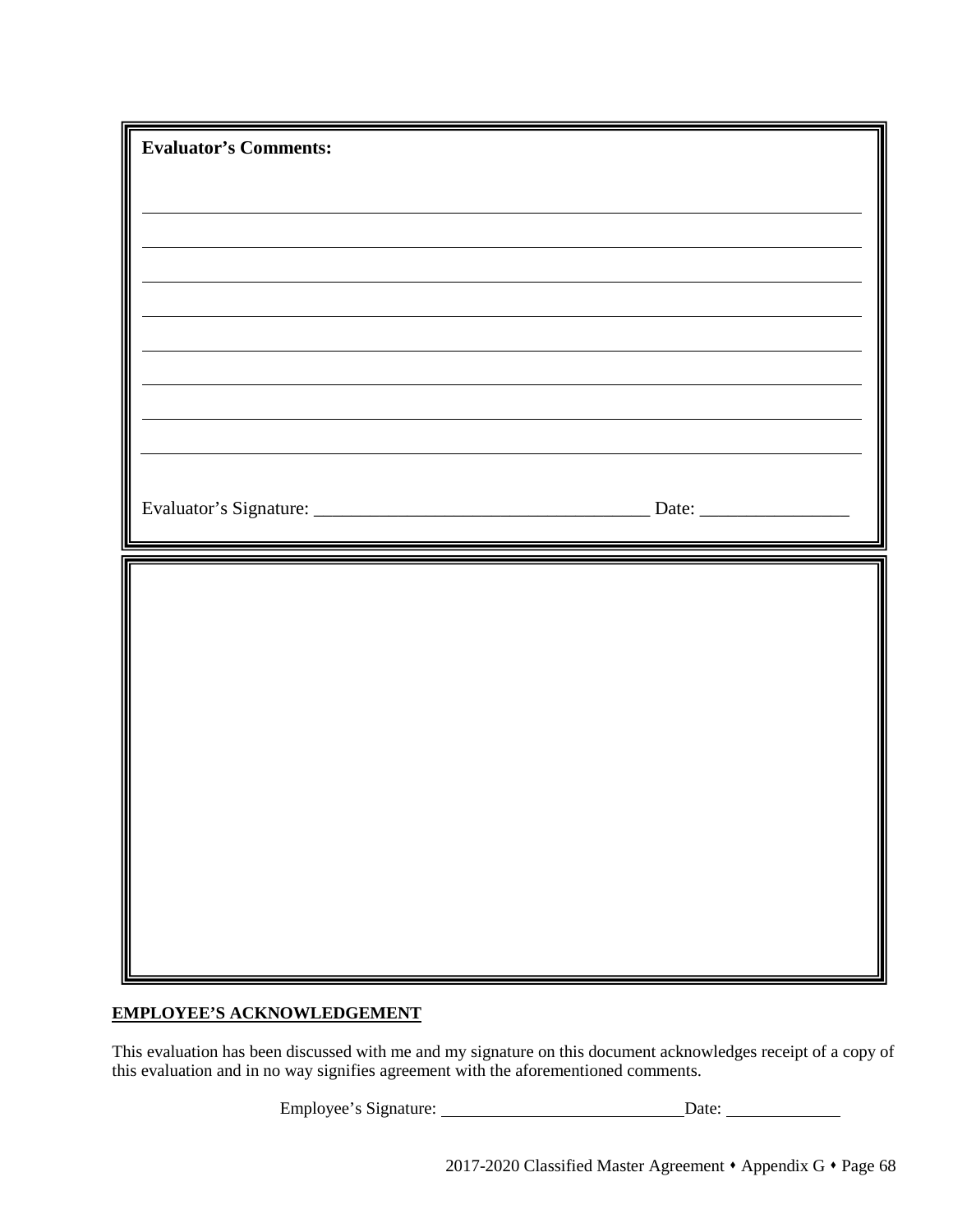**Evaluator's Comments:**

\_\_\_\_\_\_\_\_\_\_\_\_\_\_\_\_\_\_\_\_\_\_\_\_\_\_\_\_\_\_\_\_\_\_\_\_\_\_\_\_\_\_\_\_\_\_\_\_\_\_\_\_\_\_\_\_\_\_\_\_\_\_\_\_\_\_\_\_\_\_\_\_\_\_\_\_\_\_

\_\_\_\_\_\_\_\_\_\_\_\_\_\_\_\_\_\_\_\_\_\_\_\_\_\_\_\_\_\_\_\_\_\_\_\_\_\_\_\_\_\_\_\_\_\_\_\_\_\_\_\_\_\_\_\_\_\_\_\_\_\_\_\_\_\_\_\_\_\_\_\_\_\_\_\_\_\_

\_\_\_\_\_\_\_\_\_\_\_\_\_\_\_\_\_\_\_\_\_\_\_\_\_\_\_\_\_\_\_\_\_\_\_\_\_\_\_\_\_\_\_\_\_\_\_\_\_\_\_\_\_\_\_\_\_\_\_\_\_\_\_\_\_\_\_\_\_\_\_\_\_\_\_\_\_\_

\_\_\_\_\_\_\_\_\_\_\_\_\_\_\_\_\_\_\_\_\_\_\_\_\_\_\_\_\_\_\_\_\_\_\_\_\_\_\_\_\_\_\_\_\_\_\_\_\_\_\_\_\_\_\_\_\_\_\_\_\_\_\_\_\_\_\_\_\_\_\_\_\_\_\_\_\_\_

\_\_\_\_\_\_\_\_\_\_\_\_\_\_\_\_\_\_\_\_\_\_\_\_\_\_\_\_\_\_\_\_\_\_\_\_\_\_\_\_\_\_\_\_\_\_\_\_\_\_\_\_\_\_\_\_\_\_\_\_\_\_\_\_\_\_\_\_\_\_\_\_\_\_\_\_\_\_

\_\_\_\_\_\_\_\_\_\_\_\_\_\_\_\_\_\_\_\_\_\_\_\_\_\_\_\_\_\_\_\_\_\_\_\_\_\_\_\_\_\_\_\_\_\_\_\_\_\_\_\_\_\_\_\_\_\_\_\_\_\_\_\_\_\_\_\_\_\_\_\_\_\_\_\_\_\_

\_\_\_\_\_\_\_\_\_\_\_\_\_\_\_\_\_\_\_\_\_\_\_\_\_\_\_\_\_\_\_\_\_\_\_\_\_\_\_\_\_\_\_\_\_\_\_\_\_\_\_\_\_\_\_\_\_\_\_\_\_\_\_\_\_\_\_\_\_\_\_\_\_\_\_\_\_\_

\_\_\_\_\_\_\_\_\_\_\_\_\_\_\_\_\_\_\_\_\_\_\_\_\_\_\_\_\_\_\_\_\_\_\_\_\_\_\_\_\_\_\_\_\_\_\_\_\_\_\_\_\_\_\_\_\_\_\_\_\_\_\_\_\_\_\_\_\_\_\_\_\_\_\_\_\_\_

Evaluator's Signature: \_\_\_\_\_\_\_\_\_\_\_\_\_\_\_\_\_\_\_\_\_\_\_\_\_\_\_\_\_\_\_\_\_\_\_\_ Date: \_\_\_\_\_\_\_\_\_\_\_\_\_\_\_\_

**EMPLOYEE'S ACKNOWLEDGEMENT**

This evaluation has been discussed with me and my signature on this document acknowledges receipt of a copy of this evaluation and in no way signifies agreement with the aforementioned comments.

Employee's Signature: \_\_\_\_\_\_\_\_\_\_\_\_\_\_\_\_\_\_\_\_\_\_\_\_\_\_\_\_ Date: \_\_\_\_\_\_\_\_\_\_\_\_\_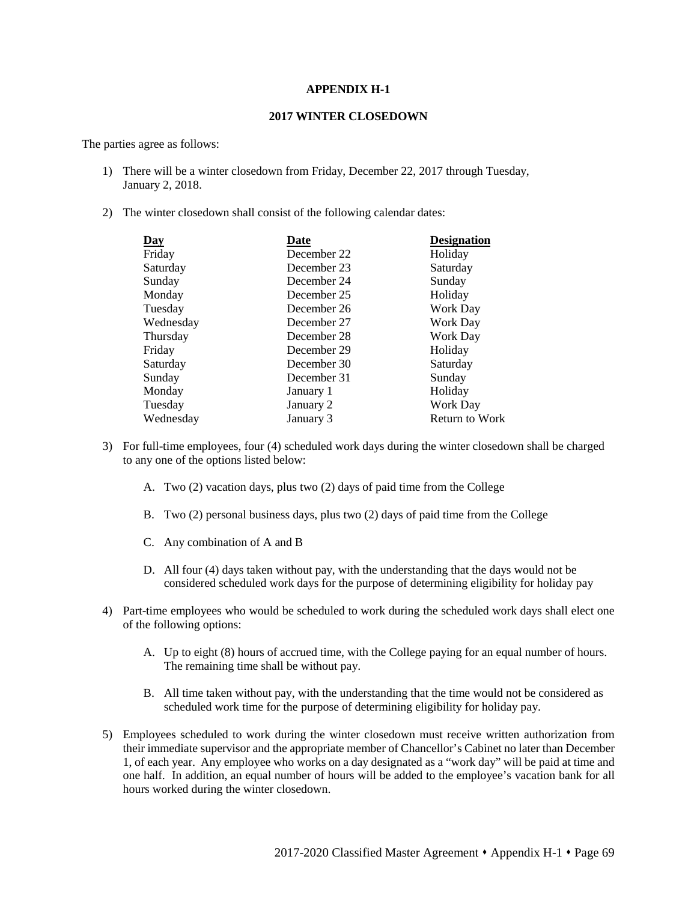# APPENDIX H-1

## 2017 WINTER CLOSEDOWN

The parties agree as follows:

1) There will be a winter closedown from Friday, December 22, 2017 through Tuesday, January 2, 2018.

2) The winter closedown shall consist of the following calendar dates:

| Day | Date | Designation |
|---|---|---|
| Friday | December 22 | Holiday |
| Saturday | December 23 | Saturday |
| Sunday | December 24 | Sunday |
| Monday | December 25 | Holiday |
| Tuesday | December 26 | Work Day |
| Wednesday | December 27 | Work Day |
| Thursday | December 28 | Work Day |
| Friday | December 29 | Holiday |
| Saturday | December 30 | Saturday |
| Sunday | December 31 | Sunday |
| Monday | January 1 | Holiday |
| Tuesday | January 2 | Work Day |
| Wednesday | January 3 | Return to Work |

3) For full-time employees, four (4) scheduled work days during the winter closedown shall be charged to any one of the options listed below:

   A. Two (2) vacation days, plus two (2) days of paid time from the College

   B. Two (2) personal business days, plus two (2) days of paid time from the College

   C. Any combination of A and B

   D. All four (4) days taken without pay, with the understanding that the days would not be considered scheduled work days for the purpose of determining eligibility for holiday pay

4) Part-time employees who would be scheduled to work during the scheduled work days shall elect one of the following options:

   A. Up to eight (8) hours of accrued time, with the College paying for an equal number of hours. The remaining time shall be without pay.

   B. All time taken without pay, with the understanding that the time would not be considered as scheduled work time for the purpose of determining eligibility for holiday pay.

5) Employees scheduled to work during the winter closedown must receive written authorization from their immediate supervisor and the appropriate member of Chancellor's Cabinet no later than December 1, of each year. Any employee who works on a day designated as a "work day" will be paid at time and one half. In addition, an equal number of hours will be added to the employee's vacation bank for all hours worked during the winter closedown.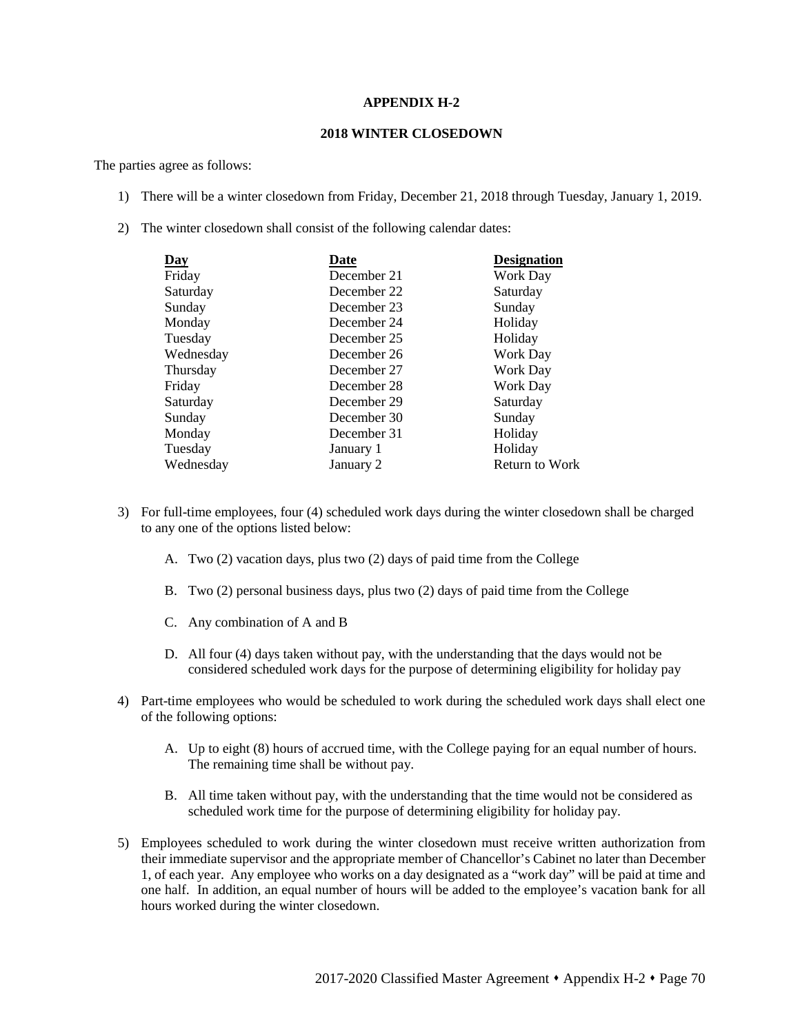**APPENDIX H-2**

**2018 WINTER CLOSEDOWN**

The parties agree as follows:

1) There will be a winter closedown from Friday, December 21, 2018 through Tuesday, January 1, 2019.

2) The winter closedown shall consist of the following calendar dates:

| Day | Date | Designation |
|---|---|---|
| Friday | December 21 | Work Day |
| Saturday | December 22 | Saturday |
| Sunday | December 23 | Sunday |
| Monday | December 24 | Holiday |
| Tuesday | December 25 | Holiday |
| Wednesday | December 26 | Work Day |
| Thursday | December 27 | Work Day |
| Friday | December 28 | Work Day |
| Saturday | December 29 | Saturday |
| Sunday | December 30 | Sunday |
| Monday | December 31 | Holiday |
| Tuesday | January 1 | Holiday |
| Wednesday | January 2 | Return to Work |

3) For full-time employees, four (4) scheduled work days during the winter closedown shall be charged to any one of the options listed below:

   A. Two (2) vacation days, plus two (2) days of paid time from the College

   B. Two (2) personal business days, plus two (2) days of paid time from the College

   C. Any combination of A and B

   D. All four (4) days taken without pay, with the understanding that the days would not be considered scheduled work days for the purpose of determining eligibility for holiday pay

4) Part-time employees who would be scheduled to work during the scheduled work days shall elect one of the following options:

   A. Up to eight (8) hours of accrued time, with the College paying for an equal number of hours. The remaining time shall be without pay.

   B. All time taken without pay, with the understanding that the time would not be considered as scheduled work time for the purpose of determining eligibility for holiday pay.

5) Employees scheduled to work during the winter closedown must receive written authorization from their immediate supervisor and the appropriate member of Chancellor's Cabinet no later than December 1, of each year. Any employee who works on a day designated as a "work day" will be paid at time and one half. In addition, an equal number of hours will be added to the employee's vacation bank for all hours worked during the winter closedown.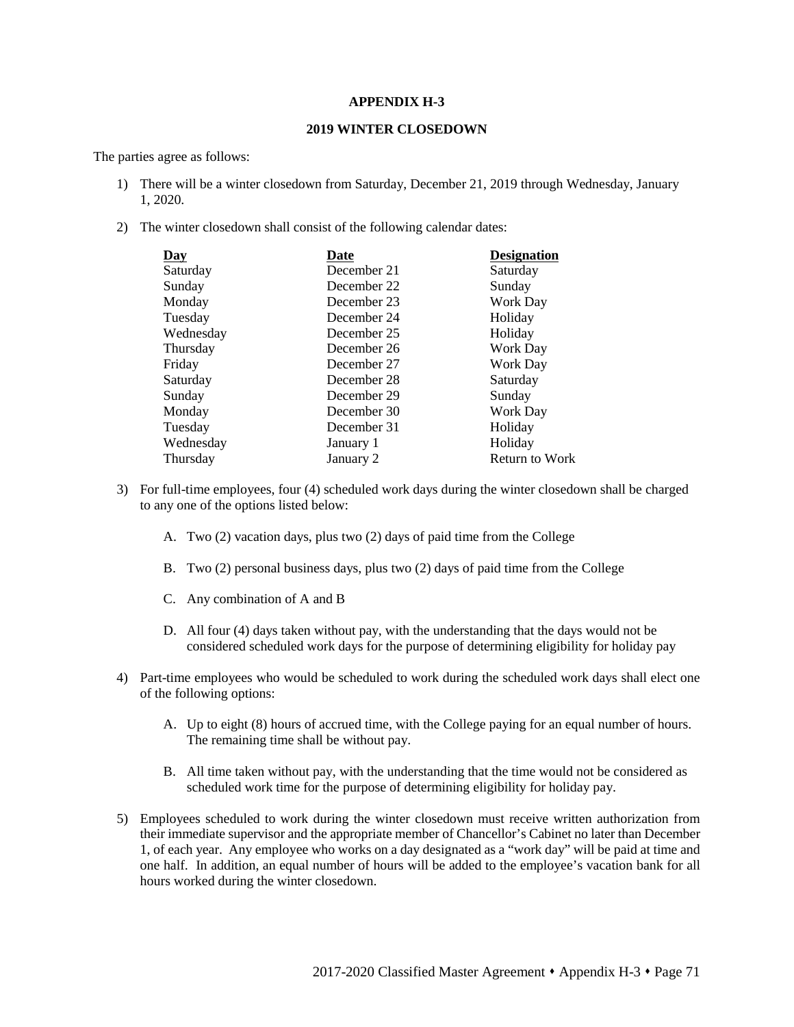# APPENDIX H-3

## 2019 WINTER CLOSEDOWN

The parties agree as follows:

1) There will be a winter closedown from Saturday, December 21, 2019 through Wednesday, January 1, 2020.

2) The winter closedown shall consist of the following calendar dates:

| Day | Date | Designation |
|---|---|---|
| Saturday | December 21 | Saturday |
| Sunday | December 22 | Sunday |
| Monday | December 23 | Work Day |
| Tuesday | December 24 | Holiday |
| Wednesday | December 25 | Holiday |
| Thursday | December 26 | Work Day |
| Friday | December 27 | Work Day |
| Saturday | December 28 | Saturday |
| Sunday | December 29 | Sunday |
| Monday | December 30 | Work Day |
| Tuesday | December 31 | Holiday |
| Wednesday | January 1 | Holiday |
| Thursday | January 2 | Return to Work |

3) For full-time employees, four (4) scheduled work days during the winter closedown shall be charged to any one of the options listed below:

   A. Two (2) vacation days, plus two (2) days of paid time from the College

   B. Two (2) personal business days, plus two (2) days of paid time from the College

   C. Any combination of A and B

   D. All four (4) days taken without pay, with the understanding that the days would not be considered scheduled work days for the purpose of determining eligibility for holiday pay

4) Part-time employees who would be scheduled to work during the scheduled work days shall elect one of the following options:

   A. Up to eight (8) hours of accrued time, with the College paying for an equal number of hours. The remaining time shall be without pay.

   B. All time taken without pay, with the understanding that the time would not be considered as scheduled work time for the purpose of determining eligibility for holiday pay.

5) Employees scheduled to work during the winter closedown must receive written authorization from their immediate supervisor and the appropriate member of Chancellor's Cabinet no later than December 1, of each year. Any employee who works on a day designated as a "work day" will be paid at time and one half. In addition, an equal number of hours will be added to the employee's vacation bank for all hours worked during the winter closedown.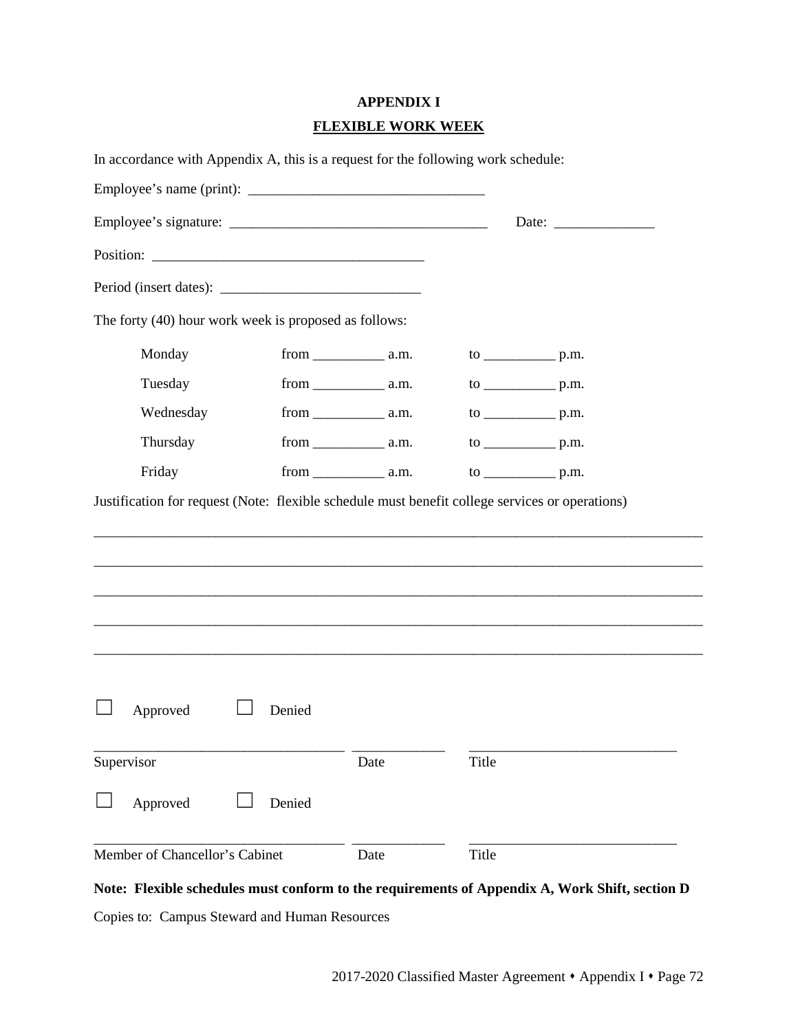# APPENDIX I

## FLEXIBLE WORK WEEK

In accordance with Appendix A, this is a request for the following work schedule:

Employee's name (print): _________________________________

Employee's signature: ___________________________________ Date: ______________

Position: ______________________________________

Period (insert dates): ____________________________

The forty (40) hour work week is proposed as follows:

| | | |
|---|---|---|
| Monday | from __________ a.m. | to __________ p.m. |
| Tuesday | from __________ a.m. | to __________ p.m. |
| Wednesday | from __________ a.m. | to __________ p.m. |
| Thursday | from __________ a.m. | to __________ p.m. |
| Friday | from __________ a.m. | to __________ p.m. |

Justification for request (Note: flexible schedule must benefit college services or operations)

_____________________________________________________________________________________

_____________________________________________________________________________________

_____________________________________________________________________________________

_____________________________________________________________________________________

_____________________________________________________________________________________

☐ Approved ☐ Denied

___________________________________ _____________ _____________________________

Supervisor Date Title

☐ Approved ☐ Denied

___________________________________ _____________ _____________________________

Member of Chancellor's Cabinet Date Title

**Note: Flexible schedules must conform to the requirements of Appendix A, Work Shift, section D**

Copies to: Campus Steward and Human Resources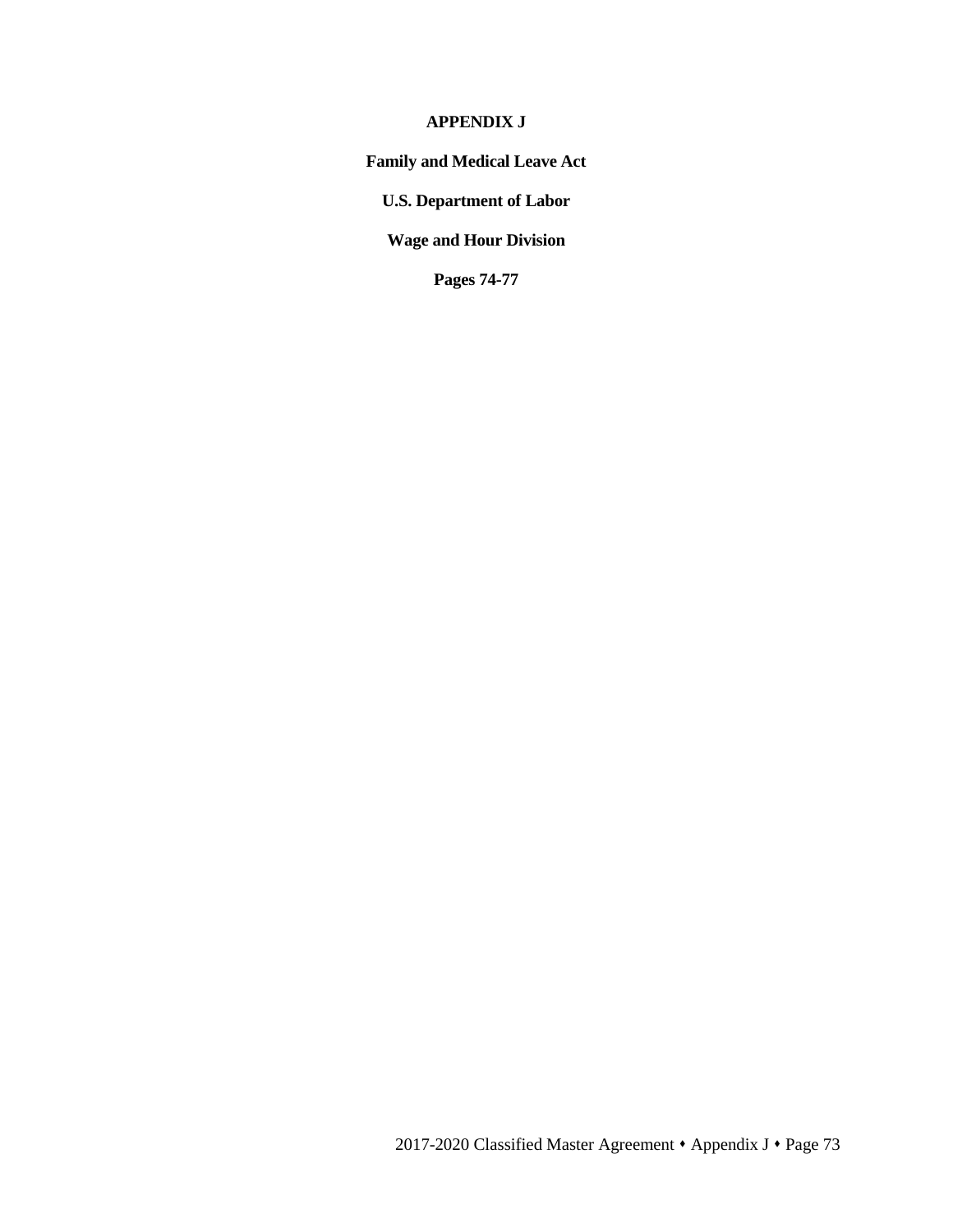# APPENDIX J

**Family and Medical Leave Act**

**U.S. Department of Labor**

**Wage and Hour Division**

**Pages 74-77**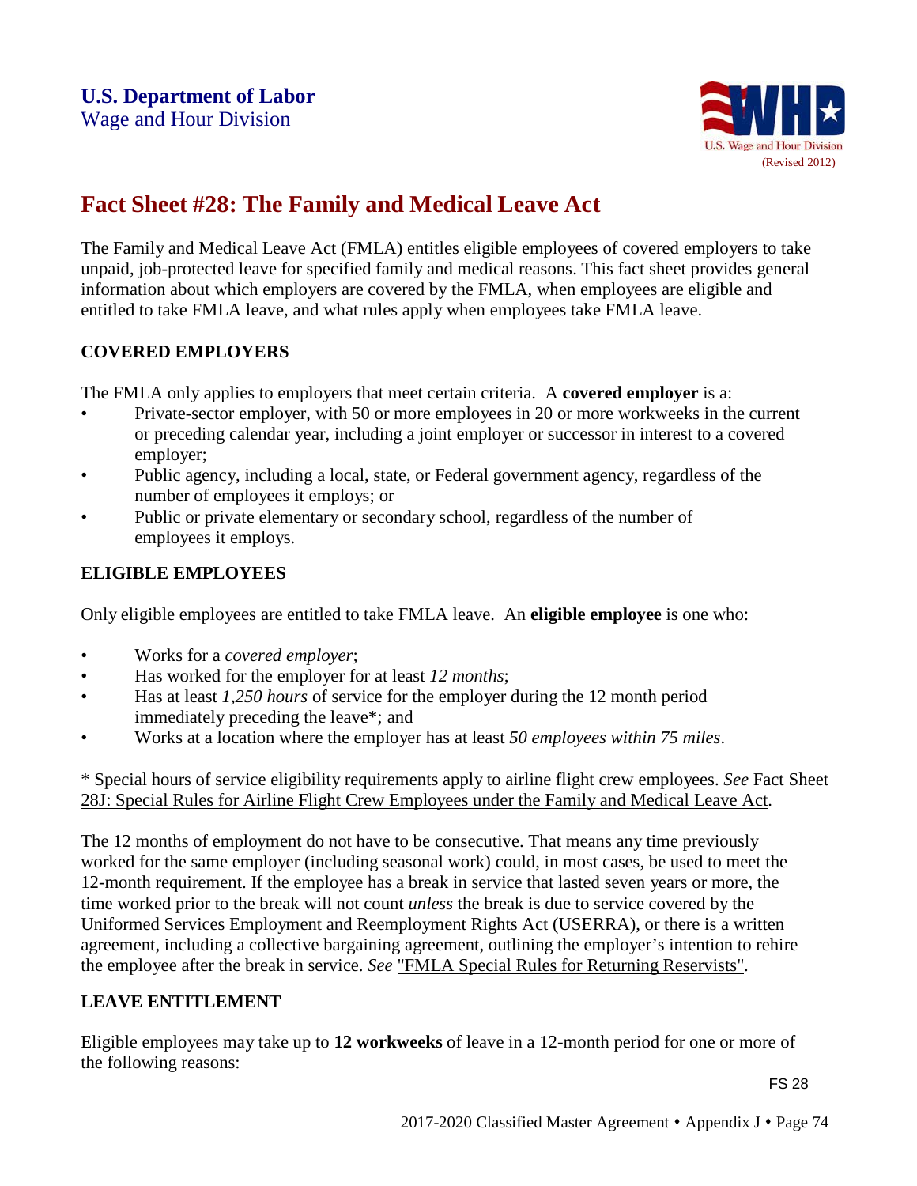**U.S. Department of Labor**
Wage and Hour Division

(Revised 2012)

# Fact Sheet #28: The Family and Medical Leave Act

The Family and Medical Leave Act (FMLA) entitles eligible employees of covered employers to take unpaid, job-protected leave for specified family and medical reasons. This fact sheet provides general information about which employers are covered by the FMLA, when employees are eligible and entitled to take FMLA leave, and what rules apply when employees take FMLA leave.

## COVERED EMPLOYERS

The FMLA only applies to employers that meet certain criteria. A **covered employer** is a:

- Private-sector employer, with 50 or more employees in 20 or more workweeks in the current or preceding calendar year, including a joint employer or successor in interest to a covered employer;
- Public agency, including a local, state, or Federal government agency, regardless of the number of employees it employs; or
- Public or private elementary or secondary school, regardless of the number of employees it employs.

## ELIGIBLE EMPLOYEES

Only eligible employees are entitled to take FMLA leave. An **eligible employee** is one who:

- Works for a *covered employer*;
- Has worked for the employer for at least *12 months*;
- Has at least *1,250 hours* of service for the employer during the 12 month period immediately preceding the leave*; and
- Works at a location where the employer has at least *50 employees within 75 miles*.

* Special hours of service eligibility requirements apply to airline flight crew employees. *See* Fact Sheet 28J: Special Rules for Airline Flight Crew Employees under the Family and Medical Leave Act.

The 12 months of employment do not have to be consecutive. That means any time previously worked for the same employer (including seasonal work) could, in most cases, be used to meet the 12-month requirement. If the employee has a break in service that lasted seven years or more, the time worked prior to the break will not count *unless* the break is due to service covered by the Uniformed Services Employment and Reemployment Rights Act (USERRA), or there is a written agreement, including a collective bargaining agreement, outlining the employer's intention to rehire the employee after the break in service. *See* "FMLA Special Rules for Returning Reservists".

## LEAVE ENTITLEMENT

Eligible employees may take up to **12 workweeks** of leave in a 12-month period for one or more of the following reasons: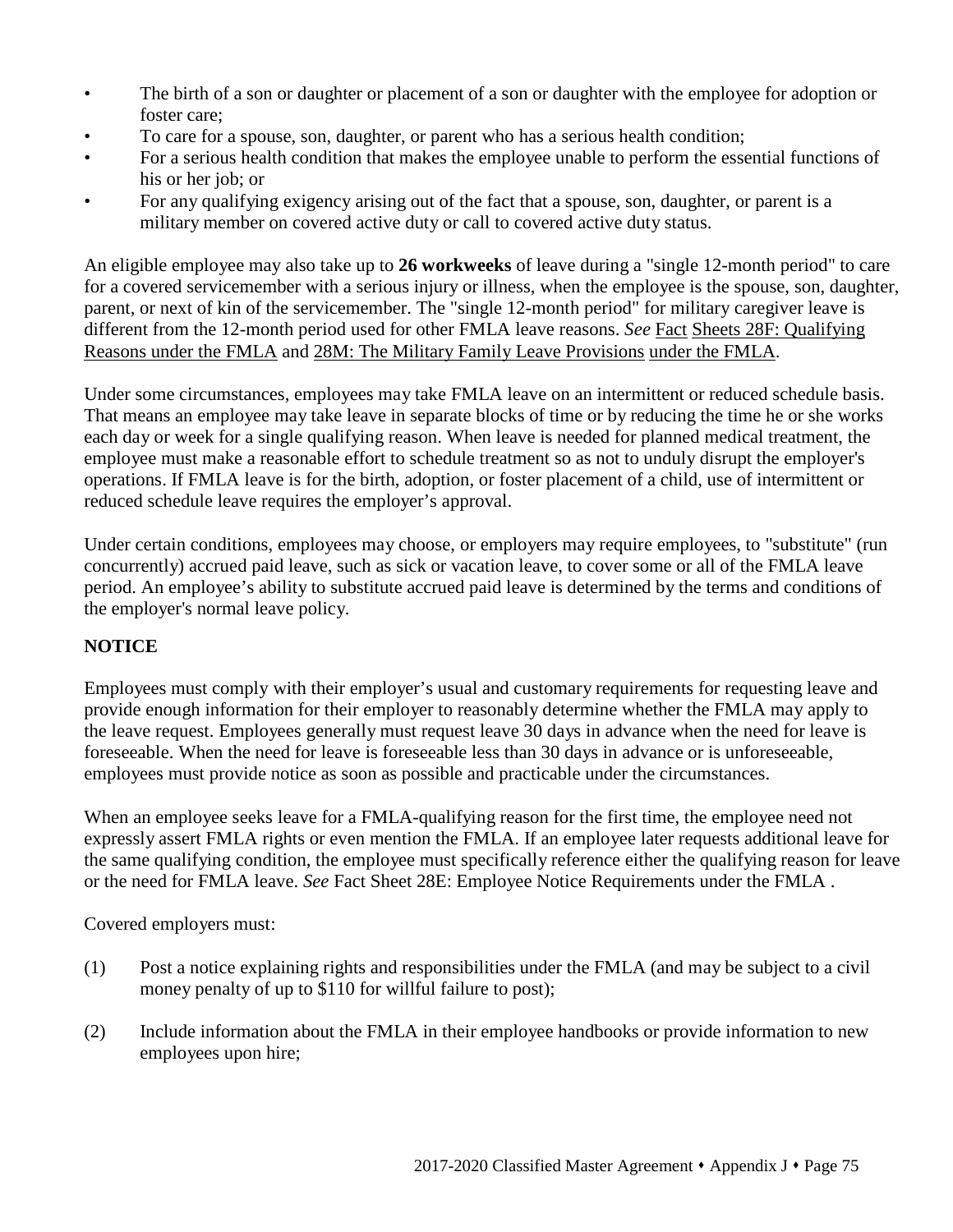- The birth of a son or daughter or placement of a son or daughter with the employee for adoption or foster care;
- To care for a spouse, son, daughter, or parent who has a serious health condition;
- For a serious health condition that makes the employee unable to perform the essential functions of his or her job; or
- For any qualifying exigency arising out of the fact that a spouse, son, daughter, or parent is a military member on covered active duty or call to covered active duty status.

An eligible employee may also take up to **26 workweeks** of leave during a "single 12-month period" to care for a covered servicemember with a serious injury or illness, when the employee is the spouse, son, daughter, parent, or next of kin of the servicemember. The "single 12-month period" for military caregiver leave is different from the 12-month period used for other FMLA leave reasons. *See* Fact Sheets 28F: Qualifying Reasons under the FMLA and 28M: The Military Family Leave Provisions under the FMLA.

Under some circumstances, employees may take FMLA leave on an intermittent or reduced schedule basis. That means an employee may take leave in separate blocks of time or by reducing the time he or she works each day or week for a single qualifying reason. When leave is needed for planned medical treatment, the employee must make a reasonable effort to schedule treatment so as not to unduly disrupt the employer's operations. If FMLA leave is for the birth, adoption, or foster placement of a child, use of intermittent or reduced schedule leave requires the employer's approval.

Under certain conditions, employees may choose, or employers may require employees, to "substitute" (run concurrently) accrued paid leave, such as sick or vacation leave, to cover some or all of the FMLA leave period. An employee's ability to substitute accrued paid leave is determined by the terms and conditions of the employer's normal leave policy.

**NOTICE**

Employees must comply with their employer's usual and customary requirements for requesting leave and provide enough information for their employer to reasonably determine whether the FMLA may apply to the leave request. Employees generally must request leave 30 days in advance when the need for leave is foreseeable. When the need for leave is foreseeable less than 30 days in advance or is unforeseeable, employees must provide notice as soon as possible and practicable under the circumstances.

When an employee seeks leave for a FMLA-qualifying reason for the first time, the employee need not expressly assert FMLA rights or even mention the FMLA. If an employee later requests additional leave for the same qualifying condition, the employee must specifically reference either the qualifying reason for leave or the need for FMLA leave. *See* Fact Sheet 28E: Employee Notice Requirements under the FMLA .

Covered employers must:

(1) Post a notice explaining rights and responsibilities under the FMLA (and may be subject to a civil money penalty of up to $110 for willful failure to post);

(2) Include information about the FMLA in their employee handbooks or provide information to new employees upon hire;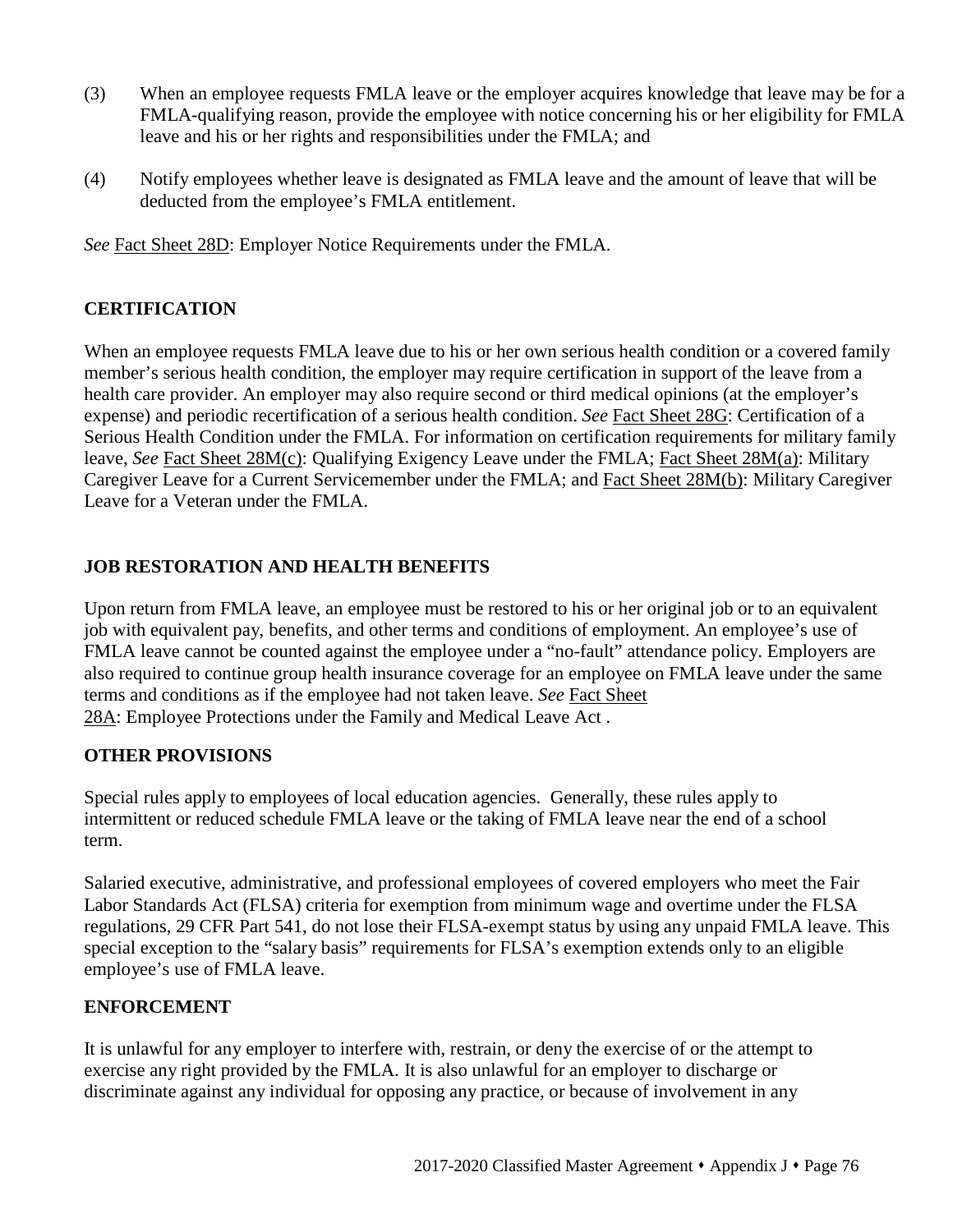(3) When an employee requests FMLA leave or the employer acquires knowledge that leave may be for a FMLA-qualifying reason, provide the employee with notice concerning his or her eligibility for FMLA leave and his or her rights and responsibilities under the FMLA; and

(4) Notify employees whether leave is designated as FMLA leave and the amount of leave that will be deducted from the employee's FMLA entitlement.

*See* Fact Sheet 28D: Employer Notice Requirements under the FMLA.

## CERTIFICATION

When an employee requests FMLA leave due to his or her own serious health condition or a covered family member's serious health condition, the employer may require certification in support of the leave from a health care provider. An employer may also require second or third medical opinions (at the employer's expense) and periodic recertification of a serious health condition. *See* Fact Sheet 28G: Certification of a Serious Health Condition under the FMLA. For information on certification requirements for military family leave, *See* Fact Sheet 28M(c): Qualifying Exigency Leave under the FMLA; Fact Sheet 28M(a): Military Caregiver Leave for a Current Servicemember under the FMLA; and Fact Sheet 28M(b): Military Caregiver Leave for a Veteran under the FMLA.

## JOB RESTORATION AND HEALTH BENEFITS

Upon return from FMLA leave, an employee must be restored to his or her original job or to an equivalent job with equivalent pay, benefits, and other terms and conditions of employment. An employee's use of FMLA leave cannot be counted against the employee under a "no-fault" attendance policy. Employers are also required to continue group health insurance coverage for an employee on FMLA leave under the same terms and conditions as if the employee had not taken leave. *See* Fact Sheet 28A: Employee Protections under the Family and Medical Leave Act .

## OTHER PROVISIONS

Special rules apply to employees of local education agencies. Generally, these rules apply to intermittent or reduced schedule FMLA leave or the taking of FMLA leave near the end of a school term.

Salaried executive, administrative, and professional employees of covered employers who meet the Fair Labor Standards Act (FLSA) criteria for exemption from minimum wage and overtime under the FLSA regulations, 29 CFR Part 541, do not lose their FLSA-exempt status by using any unpaid FMLA leave. This special exception to the "salary basis" requirements for FLSA's exemption extends only to an eligible employee's use of FMLA leave.

## ENFORCEMENT

It is unlawful for any employer to interfere with, restrain, or deny the exercise of or the attempt to exercise any right provided by the FMLA. It is also unlawful for an employer to discharge or discriminate against any individual for opposing any practice, or because of involvement in any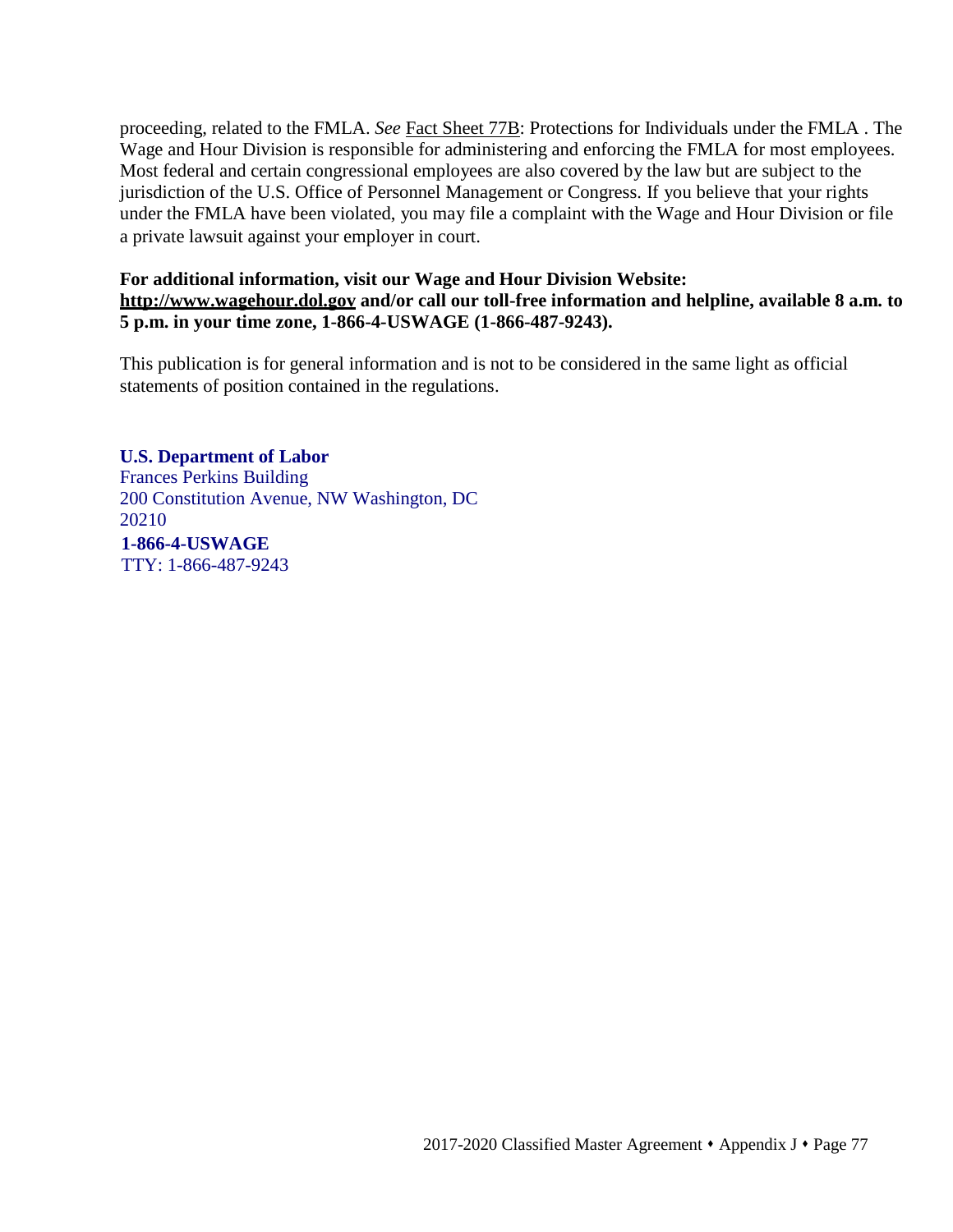proceeding, related to the FMLA. *See* Fact Sheet 77B: Protections for Individuals under the FMLA . The Wage and Hour Division is responsible for administering and enforcing the FMLA for most employees. Most federal and certain congressional employees are also covered by the law but are subject to the jurisdiction of the U.S. Office of Personnel Management or Congress. If you believe that your rights under the FMLA have been violated, you may file a complaint with the Wage and Hour Division or file a private lawsuit against your employer in court.

**For additional information, visit our Wage and Hour Division Website: http://www.wagehour.dol.gov and/or call our toll-free information and helpline, available 8 a.m. to 5 p.m. in your time zone, 1-866-4-USWAGE (1-866-487-9243).**

This publication is for general information and is not to be considered in the same light as official statements of position contained in the regulations.

**U.S. Department of Labor**
Frances Perkins Building
200 Constitution Avenue, NW Washington, DC 20210
**1-866-4-USWAGE**
TTY: 1-866-487-9243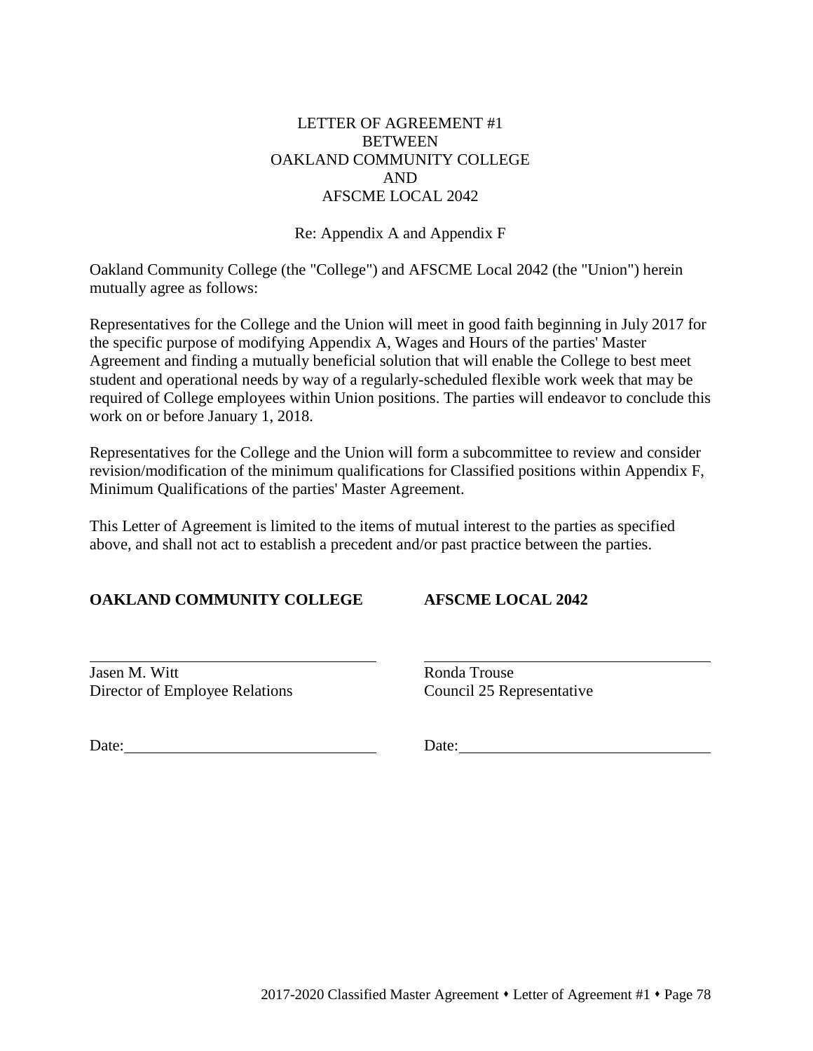# LETTER OF AGREEMENT #1
## BETWEEN
## OAKLAND COMMUNITY COLLEGE
## AND
## AFSCME LOCAL 2042

Re: Appendix A and Appendix F

Oakland Community College (the "College") and AFSCME Local 2042 (the "Union") herein mutually agree as follows:

Representatives for the College and the Union will meet in good faith beginning in July 2017 for the specific purpose of modifying Appendix A, Wages and Hours of the parties' Master Agreement and finding a mutually beneficial solution that will enable the College to best meet student and operational needs by way of a regularly-scheduled flexible work week that may be required of College employees within Union positions. The parties will endeavor to conclude this work on or before January 1, 2018.

Representatives for the College and the Union will form a subcommittee to review and consider revision/modification of the minimum qualifications for Classified positions within Appendix F, Minimum Qualifications of the parties' Master Agreement.

This Letter of Agreement is limited to the items of mutual interest to the parties as specified above, and shall not act to establish a precedent and/or past practice between the parties.

**OAKLAND COMMUNITY COLLEGE**

\_\_\_\_\_\_\_\_\_\_\_\_\_\_\_\_\_\_\_\_\_\_\_\_\_\_\_\_\_\_\_\_\_\_\_\_
Jasen M. Witt
Director of Employee Relations

Date: \_\_\_\_\_\_\_\_\_\_\_\_\_\_\_\_\_\_\_\_\_\_\_\_\_\_\_\_\_\_

**AFSCME LOCAL 2042**

\_\_\_\_\_\_\_\_\_\_\_\_\_\_\_\_\_\_\_\_\_\_\_\_\_\_\_\_\_\_\_\_\_\_\_\_
Ronda Trouse
Council 25 Representative

Date: \_\_\_\_\_\_\_\_\_\_\_\_\_\_\_\_\_\_\_\_\_\_\_\_\_\_\_\_\_\_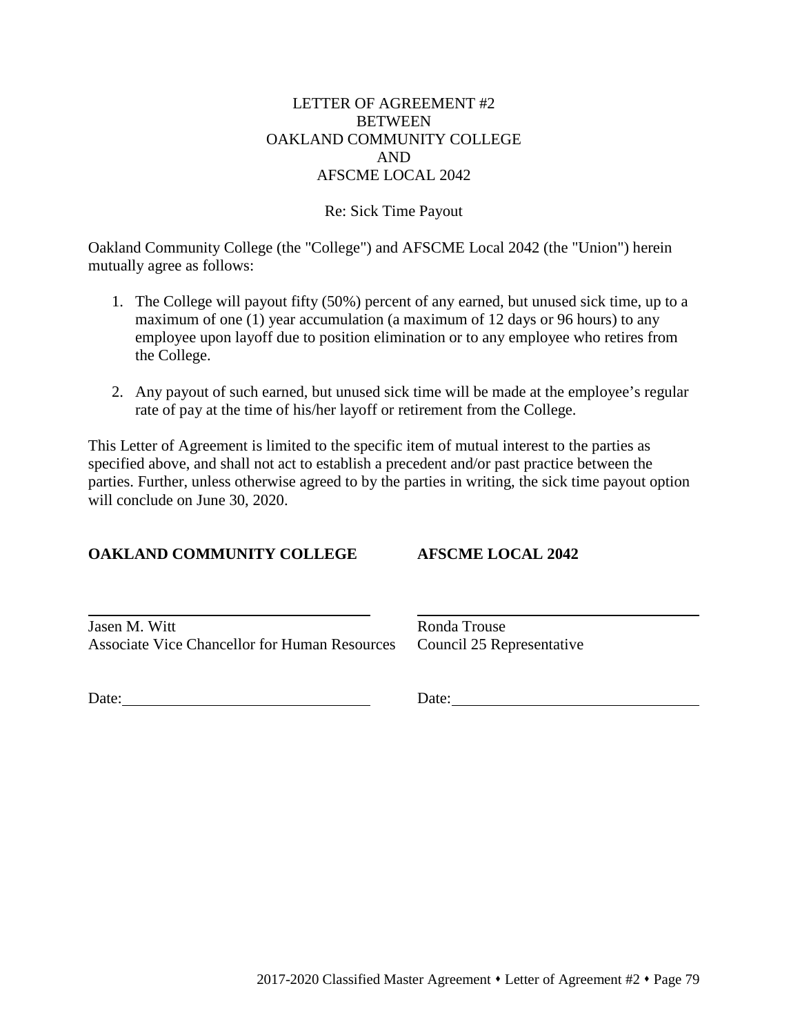# LETTER OF AGREEMENT #2
# BETWEEN
# OAKLAND COMMUNITY COLLEGE
# AND
# AFSCME LOCAL 2042

Re: Sick Time Payout

Oakland Community College (the "College") and AFSCME Local 2042 (the "Union") herein mutually agree as follows:

1. The College will payout fifty (50%) percent of any earned, but unused sick time, up to a maximum of one (1) year accumulation (a maximum of 12 days or 96 hours) to any employee upon layoff due to position elimination or to any employee who retires from the College.

2. Any payout of such earned, but unused sick time will be made at the employee's regular rate of pay at the time of his/her layoff or retirement from the College.

This Letter of Agreement is limited to the specific item of mutual interest to the parties as specified above, and shall not act to establish a precedent and/or past practice between the parties. Further, unless otherwise agreed to by the parties in writing, the sick time payout option will conclude on June 30, 2020.

| **OAKLAND COMMUNITY COLLEGE** | **AFSCME LOCAL 2042** |
|---|---|
| ______________________________ | ______________________________ |
| Jasen M. Witt | Ronda Trouse |
| Associate Vice Chancellor for Human Resources | Council 25 Representative |
| Date: ______________________________ | Date: ______________________________ |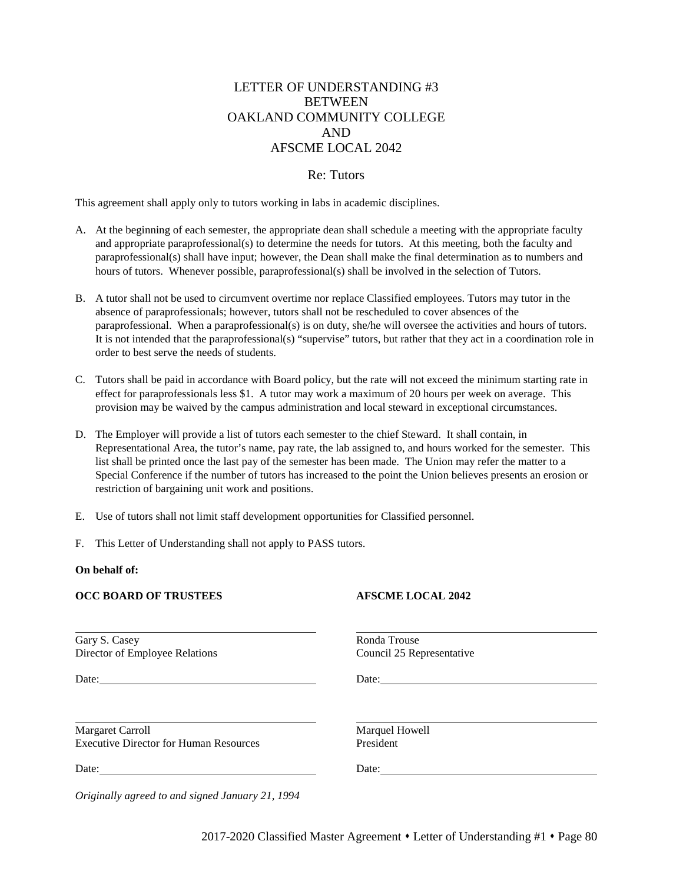# LETTER OF UNDERSTANDING #3
# BETWEEN
# OAKLAND COMMUNITY COLLEGE
# AND
# AFSCME LOCAL 2042

## Re: Tutors

This agreement shall apply only to tutors working in labs in academic disciplines.

A. At the beginning of each semester, the appropriate dean shall schedule a meeting with the appropriate faculty and appropriate paraprofessional(s) to determine the needs for tutors. At this meeting, both the faculty and paraprofessional(s) shall have input; however, the Dean shall make the final determination as to numbers and hours of tutors. Whenever possible, paraprofessional(s) shall be involved in the selection of Tutors.

B. A tutor shall not be used to circumvent overtime nor replace Classified employees. Tutors may tutor in the absence of paraprofessionals; however, tutors shall not be rescheduled to cover absences of the paraprofessional. When a paraprofessional(s) is on duty, she/he will oversee the activities and hours of tutors. It is not intended that the paraprofessional(s) "supervise" tutors, but rather that they act in a coordination role in order to best serve the needs of students.

C. Tutors shall be paid in accordance with Board policy, but the rate will not exceed the minimum starting rate in effect for paraprofessionals less $1. A tutor may work a maximum of 20 hours per week on average. This provision may be waived by the campus administration and local steward in exceptional circumstances.

D. The Employer will provide a list of tutors each semester to the chief Steward. It shall contain, in Representational Area, the tutor's name, pay rate, the lab assigned to, and hours worked for the semester. This list shall be printed once the last pay of the semester has been made. The Union may refer the matter to a Special Conference if the number of tutors has increased to the point the Union believes presents an erosion or restriction of bargaining unit work and positions.

E. Use of tutors shall not limit staff development opportunities for Classified personnel.

F. This Letter of Understanding shall not apply to PASS tutors.

**On behalf of:**

| **OCC BOARD OF TRUSTEES** | **AFSCME LOCAL 2042** |
|---|---|
| \_\_\_\_\_\_\_\_\_\_\_\_\_\_\_\_\_\_\_\_ | \_\_\_\_\_\_\_\_\_\_\_\_\_\_\_\_\_\_\_\_ |
| Gary S. Casey<br>Director of Employee Relations | Ronda Trouse<br>Council 25 Representative |
| Date: \_\_\_\_\_\_\_\_\_\_\_\_\_\_\_\_ | Date: \_\_\_\_\_\_\_\_\_\_\_\_\_\_\_\_ |
| \_\_\_\_\_\_\_\_\_\_\_\_\_\_\_\_\_\_\_\_ | \_\_\_\_\_\_\_\_\_\_\_\_\_\_\_\_\_\_\_\_ |
| Margaret Carroll<br>Executive Director for Human Resources | Marquel Howell<br>President |
| Date: \_\_\_\_\_\_\_\_\_\_\_\_\_\_\_\_ | Date: \_\_\_\_\_\_\_\_\_\_\_\_\_\_\_\_ |

*Originally agreed to and signed January 21, 1994*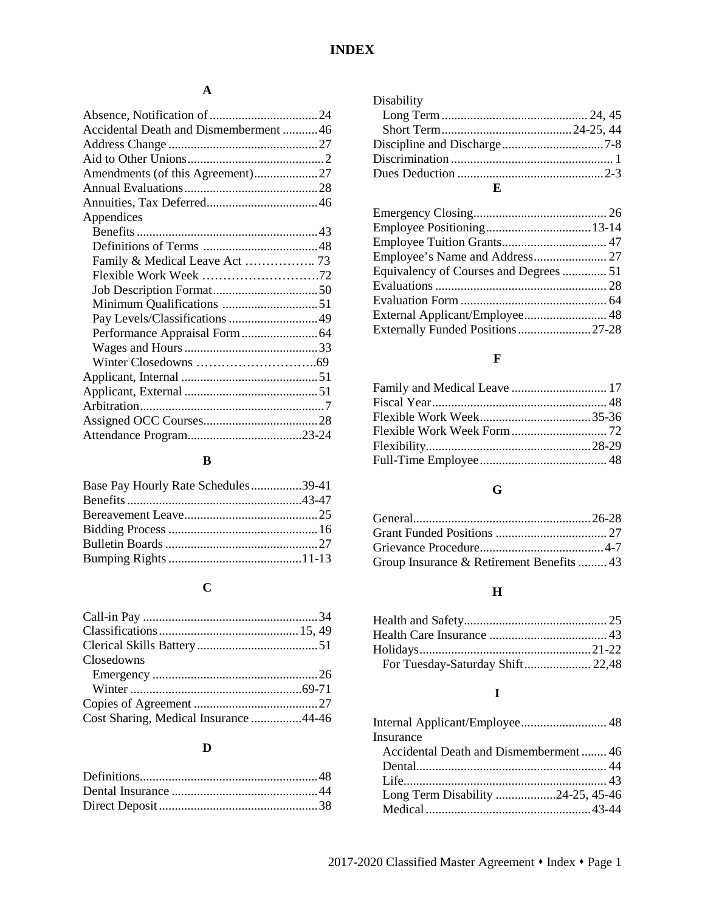# INDEX

## A

Absence, Notification of .................................24
Accidental Death and Dismemberment ...........46
Address Change ..............................................27
Aid to Other Unions...........................................2
Amendments (of this Agreement)....................27
Annual Evaluations..........................................28
Annuities, Tax Deferred...................................46
Appendices
- Benefits ........................................................43
- Definitions of Terms ...................................48
- Family & Medical Leave Act …………….. 73
- Flexible Work Week ……………………….72
- Job Description Format.................................50
- Minimum Qualifications ..............................51
- Pay Levels/Classifications ............................49
- Performance Appraisal Form........................64
- Wages and Hours ..........................................33
- Winter Closedowns ………………………..69

Applicant, Internal ...........................................51
Applicant, External ..........................................51
Arbitration..........................................................7
Assigned OCC Courses....................................28
Attendance Program....................................23-24

## B

Base Pay Hourly Rate Schedules................39-41
Benefits .......................................................43-47
Bereavement Leave..........................................25
Bidding Process ...............................................16
Bulletin Boards ................................................27
Bumping Rights ..........................................11-13

## C

Call-in Pay .......................................................34
Classifications ............................................15, 49
Clerical Skills Battery ......................................51
Closedowns
- Emergency ....................................................26
- Winter .......................................................69-71

Copies of Agreement .......................................27
Cost Sharing, Medical Insurance ................44-46

## D

Definitions........................................................48
Dental Insurance ..............................................44
Direct Deposit ..................................................38
Disability
- Long Term .............................................. 24, 45
- Short Term.........................................24-25, 44

Discipline and Discharge................................7-8
Discrimination ................................................... 1
Dues Deduction ..............................................2-3

## E

Emergency Closing.......................................... 26
Employee Positioning.................................13-14
Employee Tuition Grants................................. 47
Employee's Name and Address....................... 27
Equivalency of Courses and Degrees .............. 51
Evaluations ...................................................... 28
Evaluation Form .............................................. 64
External Applicant/Employee.......................... 48
Externally Funded Positions.......................27-28

## F

Family and Medical Leave .............................. 17
Fiscal Year....................................................... 48
Flexible Work Week...................................35-36
Flexible Work Week Form.............................. 72
Flexibility....................................................28-29
Full-Time Employee........................................ 48

## G

General........................................................26-28
Grant Funded Positions ................................... 27
Grievance Procedure.......................................4-7
Group Insurance & Retirement Benefits ......... 43

## H

Health and Safety............................................. 25
Health Care Insurance ..................................... 43
Holidays......................................................21-22
- For Tuesday-Saturday Shift..................... 22,48

## I

Internal Applicant/Employee........................... 48
Insurance
- Accidental Death and Dismemberment........ 46
- Dental........................................................... 44
- Life............................................................... 43
- Long Term Disability ..................24-25, 45-46
- Medical ...................................................43-44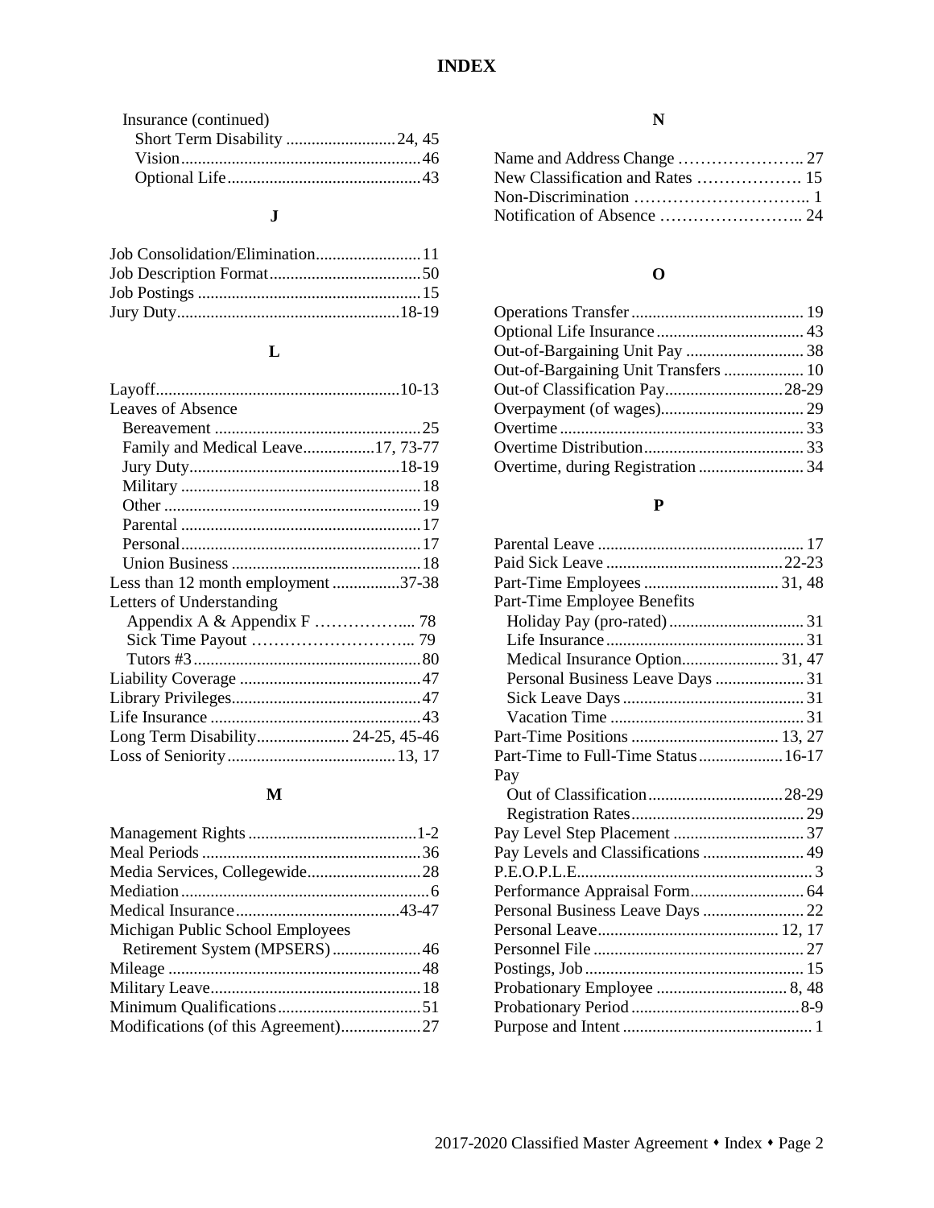# INDEX

Insurance (continued)
- Short Term Disability .......................... 24, 45
- Vision ......................................................... 46
- Optional Life ............................................. 43

**J**

Job Consolidation/Elimination ......................... 11
Job Description Format .................................... 50
Job Postings ..................................................... 15
Jury Duty ..................................................... 18-19

**L**

Layoff .......................................................... 10-13
Leaves of Absence
- Bereavement ................................................ 25
- Family and Medical Leave ................. 17, 73-77
- Jury Duty ................................................. 18-19
- Military ........................................................ 18
- Other ........................................................... 19
- Parental ....................................................... 17
- Personal ....................................................... 17
- Union Business ........................................... 18

Less than 12 month employment ................ 37-38
Letters of Understanding
- Appendix A & Appendix F ……………... 78
- Sick Time Payout ……………………….. 79
- Tutors #3 ..................................................... 80

Liability Coverage ........................................... 47
Library Privileges ............................................ 47
Life Insurance .................................................. 43
Long Term Disability ...................... 24-25, 45-46
Loss of Seniority ........................................ 13, 17

**M**

Management Rights ........................................ 1-2
Meal Periods .................................................... 36
Media Services, Collegewide ........................... 28
Mediation ........................................................... 6
Medical Insurance ....................................... 43-47
Michigan Public School Employees
Retirement System (MPSERS) ..................... 46
Mileage ............................................................ 48
Military Leave .................................................. 18
Minimum Qualifications .................................. 51
Modifications (of this Agreement) ................... 27

**N**

Name and Address Change ………………….. 27
New Classification and Rates ………………. 15
Non-Discrimination ………………………….. 1
Notification of Absence …………………….. 24

**O**

Operations Transfer ......................................... 19
Optional Life Insurance ................................... 43
Out-of-Bargaining Unit Pay ............................ 38
Out-of-Bargaining Unit Transfers ................... 10
Out-of Classification Pay ............................ 28-29
Overpayment (of wages) .................................. 29
Overtime .......................................................... 33
Overtime Distribution ...................................... 33
Overtime, during Registration ......................... 34

**P**

Parental Leave ................................................. 17
Paid Sick Leave ........................................... 22-23
Part-Time Employees ................................ 31, 48
Part-Time Employee Benefits
- Holiday Pay (pro-rated) ................................ 31
- Life Insurance ............................................... 31
- Medical Insurance Option ....................... 31, 47
- Personal Business Leave Days ..................... 31
- Sick Leave Days ........................................... 31
- Vacation Time .............................................. 31

Part-Time Positions ................................... 13, 27
Part-Time to Full-Time Status .................... 16-17
Pay
- Out of Classification ................................ 28-29
- Registration Rates ......................................... 29

Pay Level Step Placement ............................... 37
Pay Levels and Classifications ........................ 49
P.E.O.P.L.E. ....................................................... 3
Performance Appraisal Form ........................... 64
Personal Business Leave Days ........................ 22
Personal Leave ........................................... 12, 17
Personnel File .................................................. 27
Postings, Job .................................................... 15
Probationary Employee ............................... 8, 48
Probationary Period ........................................ 8-9
Purpose and Intent ............................................. 1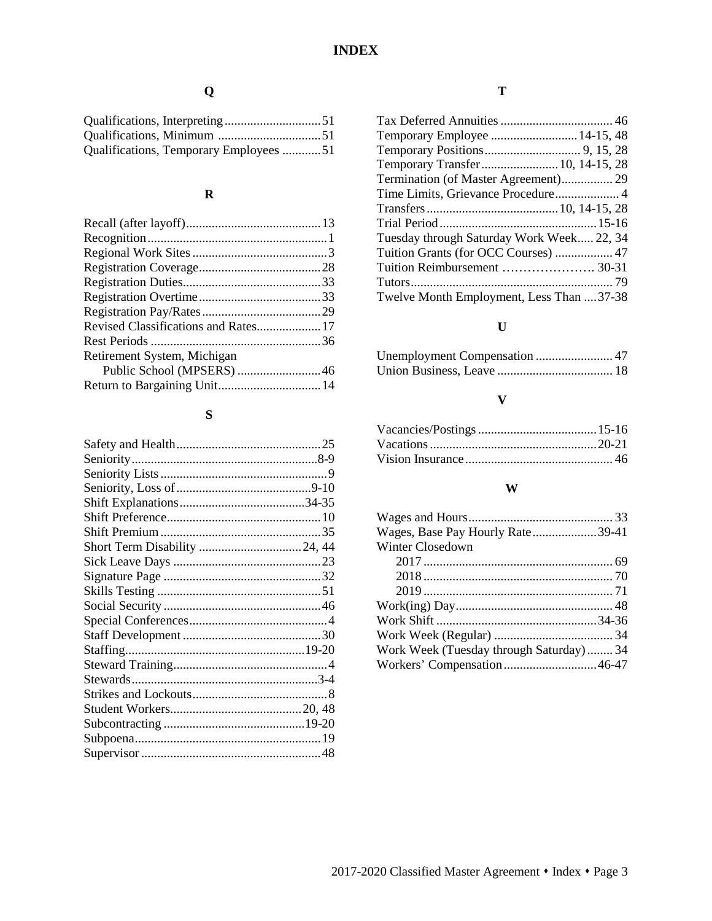# INDEX

## Q

Qualifications, Interpreting .............................51
Qualifications, Minimum ...............................51
Qualifications, Temporary Employees ............51

## R

Recall (after layoff) .........................................13
Recognition .......................................................1
Regional Work Sites .........................................3
Registration Coverage .....................................28
Registration Duties ..........................................33
Registration Overtime .....................................33
Registration Pay/Rates ....................................29
Revised Classifications and Rates ...................17
Rest Periods ....................................................36
Retirement System, Michigan
  Public School (MPSERS) ..........................46
Return to Bargaining Unit ...............................14

## S

Safety and Health ............................................25
Seniority .........................................................8-9
Seniority Lists ...................................................9
Seniority, Loss of .........................................9-10
Shift Explanations ......................................34-35
Shift Preference ...............................................10
Shift Premium .................................................35
Short Term Disability ...............................24, 44
Sick Leave Days .............................................23
Signature Page ................................................32
Skills Testing ..................................................51
Social Security ................................................46
Special Conferences ..........................................4
Staff Development ..........................................30
Staffing .......................................................19-20
Steward Training ...............................................4
Stewards .........................................................3-4
Strikes and Lockouts .........................................8
Student Workers ........................................20, 48
Subcontracting ...........................................19-20
Subpoena .........................................................19
Supervisor .......................................................48

## T

Tax Deferred Annuities .................................. 46
Temporary Employee ...........................14-15, 48
Temporary Positions ............................ 9, 15, 28
Temporary Transfer .......................10, 14-15, 28
Termination (of Master Agreement) ................ 29
Time Limits, Grievance Procedure ................... 4
Transfers ........................................10, 14-15, 28
Trial Period ..................................................15-16
Tuesday through Saturday Work Week..... 22, 34
Tuition Grants (for OCC Courses) .................. 47
Tuition Reimbursement …………………. 30-31
Tutors .............................................................. 79
Twelve Month Employment, Less Than ....37-38

## U

Unemployment Compensation ........................ 47
Union Business, Leave .................................... 18

## V

Vacancies/Postings .....................................15-16
Vacations ....................................................20-21
Vision Insurance ............................................. 46

## W

Wages and Hours ............................................ 33
Wages, Base Pay Hourly Rate ....................39-41
Winter Closedown
  2017 .......................................................... 69
  2018 .......................................................... 70
  2019 .......................................................... 71
Work(ing) Day ................................................ 48
Work Shift ..................................................34-36
Work Week (Regular) ..................................... 34
Work Week (Tuesday through Saturday) ........ 34
Workers' Compensation ............................46-47